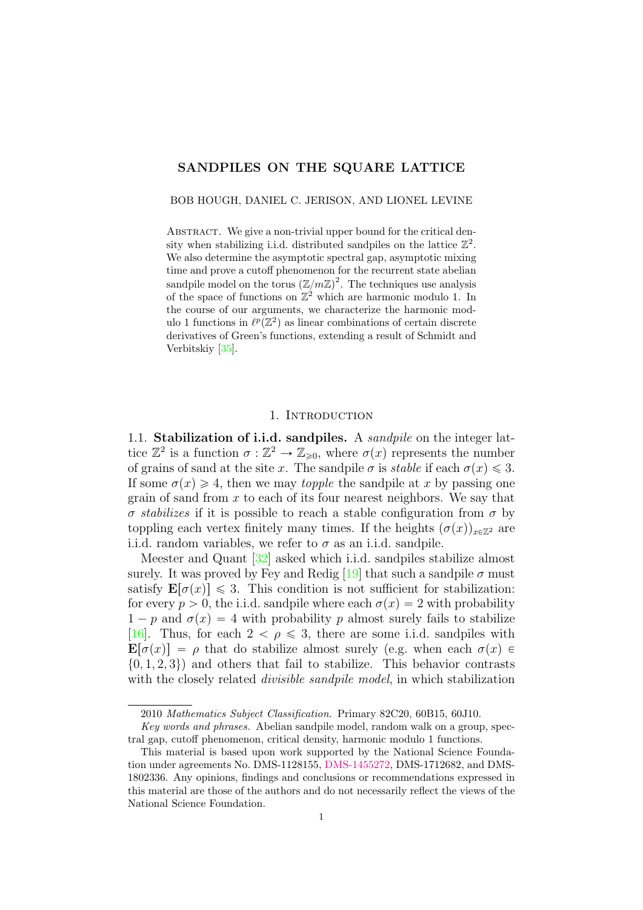# SANDPILES ON THE SQUARE LATTICE

BOB HOUGH, DANIEL C. JERISON, AND LIONEL LEVINE

Abstract. We give a non-trivial upper bound for the critical density when stabilizing i.i.d. distributed sandpiles on the lattice $\mathbb{Z}^2$. We also determine the asymptotic spectral gap, asymptotic mixing time and prove a cutoff phenomenon for the recurrent state abelian sandpile model on the torus $(\mathbb{Z}/m\mathbb{Z})^2$. The techniques use analysis of the space of functions on $\mathbb{Z}^2$ which are harmonic modulo 1. In the course of our arguments, we characterize the harmonic modulo 1 functions in $\ell^p(\mathbb{Z}^2)$ as linear combinations of certain discrete derivatives of Green's functions, extending a result of Schmidt and Verbitskiy [35].

## 1. Introduction

### 1.1. Stabilization of i.i.d. sandpiles.

A *sandpile* on the integer lattice $\mathbb{Z}^2$ is a function $\sigma : \mathbb{Z}^2 \to \mathbb{Z}_{\geqslant 0}$, where $\sigma(x)$ represents the number of grains of sand at the site $x$. The sandpile $\sigma$ is *stable* if each $\sigma(x) \leqslant 3$. If some $\sigma(x) \geqslant 4$, then we may *topple* the sandpile at $x$ by passing one grain of sand from $x$ to each of its four nearest neighbors. We say that $\sigma$ *stabilizes* if it is possible to reach a stable configuration from $\sigma$ by toppling each vertex finitely many times. If the heights $(\sigma(x))_{x\in\mathbb{Z}^2}$ are i.i.d. random variables, we refer to $\sigma$ as an i.i.d. sandpile.

Meester and Quant [32] asked which i.i.d. sandpiles stabilize almost surely. It was proved by Fey and Redig [19] that such a sandpile $\sigma$ must satisfy $\mathbf{E}[\sigma(x)] \leqslant 3$. This condition is not sufficient for stabilization: for every $p > 0$, the i.i.d. sandpile where each $\sigma(x) = 2$ with probability $1 - p$ and $\sigma(x) = 4$ with probability $p$ almost surely fails to stabilize [16]. Thus, for each $2 < \rho \leqslant 3$, there are some i.i.d. sandpiles with $\mathbf{E}[\sigma(x)] = \rho$ that do stabilize almost surely (e.g. when each $\sigma(x) \in \{0, 1, 2, 3\}$) and others that fail to stabilize. This behavior contrasts with the closely related *divisible sandpile model*, in which stabilization

---

2010 *Mathematics Subject Classification.* Primary 82C20, 60B15, 60J10.

*Key words and phrases.* Abelian sandpile model, random walk on a group, spectral gap, cutoff phenomenon, critical density, harmonic modulo 1 functions.

This material is based upon work supported by the National Science Foundation under agreements No. DMS-1128155, DMS-1455272, DMS-1712682, and DMS-1802336. Any opinions, findings and conclusions or recommendations expressed in this material are those of the authors and do not necessarily reflect the views of the National Science Foundation.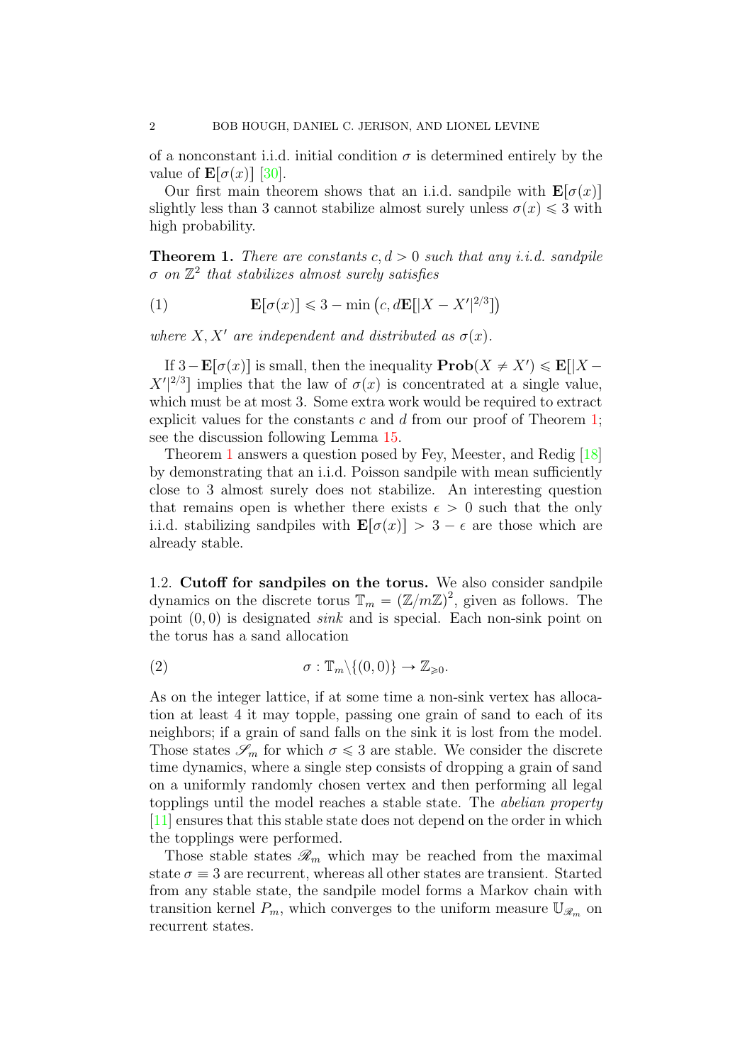of a nonconstant i.i.d. initial condition $\sigma$ is determined entirely by the value of $\mathbf{E}[\sigma(x)]$ [30].

Our first main theorem shows that an i.i.d. sandpile with $\mathbf{E}[\sigma(x)]$ slightly less than 3 cannot stabilize almost surely unless $\sigma(x) \leqslant 3$ with high probability.

**Theorem 1.** *There are constants $c, d > 0$ such that any i.i.d. sandpile $\sigma$ on $\mathbb{Z}^2$ that stabilizes almost surely satisfies*

$$\mathbf{E}[\sigma(x)] \leqslant 3 - \min\left(c, d\mathbf{E}[|X - X'|^{2/3}]\right) \tag{1}$$

*where $X, X'$ are independent and distributed as $\sigma(x)$.*

If $3 - \mathbf{E}[\sigma(x)]$ is small, then the inequality $\mathbf{Prob}(X \neq X') \leqslant \mathbf{E}[|X - X'|^{2/3}]$ implies that the law of $\sigma(x)$ is concentrated at a single value, which must be at most 3. Some extra work would be required to extract explicit values for the constants $c$ and $d$ from our proof of Theorem 1; see the discussion following Lemma 15.

Theorem 1 answers a question posed by Fey, Meester, and Redig [18] by demonstrating that an i.i.d. Poisson sandpile with mean sufficiently close to 3 almost surely does not stabilize. An interesting question that remains open is whether there exists $\epsilon > 0$ such that the only i.i.d. stabilizing sandpiles with $\mathbf{E}[\sigma(x)] > 3 - \epsilon$ are those which are already stable.

### 1.2. Cutoff for sandpiles on the torus.

We also consider sandpile dynamics on the discrete torus $\mathbb{T}_m = (\mathbb{Z}/m\mathbb{Z})^2$, given as follows. The point $(0, 0)$ is designated *sink* and is special. Each non-sink point on the torus has a sand allocation

$$\sigma : \mathbb{T}_m \backslash \{(0, 0)\} \to \mathbb{Z}_{\geqslant 0}. \tag{2}$$

As on the integer lattice, if at some time a non-sink vertex has allocation at least 4 it may topple, passing one grain of sand to each of its neighbors; if a grain of sand falls on the sink it is lost from the model. Those states $\mathscr{S}_m$ for which $\sigma \leqslant 3$ are stable. We consider the discrete time dynamics, where a single step consists of dropping a grain of sand on a uniformly randomly chosen vertex and then performing all legal topplings until the model reaches a stable state. The *abelian property* [11] ensures that this stable state does not depend on the order in which the topplings were performed.

Those stable states $\mathscr{R}_m$ which may be reached from the maximal state $\sigma \equiv 3$ are recurrent, whereas all other states are transient. Started from any stable state, the sandpile model forms a Markov chain with transition kernel $P_m$, which converges to the uniform measure $\mathbb{U}_{\mathscr{R}_m}$ on recurrent states.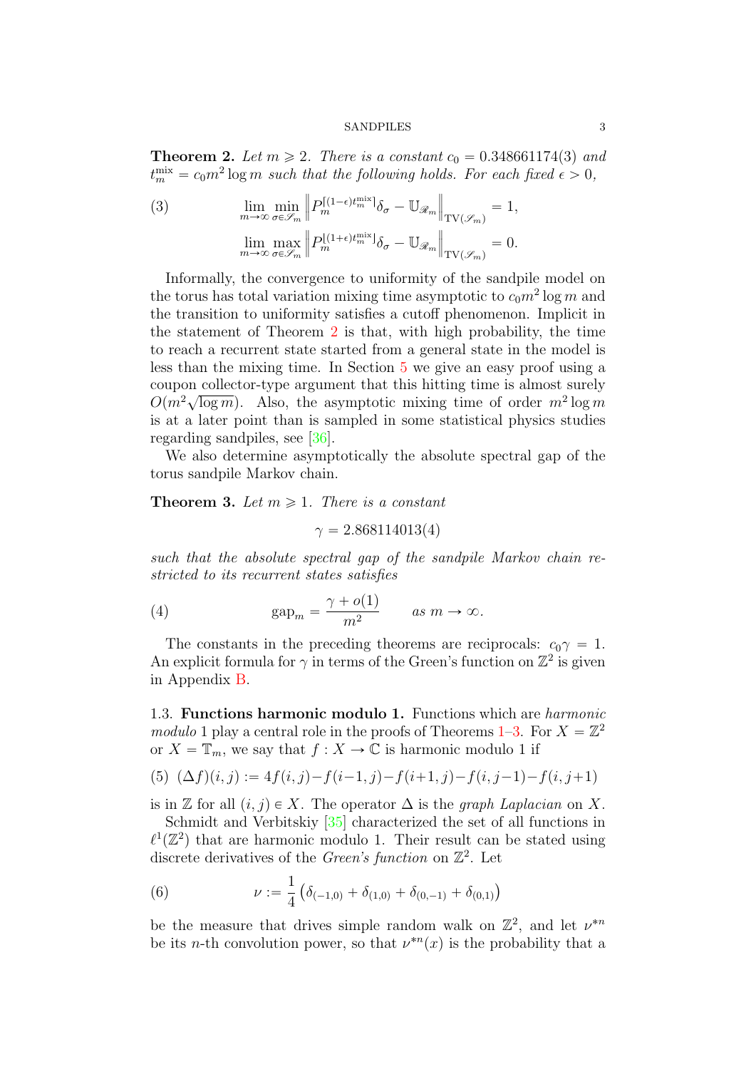**Theorem 2.** *Let $m \geqslant 2$. There is a constant $c_0 = 0.348661174(3)$ and $t_m^{\mathrm{mix}} = c_0 m^2 \log m$ such that the following holds. For each fixed $\epsilon > 0$,*

$$\lim_{m\to\infty} \min_{\sigma \in \mathscr{S}_m} \left\| P_m^{\lceil (1-\epsilon) t_m^{\mathrm{mix}} \rceil} \delta_\sigma - \mathbb{U}_{\mathscr{R}_m} \right\|_{\mathrm{TV}(\mathscr{S}_m)} = 1, \tag{3}$$
$$\lim_{m\to\infty} \max_{\sigma \in \mathscr{S}_m} \left\| P_m^{\lfloor (1+\epsilon) t_m^{\mathrm{mix}} \rfloor} \delta_\sigma - \mathbb{U}_{\mathscr{R}_m} \right\|_{\mathrm{TV}(\mathscr{S}_m)} = 0.$$

Informally, the convergence to uniformity of the sandpile model on the torus has total variation mixing time asymptotic to $c_0 m^2 \log m$ and the transition to uniformity satisfies a cutoff phenomenon. Implicit in the statement of Theorem 2 is that, with high probability, the time to reach a recurrent state started from a general state in the model is less than the mixing time. In Section 5 we give an easy proof using a coupon collector-type argument that this hitting time is almost surely $O(m^2 \sqrt{\log m})$. Also, the asymptotic mixing time of order $m^2 \log m$ is at a later point than is sampled in some statistical physics studies regarding sandpiles, see [36].

We also determine asymptotically the absolute spectral gap of the torus sandpile Markov chain.

**Theorem 3.** *Let $m \geqslant 1$. There is a constant*

$$\gamma = 2.868114013(4)$$

*such that the absolute spectral gap of the sandpile Markov chain restricted to its recurrent states satisfies*

$$\mathrm{gap}_m = \frac{\gamma + o(1)}{m^2} \qquad \textit{as } m \to \infty. \tag{4}$$

The constants in the preceding theorems are reciprocals: $c_0 \gamma = 1$. An explicit formula for $\gamma$ in terms of the Green's function on $\mathbb{Z}^2$ is given in Appendix B.

### 1.3. Functions harmonic modulo 1.

Functions which are *harmonic modulo* 1 play a central role in the proofs of Theorems 1–3. For $X = \mathbb{Z}^2$ or $X = \mathbb{T}_m$, we say that $f : X \to \mathbb{C}$ is harmonic modulo 1 if

$$(\Delta f)(i,j) := 4f(i,j) - f(i-1,j) - f(i+1,j) - f(i,j-1) - f(i,j+1) \tag{5}$$

is in $\mathbb{Z}$ for all $(i,j) \in X$. The operator $\Delta$ is the *graph Laplacian* on $X$.

Schmidt and Verbitskiy [35] characterized the set of all functions in $\ell^1(\mathbb{Z}^2)$ that are harmonic modulo 1. Their result can be stated using discrete derivatives of the *Green's function* on $\mathbb{Z}^2$. Let

$$\nu := \frac{1}{4} \left( \delta_{(-1,0)} + \delta_{(1,0)} + \delta_{(0,-1)} + \delta_{(0,1)} \right) \tag{6}$$

be the measure that drives simple random walk on $\mathbb{Z}^2$, and let $\nu^{*n}$ be its $n$-th convolution power, so that $\nu^{*n}(x)$ is the probability that a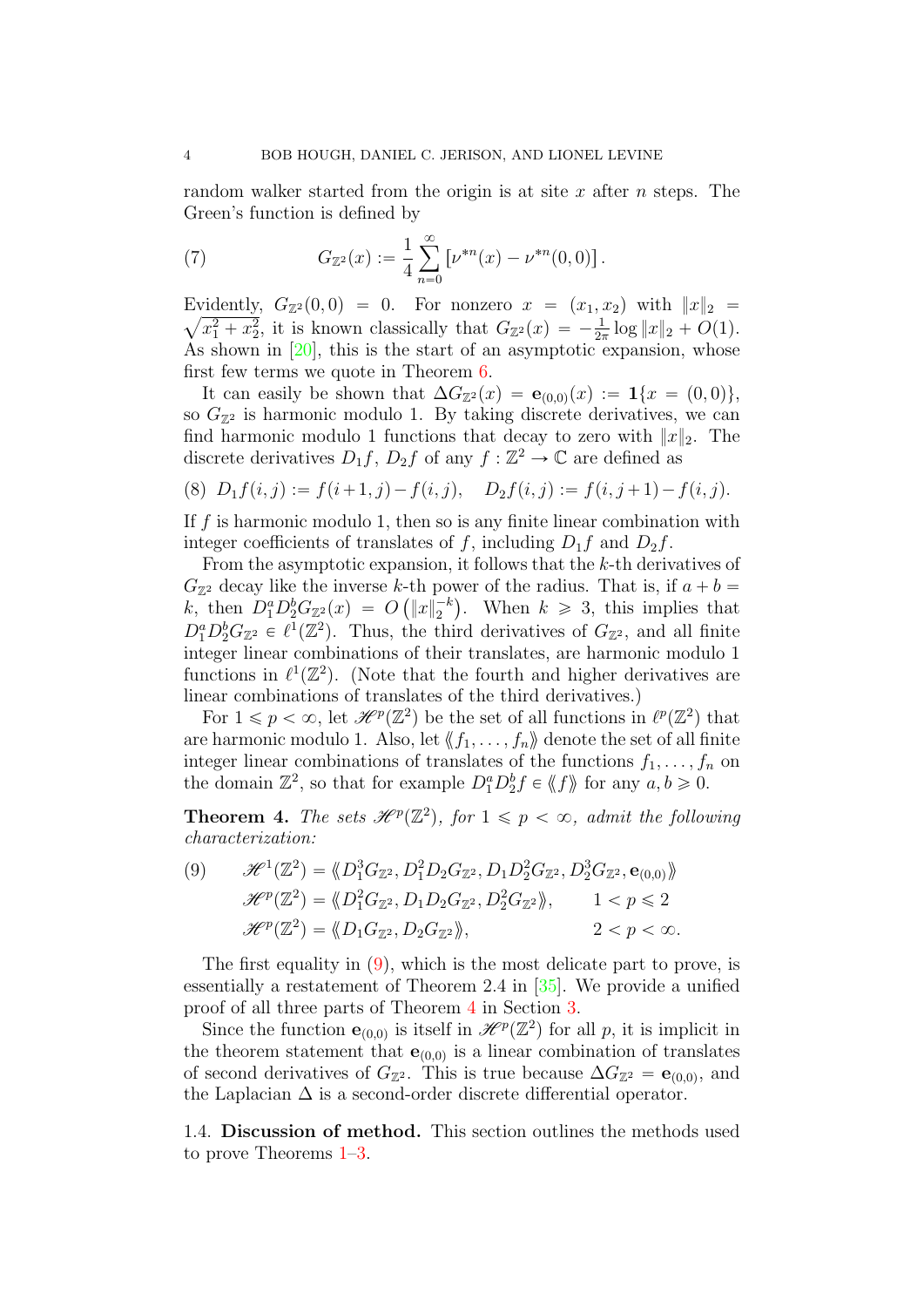random walker started from the origin is at site $x$ after $n$ steps. The Green's function is defined by

$$G_{\mathbb{Z}^2}(x) := \frac{1}{4}\sum_{n=0}^{\infty}\left[\nu^{*n}(x) - \nu^{*n}(0,0)\right]. \tag{7}$$

Evidently, $G_{\mathbb{Z}^2}(0,0) = 0$. For nonzero $x = (x_1, x_2)$ with $\|x\|_2 = \sqrt{x_1^2 + x_2^2}$, it is known classically that $G_{\mathbb{Z}^2}(x) = -\frac{1}{2\pi}\log\|x\|_2 + O(1)$. As shown in [20], this is the start of an asymptotic expansion, whose first few terms we quote in Theorem 6.

It can easily be shown that $\Delta G_{\mathbb{Z}^2}(x) = \mathbf{e}_{(0,0)}(x) := \mathbf{1}\{x = (0,0)\}$, so $G_{\mathbb{Z}^2}$ is harmonic modulo 1. By taking discrete derivatives, we can find harmonic modulo 1 functions that decay to zero with $\|x\|_2$. The discrete derivatives $D_1 f$, $D_2 f$ of any $f : \mathbb{Z}^2 \to \mathbb{C}$ are defined as

$$D_1 f(i,j) := f(i+1,j) - f(i,j), \quad D_2 f(i,j) := f(i,j+1) - f(i,j). \tag{8}$$

If $f$ is harmonic modulo 1, then so is any finite linear combination with integer coefficients of translates of $f$, including $D_1 f$ and $D_2 f$.

From the asymptotic expansion, it follows that the $k$-th derivatives of $G_{\mathbb{Z}^2}$ decay like the inverse $k$-th power of the radius. That is, if $a + b = k$, then $D_1^a D_2^b G_{\mathbb{Z}^2}(x) = O\left(\|x\|_2^{-k}\right)$. When $k \geqslant 3$, this implies that $D_1^a D_2^b G_{\mathbb{Z}^2} \in \ell^1(\mathbb{Z}^2)$. Thus, the third derivatives of $G_{\mathbb{Z}^2}$, and all finite integer linear combinations of their translates, are harmonic modulo 1 functions in $\ell^1(\mathbb{Z}^2)$. (Note that the fourth and higher derivatives are linear combinations of translates of the third derivatives.)

For $1 \leqslant p < \infty$, let $\mathscr{H}^p(\mathbb{Z}^2)$ be the set of all functions in $\ell^p(\mathbb{Z}^2)$ that are harmonic modulo 1. Also, let $\langle\!\langle f_1, \ldots, f_n \rangle\!\rangle$ denote the set of all finite integer linear combinations of translates of the functions $f_1, \ldots, f_n$ on the domain $\mathbb{Z}^2$, so that for example $D_1^a D_2^b f \in \langle\!\langle f \rangle\!\rangle$ for any $a, b \geqslant 0$.

**Theorem 4.** *The sets $\mathscr{H}^p(\mathbb{Z}^2)$, for $1 \leqslant p < \infty$, admit the following characterization:*

$$\begin{aligned}
\mathscr{H}^1(\mathbb{Z}^2) &= \langle\!\langle D_1^3 G_{\mathbb{Z}^2}, D_1^2 D_2 G_{\mathbb{Z}^2}, D_1 D_2^2 G_{\mathbb{Z}^2}, D_2^3 G_{\mathbb{Z}^2}, \mathbf{e}_{(0,0)} \rangle\!\rangle \\
\mathscr{H}^p(\mathbb{Z}^2) &= \langle\!\langle D_1^2 G_{\mathbb{Z}^2}, D_1 D_2 G_{\mathbb{Z}^2}, D_2^2 G_{\mathbb{Z}^2} \rangle\!\rangle, \qquad 1 < p \leqslant 2 \\
\mathscr{H}^p(\mathbb{Z}^2) &= \langle\!\langle D_1 G_{\mathbb{Z}^2}, D_2 G_{\mathbb{Z}^2} \rangle\!\rangle, \qquad 2 < p < \infty.
\end{aligned} \tag{9}$$

The first equality in (9), which is the most delicate part to prove, is essentially a restatement of Theorem 2.4 in [35]. We provide a unified proof of all three parts of Theorem 4 in Section 3.

Since the function $\mathbf{e}_{(0,0)}$ is itself in $\mathscr{H}^p(\mathbb{Z}^2)$ for all $p$, it is implicit in the theorem statement that $\mathbf{e}_{(0,0)}$ is a linear combination of translates of second derivatives of $G_{\mathbb{Z}^2}$. This is true because $\Delta G_{\mathbb{Z}^2} = \mathbf{e}_{(0,0)}$, and the Laplacian $\Delta$ is a second-order discrete differential operator.

### 1.4. Discussion of method.

This section outlines the methods used to prove Theorems 1–3.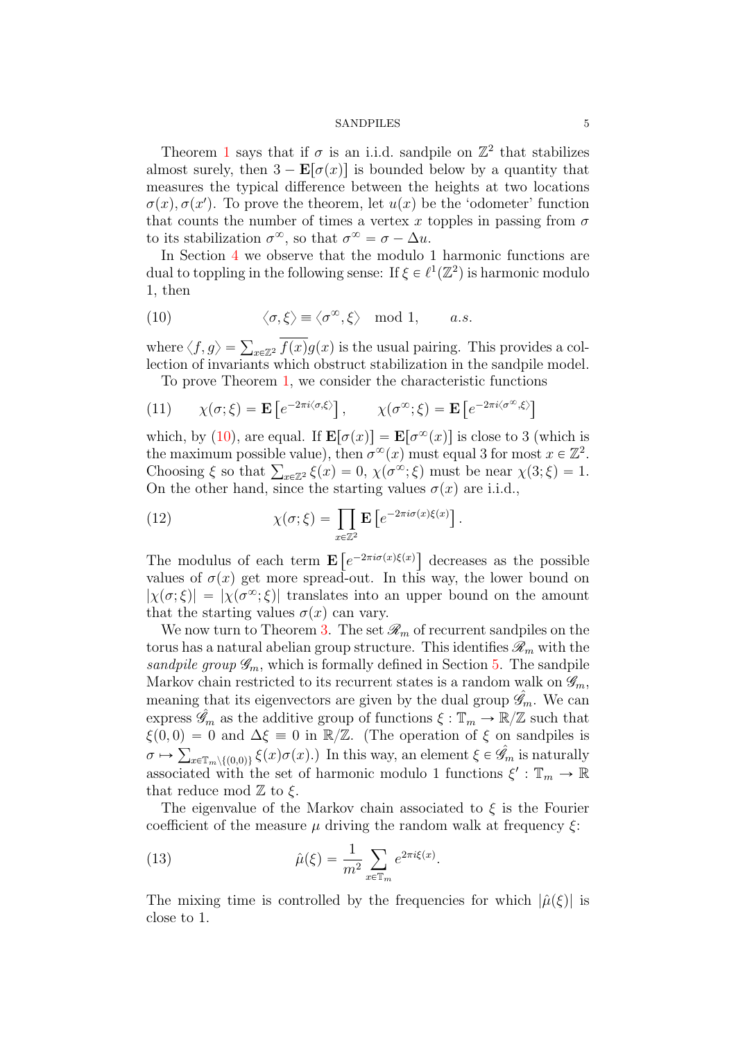Theorem 1 says that if $\sigma$ is an i.i.d. sandpile on $\mathbb{Z}^2$ that stabilizes almost surely, then $3 - \mathbf{E}[\sigma(x)]$ is bounded below by a quantity that measures the typical difference between the heights at two locations $\sigma(x), \sigma(x')$. To prove the theorem, let $u(x)$ be the 'odometer' function that counts the number of times a vertex $x$ topples in passing from $\sigma$ to its stabilization $\sigma^\infty$, so that $\sigma^\infty = \sigma - \Delta u$.

In Section 4 we observe that the modulo 1 harmonic functions are dual to toppling in the following sense: If $\xi \in \ell^1(\mathbb{Z}^2)$ is harmonic modulo 1, then

$$\langle \sigma, \xi \rangle \equiv \langle \sigma^\infty, \xi \rangle \mod 1, \qquad a.s. \tag{10}$$

where $\langle f, g \rangle = \sum_{x \in \mathbb{Z}^2} \overline{f(x)} g(x)$ is the usual pairing. This provides a collection of invariants which obstruct stabilization in the sandpile model.

To prove Theorem 1, we consider the characteristic functions

$$\chi(\sigma; \xi) = \mathbf{E}\left[e^{-2\pi i \langle \sigma, \xi \rangle}\right], \qquad \chi(\sigma^\infty; \xi) = \mathbf{E}\left[e^{-2\pi i \langle \sigma^\infty, \xi \rangle}\right] \tag{11}$$

which, by (10), are equal. If $\mathbf{E}[\sigma(x)] = \mathbf{E}[\sigma^\infty(x)]$ is close to 3 (which is the maximum possible value), then $\sigma^\infty(x)$ must equal 3 for most $x \in \mathbb{Z}^2$. Choosing $\xi$ so that $\sum_{x \in \mathbb{Z}^2} \xi(x) = 0$, $\chi(\sigma^\infty; \xi)$ must be near $\chi(3; \xi) = 1$. On the other hand, since the starting values $\sigma(x)$ are i.i.d.,

$$\chi(\sigma; \xi) = \prod_{x \in \mathbb{Z}^2} \mathbf{E}\left[e^{-2\pi i \sigma(x) \xi(x)}\right]. \tag{12}$$

The modulus of each term $\mathbf{E}\left[e^{-2\pi i \sigma(x) \xi(x)}\right]$ decreases as the possible values of $\sigma(x)$ get more spread-out. In this way, the lower bound on $|\chi(\sigma; \xi)| = |\chi(\sigma^\infty; \xi)|$ translates into an upper bound on the amount that the starting values $\sigma(x)$ can vary.

We now turn to Theorem 3. The set $\mathscr{R}_m$ of recurrent sandpiles on the torus has a natural abelian group structure. This identifies $\mathscr{R}_m$ with the *sandpile group* $\mathscr{G}_m$, which is formally defined in Section 5. The sandpile Markov chain restricted to its recurrent states is a random walk on $\mathscr{G}_m$, meaning that its eigenvectors are given by the dual group $\hat{\mathscr{G}}_m$. We can express $\hat{\mathscr{G}}_m$ as the additive group of functions $\xi : \mathbb{T}_m \to \mathbb{R}/\mathbb{Z}$ such that $\xi(0,0) = 0$ and $\Delta \xi \equiv 0$ in $\mathbb{R}/\mathbb{Z}$. (The operation of $\xi$ on sandpiles is $\sigma \mapsto \sum_{x \in \mathbb{T}_m \setminus \{(0,0)\}} \xi(x) \sigma(x)$.) In this way, an element $\xi \in \hat{\mathscr{G}}_m$ is naturally associated with the set of harmonic modulo 1 functions $\xi' : \mathbb{T}_m \to \mathbb{R}$ that reduce mod $\mathbb{Z}$ to $\xi$.

The eigenvalue of the Markov chain associated to $\xi$ is the Fourier coefficient of the measure $\mu$ driving the random walk at frequency $\xi$:

$$\hat{\mu}(\xi) = \frac{1}{m^2} \sum_{x \in \mathbb{T}_m} e^{2\pi i \xi(x)}. \tag{13}$$

The mixing time is controlled by the frequencies for which $|\hat{\mu}(\xi)|$ is close to 1.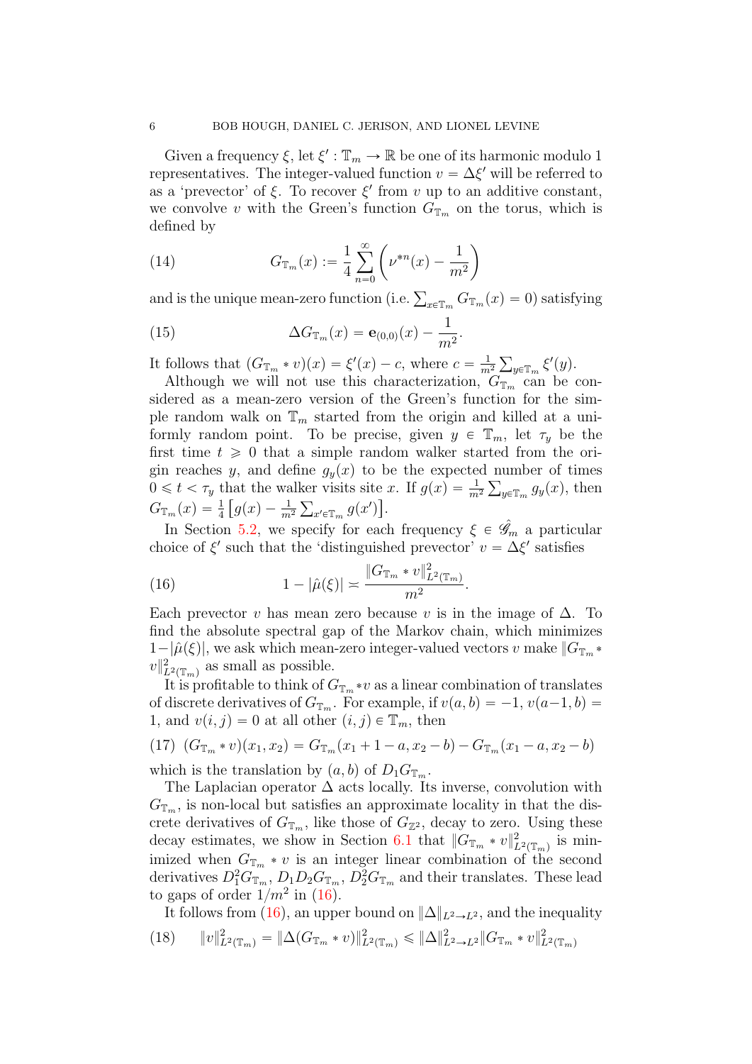Given a frequency $\xi$, let $\xi' : \mathbb{T}_m \to \mathbb{R}$ be one of its harmonic modulo 1 representatives. The integer-valued function $v = \Delta\xi'$ will be referred to as a 'prevector' of $\xi$. To recover $\xi'$ from $v$ up to an additive constant, we convolve $v$ with the Green's function $G_{\mathbb{T}_m}$ on the torus, which is defined by

$$G_{\mathbb{T}_m}(x) := \frac{1}{4}\sum_{n=0}^{\infty}\left(\nu^{*n}(x) - \frac{1}{m^2}\right) \tag{14}$$

and is the unique mean-zero function (i.e. $\sum_{x\in\mathbb{T}_m} G_{\mathbb{T}_m}(x) = 0$) satisfying

$$\Delta G_{\mathbb{T}_m}(x) = \mathbf{e}_{(0,0)}(x) - \frac{1}{m^2}. \tag{15}$$

It follows that $(G_{\mathbb{T}_m} * v)(x) = \xi'(x) - c$, where $c = \frac{1}{m^2}\sum_{y\in\mathbb{T}_m}\xi'(y)$.

Although we will not use this characterization, $G_{\mathbb{T}_m}$ can be considered as a mean-zero version of the Green's function for the simple random walk on $\mathbb{T}_m$ started from the origin and killed at a uniformly random point. To be precise, given $y \in \mathbb{T}_m$, let $\tau_y$ be the first time $t \geqslant 0$ that a simple random walker started from the origin reaches $y$, and define $g_y(x)$ to be the expected number of times $0 \leqslant t < \tau_y$ that the walker visits site $x$. If $g(x) = \frac{1}{m^2}\sum_{y\in\mathbb{T}_m} g_y(x)$, then $G_{\mathbb{T}_m}(x) = \frac{1}{4}\left[g(x) - \frac{1}{m^2}\sum_{x'\in\mathbb{T}_m} g(x')\right]$.

In Section 5.2, we specify for each frequency $\xi \in \hat{\mathscr{G}}_m$ a particular choice of $\xi'$ such that the 'distinguished prevector' $v = \Delta\xi'$ satisfies

$$1 - |\hat{\mu}(\xi)| \asymp \frac{\|G_{\mathbb{T}_m} * v\|^2_{L^2(\mathbb{T}_m)}}{m^2}. \tag{16}$$

Each prevector $v$ has mean zero because $v$ is in the image of $\Delta$. To find the absolute spectral gap of the Markov chain, which minimizes $1-|\hat{\mu}(\xi)|$, we ask which mean-zero integer-valued vectors $v$ make $\|G_{\mathbb{T}_m} * v\|^2_{L^2(\mathbb{T}_m)}$ as small as possible.

It is profitable to think of $G_{\mathbb{T}_m} * v$ as a linear combination of translates of discrete derivatives of $G_{\mathbb{T}_m}$. For example, if $v(a,b) = -1$, $v(a-1,b) = 1$, and $v(i,j) = 0$ at all other $(i,j) \in \mathbb{T}_m$, then

$$(G_{\mathbb{T}_m} * v)(x_1,x_2) = G_{\mathbb{T}_m}(x_1+1-a, x_2-b) - G_{\mathbb{T}_m}(x_1-a, x_2-b) \tag{17}$$

which is the translation by $(a,b)$ of $D_1 G_{\mathbb{T}_m}$.

The Laplacian operator $\Delta$ acts locally. Its inverse, convolution with $G_{\mathbb{T}_m}$, is non-local but satisfies an approximate locality in that the discrete derivatives of $G_{\mathbb{T}_m}$, like those of $G_{\mathbb{Z}^2}$, decay to zero. Using these decay estimates, we show in Section 6.1 that $\|G_{\mathbb{T}_m} * v\|^2_{L^2(\mathbb{T}_m)}$ is minimized when $G_{\mathbb{T}_m} * v$ is an integer linear combination of the second derivatives $D_1^2 G_{\mathbb{T}_m}$, $D_1 D_2 G_{\mathbb{T}_m}$, $D_2^2 G_{\mathbb{T}_m}$ and their translates. These lead to gaps of order $1/m^2$ in (16).

It follows from (16), an upper bound on $\|\Delta\|_{L^2\to L^2}$, and the inequality

$$\|v\|^2_{L^2(\mathbb{T}_m)} = \|\Delta(G_{\mathbb{T}_m} * v)\|^2_{L^2(\mathbb{T}_m)} \leqslant \|\Delta\|^2_{L^2\to L^2}\|G_{\mathbb{T}_m} * v\|^2_{L^2(\mathbb{T}_m)} \tag{18}$$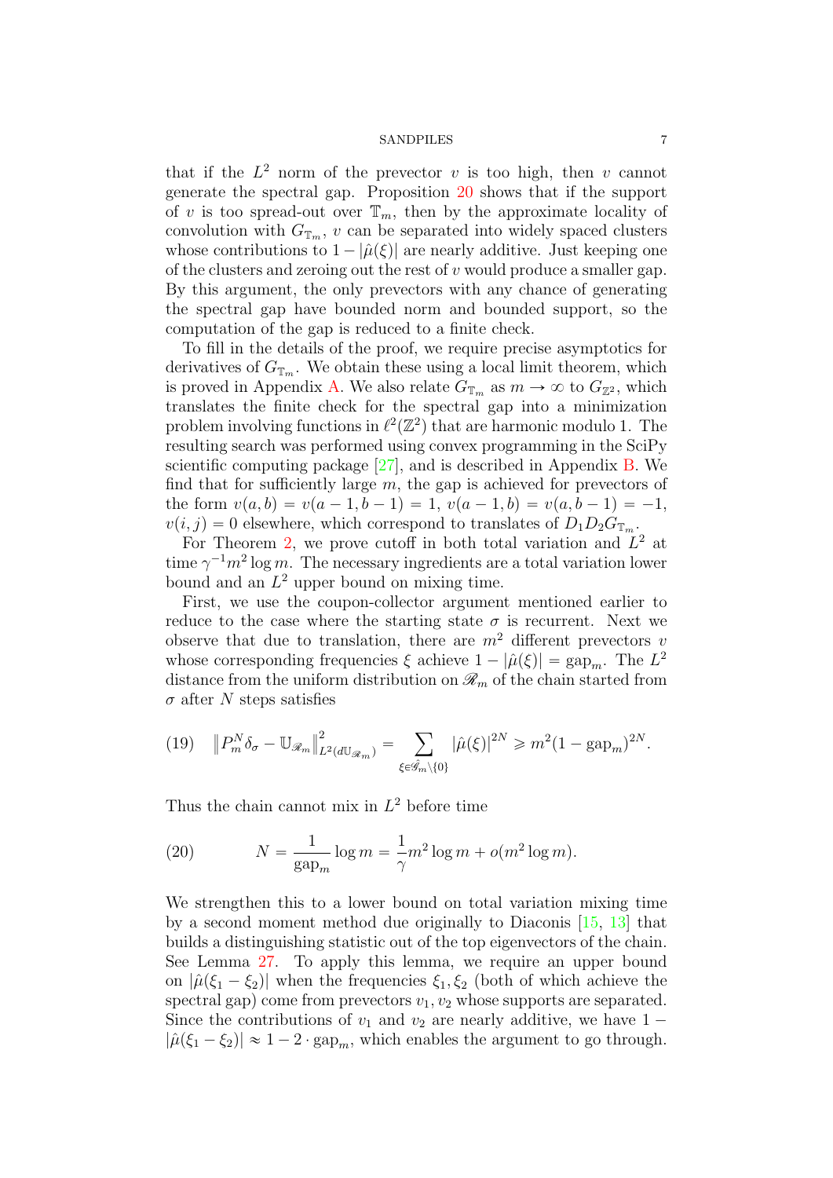that if the $L^2$ norm of the prevector $v$ is too high, then $v$ cannot generate the spectral gap. Proposition 20 shows that if the support of $v$ is too spread-out over $\mathbb{T}_m$, then by the approximate locality of convolution with $G_{\mathbb{T}_m}$, $v$ can be separated into widely spaced clusters whose contributions to $1 - |\hat{\mu}(\xi)|$ are nearly additive. Just keeping one of the clusters and zeroing out the rest of $v$ would produce a smaller gap. By this argument, the only prevectors with any chance of generating the spectral gap have bounded norm and bounded support, so the computation of the gap is reduced to a finite check.

To fill in the details of the proof, we require precise asymptotics for derivatives of $G_{\mathbb{T}_m}$. We obtain these using a local limit theorem, which is proved in Appendix A. We also relate $G_{\mathbb{T}_m}$ as $m \to \infty$ to $G_{\mathbb{Z}^2}$, which translates the finite check for the spectral gap into a minimization problem involving functions in $\ell^2(\mathbb{Z}^2)$ that are harmonic modulo 1. The resulting search was performed using convex programming in the SciPy scientific computing package [27], and is described in Appendix B. We find that for sufficiently large $m$, the gap is achieved for prevectors of the form $v(a,b) = v(a-1,b-1) = 1$, $v(a-1,b) = v(a,b-1) = -1$, $v(i,j) = 0$ elsewhere, which correspond to translates of $D_1 D_2 G_{\mathbb{T}_m}$.

For Theorem 2, we prove cutoff in both total variation and $L^2$ at time $\gamma^{-1} m^2 \log m$. The necessary ingredients are a total variation lower bound and an $L^2$ upper bound on mixing time.

First, we use the coupon-collector argument mentioned earlier to reduce to the case where the starting state $\sigma$ is recurrent. Next we observe that due to translation, there are $m^2$ different prevectors $v$ whose corresponding frequencies $\xi$ achieve $1 - |\hat{\mu}(\xi)| = \mathrm{gap}_m$. The $L^2$ distance from the uniform distribution on $\mathscr{R}_m$ of the chain started from $\sigma$ after $N$ steps satisfies

$$(19) \quad \left\| P_m^N \delta_\sigma - \mathbb{U}_{\mathscr{R}_m} \right\|^2_{L^2(d\mathbb{U}_{\mathscr{R}_m})} = \sum_{\xi \in \hat{\mathscr{G}}_m \setminus \{0\}} |\hat{\mu}(\xi)|^{2N} \geqslant m^2 (1 - \mathrm{gap}_m)^{2N}.$$

Thus the chain cannot mix in $L^2$ before time

$$(20) \qquad N = \frac{1}{\mathrm{gap}_m} \log m = \frac{1}{\gamma} m^2 \log m + o(m^2 \log m).$$

We strengthen this to a lower bound on total variation mixing time by a second moment method due originally to Diaconis [15, 13] that builds a distinguishing statistic out of the top eigenvectors of the chain. See Lemma 27. To apply this lemma, we require an upper bound on $|\hat{\mu}(\xi_1 - \xi_2)|$ when the frequencies $\xi_1, \xi_2$ (both of which achieve the spectral gap) come from prevectors $v_1, v_2$ whose supports are separated. Since the contributions of $v_1$ and $v_2$ are nearly additive, we have $1 - |\hat{\mu}(\xi_1 - \xi_2)| \approx 1 - 2 \cdot \mathrm{gap}_m$, which enables the argument to go through.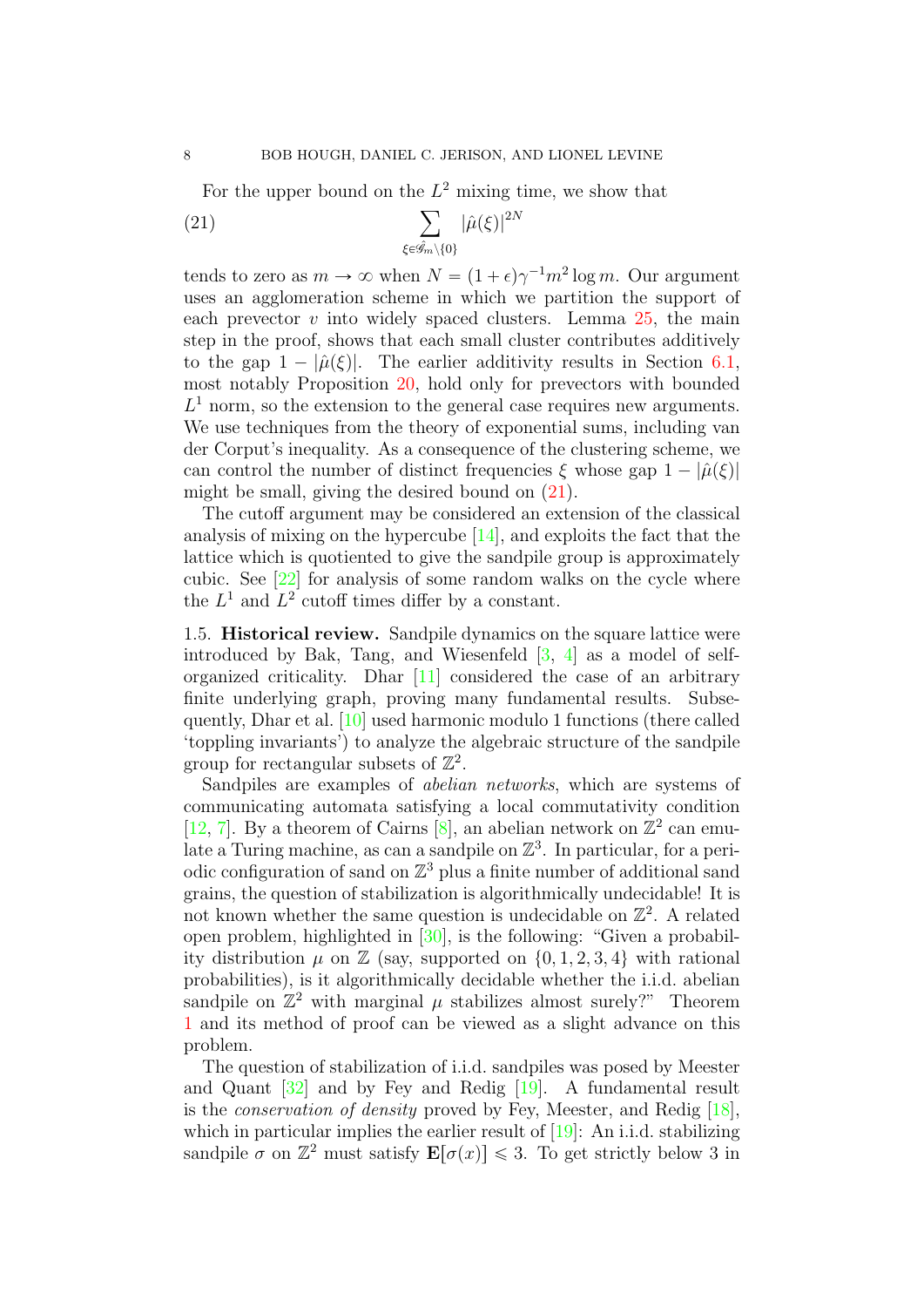For the upper bound on the $L^2$ mixing time, we show that

$$\sum_{\xi \in \hat{\mathscr{G}}_m \setminus \{0\}} |\hat{\mu}(\xi)|^{2N} \tag{21}$$

tends to zero as $m \to \infty$ when $N = (1+\epsilon)\gamma^{-1} m^2 \log m$. Our argument uses an agglomeration scheme in which we partition the support of each prevector $v$ into widely spaced clusters. Lemma 25, the main step in the proof, shows that each small cluster contributes additively to the gap $1 - |\hat{\mu}(\xi)|$. The earlier additivity results in Section 6.1, most notably Proposition 20, hold only for prevectors with bounded $L^1$ norm, so the extension to the general case requires new arguments. We use techniques from the theory of exponential sums, including van der Corput's inequality. As a consequence of the clustering scheme, we can control the number of distinct frequencies $\xi$ whose gap $1 - |\hat{\mu}(\xi)|$ might be small, giving the desired bound on (21).

The cutoff argument may be considered an extension of the classical analysis of mixing on the hypercube [14], and exploits the fact that the lattice which is quotiented to give the sandpile group is approximately cubic. See [22] for analysis of some random walks on the cycle where the $L^1$ and $L^2$ cutoff times differ by a constant.

### 1.5. Historical review.

Sandpile dynamics on the square lattice were introduced by Bak, Tang, and Wiesenfeld [3, 4] as a model of self-organized criticality. Dhar [11] considered the case of an arbitrary finite underlying graph, proving many fundamental results. Subsequently, Dhar et al. [10] used harmonic modulo 1 functions (there called 'toppling invariants') to analyze the algebraic structure of the sandpile group for rectangular subsets of $\mathbb{Z}^2$.

Sandpiles are examples of *abelian networks*, which are systems of communicating automata satisfying a local commutativity condition [12, 7]. By a theorem of Cairns [8], an abelian network on $\mathbb{Z}^2$ can emulate a Turing machine, as can a sandpile on $\mathbb{Z}^3$. In particular, for a periodic configuration of sand on $\mathbb{Z}^3$ plus a finite number of additional sand grains, the question of stabilization is algorithmically undecidable! It is not known whether the same question is undecidable on $\mathbb{Z}^2$. A related open problem, highlighted in [30], is the following: "Given a probability distribution $\mu$ on $\mathbb{Z}$ (say, supported on $\{0, 1, 2, 3, 4\}$ with rational probabilities), is it algorithmically decidable whether the i.i.d. abelian sandpile on $\mathbb{Z}^2$ with marginal $\mu$ stabilizes almost surely?" Theorem 1 and its method of proof can be viewed as a slight advance on this problem.

The question of stabilization of i.i.d. sandpiles was posed by Meester and Quant [32] and by Fey and Redig [19]. A fundamental result is the *conservation of density* proved by Fey, Meester, and Redig [18], which in particular implies the earlier result of [19]: An i.i.d. stabilizing sandpile $\sigma$ on $\mathbb{Z}^2$ must satisfy $\mathbf{E}[\sigma(x)] \leqslant 3$. To get strictly below 3 in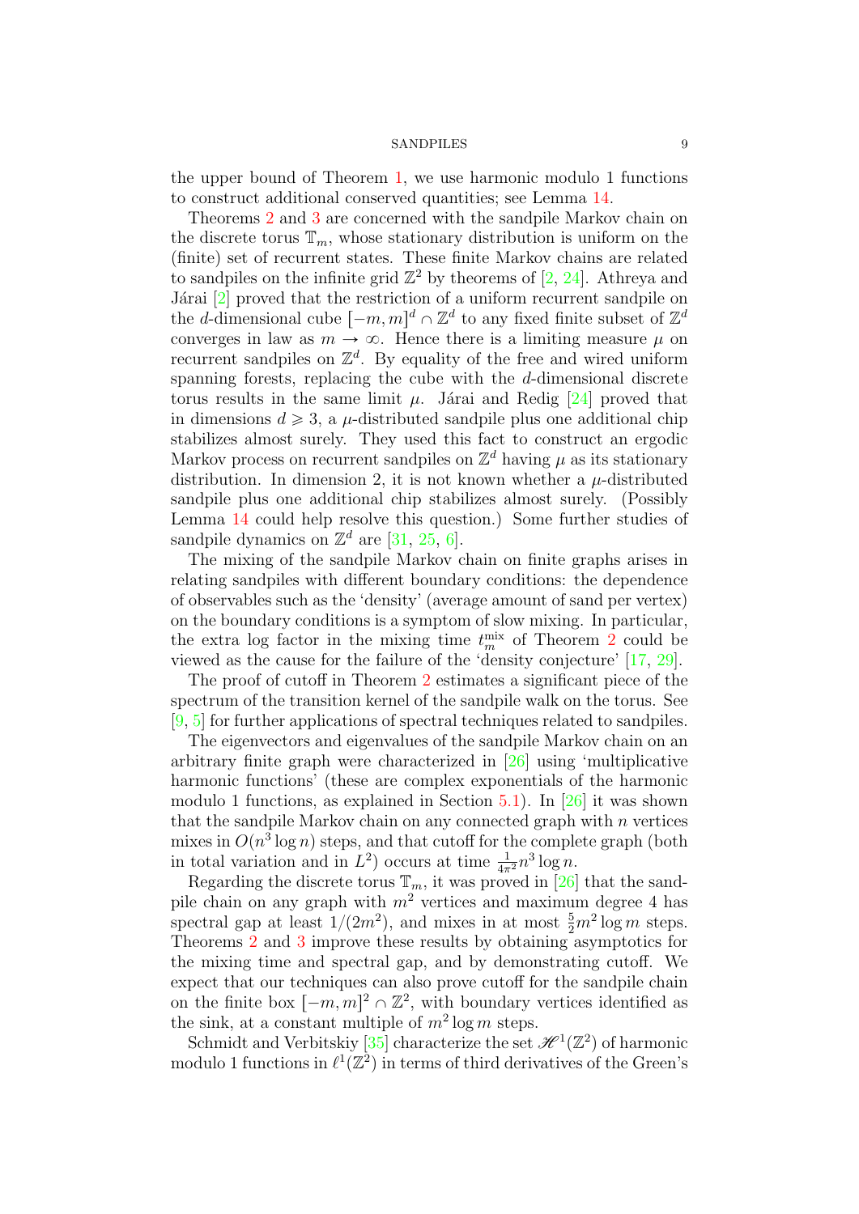the upper bound of Theorem 1, we use harmonic modulo 1 functions to construct additional conserved quantities; see Lemma 14.

Theorems 2 and 3 are concerned with the sandpile Markov chain on the discrete torus $\mathbb{T}_m$, whose stationary distribution is uniform on the (finite) set of recurrent states. These finite Markov chains are related to sandpiles on the infinite grid $\mathbb{Z}^2$ by theorems of [2, 24]. Athreya and Járai [2] proved that the restriction of a uniform recurrent sandpile on the $d$-dimensional cube $[-m,m]^d \cap \mathbb{Z}^d$ to any fixed finite subset of $\mathbb{Z}^d$ converges in law as $m \to \infty$. Hence there is a limiting measure $\mu$ on recurrent sandpiles on $\mathbb{Z}^d$. By equality of the free and wired uniform spanning forests, replacing the cube with the $d$-dimensional discrete torus results in the same limit $\mu$. Járai and Redig [24] proved that in dimensions $d \geqslant 3$, a $\mu$-distributed sandpile plus one additional chip stabilizes almost surely. They used this fact to construct an ergodic Markov process on recurrent sandpiles on $\mathbb{Z}^d$ having $\mu$ as its stationary distribution. In dimension 2, it is not known whether a $\mu$-distributed sandpile plus one additional chip stabilizes almost surely. (Possibly Lemma 14 could help resolve this question.) Some further studies of sandpile dynamics on $\mathbb{Z}^d$ are [31, 25, 6].

The mixing of the sandpile Markov chain on finite graphs arises in relating sandpiles with different boundary conditions: the dependence of observables such as the 'density' (average amount of sand per vertex) on the boundary conditions is a symptom of slow mixing. In particular, the extra log factor in the mixing time $t_m^{\mathrm{mix}}$ of Theorem 2 could be viewed as the cause for the failure of the 'density conjecture' [17, 29].

The proof of cutoff in Theorem 2 estimates a significant piece of the spectrum of the transition kernel of the sandpile walk on the torus. See [9, 5] for further applications of spectral techniques related to sandpiles.

The eigenvectors and eigenvalues of the sandpile Markov chain on an arbitrary finite graph were characterized in [26] using 'multiplicative harmonic functions' (these are complex exponentials of the harmonic modulo 1 functions, as explained in Section 5.1). In [26] it was shown that the sandpile Markov chain on any connected graph with $n$ vertices mixes in $O(n^3 \log n)$ steps, and that cutoff for the complete graph (both in total variation and in $L^2$) occurs at time $\frac{1}{4\pi^2} n^3 \log n$.

Regarding the discrete torus $\mathbb{T}_m$, it was proved in [26] that the sandpile chain on any graph with $m^2$ vertices and maximum degree 4 has spectral gap at least $1/(2m^2)$, and mixes in at most $\frac{5}{2} m^2 \log m$ steps. Theorems 2 and 3 improve these results by obtaining asymptotics for the mixing time and spectral gap, and by demonstrating cutoff. We expect that our techniques can also prove cutoff for the sandpile chain on the finite box $[-m,m]^2 \cap \mathbb{Z}^2$, with boundary vertices identified as the sink, at a constant multiple of $m^2 \log m$ steps.

Schmidt and Verbitskiy [35] characterize the set $\mathscr{H}^1(\mathbb{Z}^2)$ of harmonic modulo 1 functions in $\ell^1(\mathbb{Z}^2)$ in terms of third derivatives of the Green's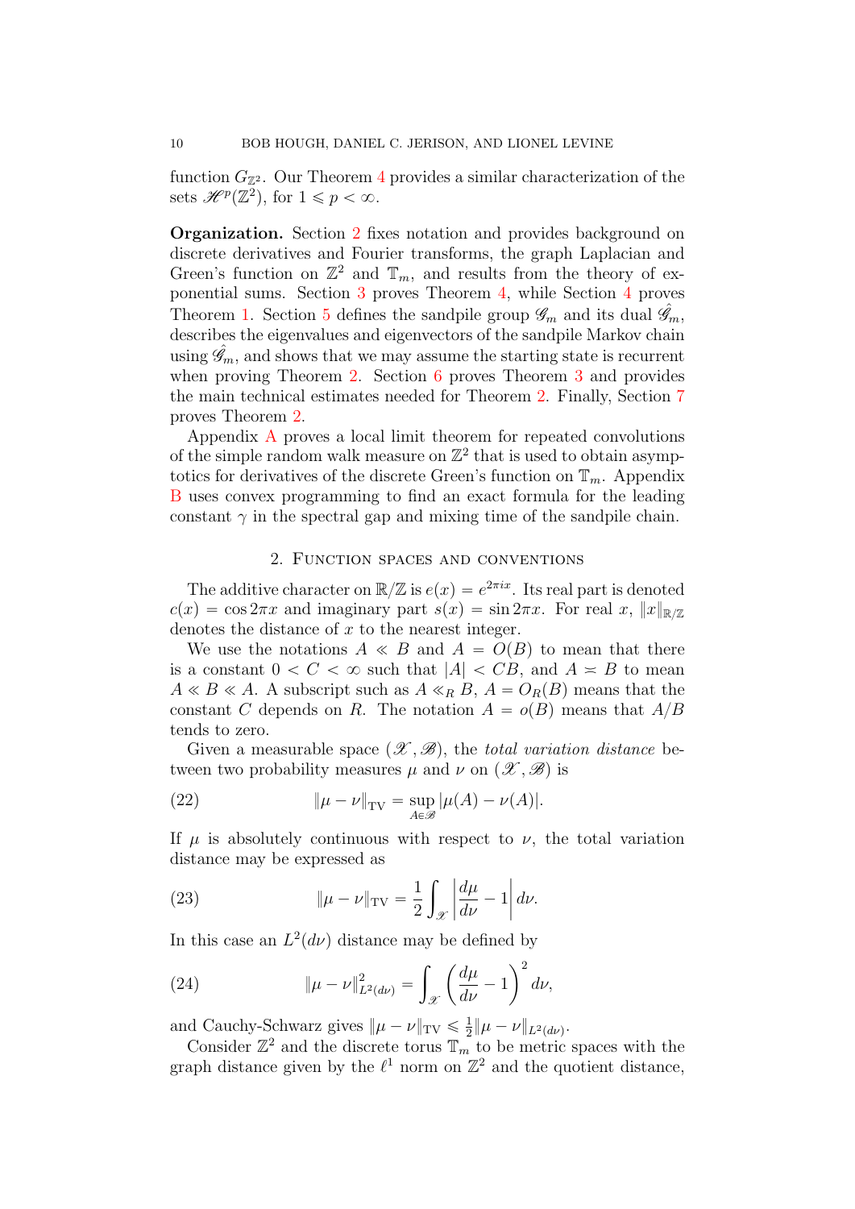function $G_{\mathbb{Z}^2}$. Our Theorem 4 provides a similar characterization of the sets $\mathscr{H}^p(\mathbb{Z}^2)$, for $1 \leqslant p < \infty$.

**Organization.** Section 2 fixes notation and provides background on discrete derivatives and Fourier transforms, the graph Laplacian and Green's function on $\mathbb{Z}^2$ and $\mathbb{T}_m$, and results from the theory of exponential sums. Section 3 proves Theorem 4, while Section 4 proves Theorem 1. Section 5 defines the sandpile group $\mathscr{G}_m$ and its dual $\hat{\mathscr{G}}_m$, describes the eigenvalues and eigenvectors of the sandpile Markov chain using $\hat{\mathscr{G}}_m$, and shows that we may assume the starting state is recurrent when proving Theorem 2. Section 6 proves Theorem 3 and provides the main technical estimates needed for Theorem 2. Finally, Section 7 proves Theorem 2.

Appendix A proves a local limit theorem for repeated convolutions of the simple random walk measure on $\mathbb{Z}^2$ that is used to obtain asymptotics for derivatives of the discrete Green's function on $\mathbb{T}_m$. Appendix B uses convex programming to find an exact formula for the leading constant $\gamma$ in the spectral gap and mixing time of the sandpile chain.

## 2. Function spaces and conventions

The additive character on $\mathbb{R}/\mathbb{Z}$ is $e(x) = e^{2\pi i x}$. Its real part is denoted $c(x) = \cos 2\pi x$ and imaginary part $s(x) = \sin 2\pi x$. For real $x$, $\|x\|_{\mathbb{R}/\mathbb{Z}}$ denotes the distance of $x$ to the nearest integer.

We use the notations $A \ll B$ and $A = O(B)$ to mean that there is a constant $0 < C < \infty$ such that $|A| < CB$, and $A \asymp B$ to mean $A \ll B \ll A$. A subscript such as $A \ll_R B$, $A = O_R(B)$ means that the constant $C$ depends on $R$. The notation $A = o(B)$ means that $A/B$ tends to zero.

Given a measurable space $(\mathscr{X}, \mathscr{B})$, the *total variation distance* between two probability measures $\mu$ and $\nu$ on $(\mathscr{X}, \mathscr{B})$ is

$$\|\mu - \nu\|_{\mathrm{TV}} = \sup_{A \in \mathscr{B}} |\mu(A) - \nu(A)|. \tag{22}$$

If $\mu$ is absolutely continuous with respect to $\nu$, the total variation distance may be expressed as

$$\|\mu - \nu\|_{\mathrm{TV}} = \frac{1}{2} \int_{\mathscr{X}} \left| \frac{d\mu}{d\nu} - 1 \right| d\nu. \tag{23}$$

In this case an $L^2(d\nu)$ distance may be defined by

$$\|\mu - \nu\|_{L^2(d\nu)}^2 = \int_{\mathscr{X}} \left( \frac{d\mu}{d\nu} - 1 \right)^2 d\nu, \tag{24}$$

and Cauchy-Schwarz gives $\|\mu - \nu\|_{\mathrm{TV}} \leqslant \frac{1}{2}\|\mu - \nu\|_{L^2(d\nu)}$.

Consider $\mathbb{Z}^2$ and the discrete torus $\mathbb{T}_m$ to be metric spaces with the graph distance given by the $\ell^1$ norm on $\mathbb{Z}^2$ and the quotient distance,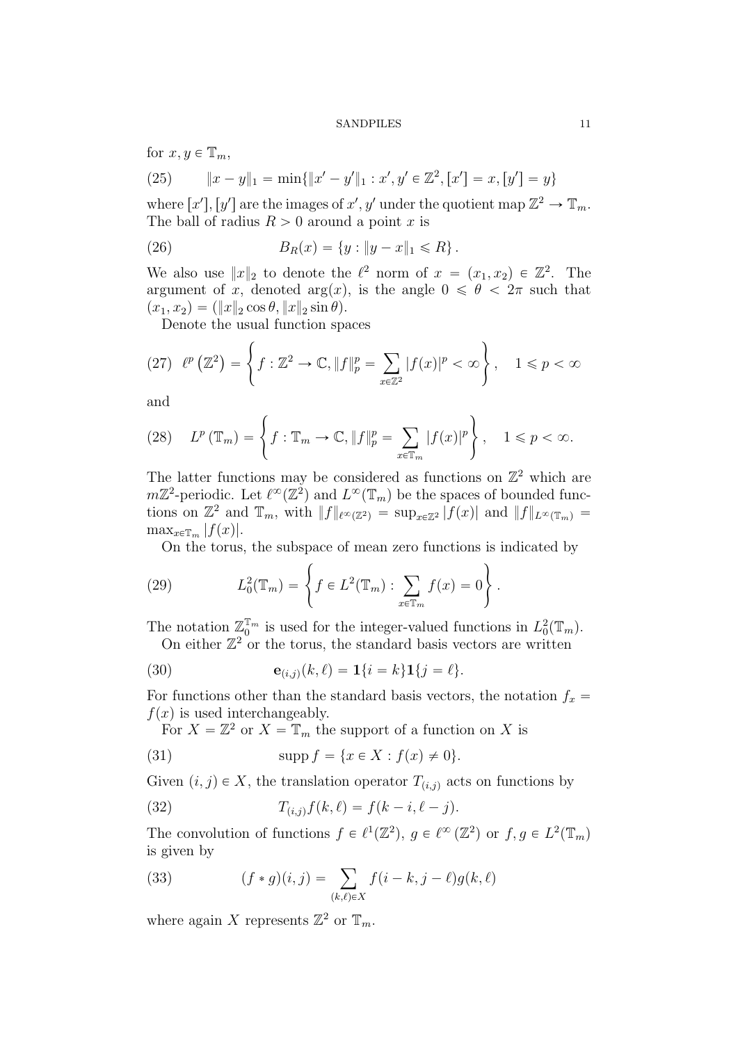for $x, y \in \mathbb{T}_m$,

$$\|x - y\|_1 = \min\{\|x' - y'\|_1 : x', y' \in \mathbb{Z}^2, [x'] = x, [y'] = y\} \tag{25}$$

where $[x'], [y']$ are the images of $x', y'$ under the quotient map $\mathbb{Z}^2 \to \mathbb{T}_m$. The ball of radius $R > 0$ around a point $x$ is

$$B_R(x) = \{y : \|y - x\|_1 \leqslant R\}. \tag{26}$$

We also use $\|x\|_2$ to denote the $\ell^2$ norm of $x = (x_1, x_2) \in \mathbb{Z}^2$. The argument of $x$, denoted $\arg(x)$, is the angle $0 \leqslant \theta < 2\pi$ such that $(x_1, x_2) = (\|x\|_2 \cos\theta, \|x\|_2 \sin\theta)$.

Denote the usual function spaces

$$\ell^p\left(\mathbb{Z}^2\right) = \left\{ f : \mathbb{Z}^2 \to \mathbb{C}, \|f\|_p^p = \sum_{x \in \mathbb{Z}^2} |f(x)|^p < \infty \right\}, \quad 1 \leqslant p < \infty \tag{27}$$

and

$$L^p\left(\mathbb{T}_m\right) = \left\{ f : \mathbb{T}_m \to \mathbb{C}, \|f\|_p^p = \sum_{x \in \mathbb{T}_m} |f(x)|^p \right\}, \quad 1 \leqslant p < \infty. \tag{28}$$

The latter functions may be considered as functions on $\mathbb{Z}^2$ which are $m\mathbb{Z}^2$-periodic. Let $\ell^\infty(\mathbb{Z}^2)$ and $L^\infty(\mathbb{T}_m)$ be the spaces of bounded functions on $\mathbb{Z}^2$ and $\mathbb{T}_m$, with $\|f\|_{\ell^\infty(\mathbb{Z}^2)} = \sup_{x \in \mathbb{Z}^2} |f(x)|$ and $\|f\|_{L^\infty(\mathbb{T}_m)} = \max_{x \in \mathbb{T}_m} |f(x)|$.

On the torus, the subspace of mean zero functions is indicated by

$$L_0^2(\mathbb{T}_m) = \left\{ f \in L^2(\mathbb{T}_m) : \sum_{x \in \mathbb{T}_m} f(x) = 0 \right\}. \tag{29}$$

The notation $\mathbb{Z}_0^{\mathbb{T}_m}$ is used for the integer-valued functions in $L_0^2(\mathbb{T}_m)$.

On either $\mathbb{Z}^2$ or the torus, the standard basis vectors are written

$$\mathbf{e}_{(i,j)}(k, \ell) = \mathbf{1}\{i = k\}\mathbf{1}\{j = \ell\}. \tag{30}$$

For functions other than the standard basis vectors, the notation $f_x = f(x)$ is used interchangeably.

For $X = \mathbb{Z}^2$ or $X = \mathbb{T}_m$ the support of a function on $X$ is

$$\operatorname{supp} f = \{x \in X : f(x) \neq 0\}. \tag{31}$$

Given $(i, j) \in X$, the translation operator $T_{(i,j)}$ acts on functions by

$$T_{(i,j)} f(k, \ell) = f(k - i, \ell - j). \tag{32}$$

The convolution of functions $f \in \ell^1(\mathbb{Z}^2)$, $g \in \ell^\infty(\mathbb{Z}^2)$ or $f, g \in L^2(\mathbb{T}_m)$ is given by

$$(f * g)(i, j) = \sum_{(k,\ell) \in X} f(i - k, j - \ell) g(k, \ell) \tag{33}$$

where again $X$ represents $\mathbb{Z}^2$ or $\mathbb{T}_m$.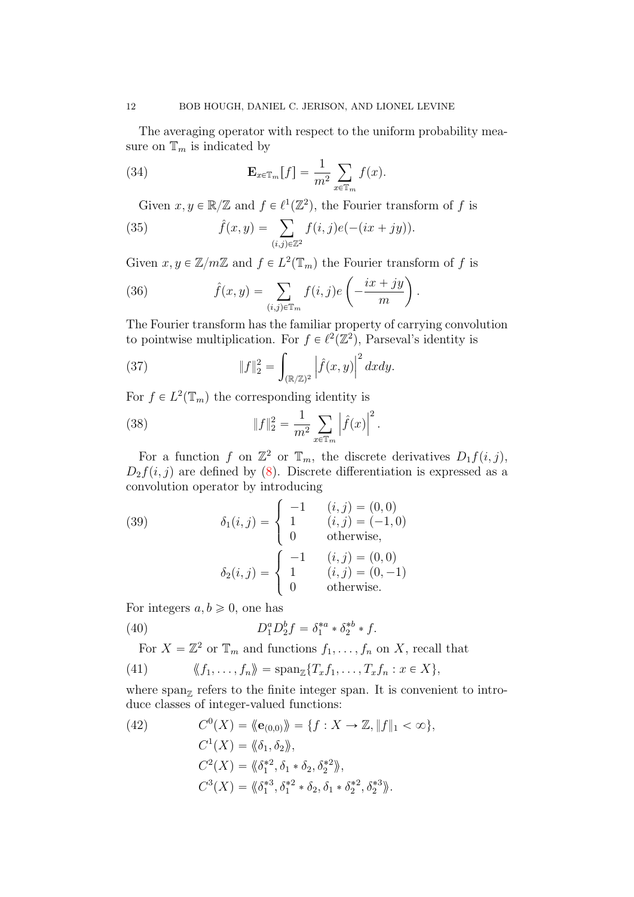The averaging operator with respect to the uniform probability measure on $\mathbb{T}_m$ is indicated by

$$\mathbf{E}_{x \in \mathbb{T}_m}[f] = \frac{1}{m^2} \sum_{x \in \mathbb{T}_m} f(x). \tag{34}$$

Given $x, y \in \mathbb{R}/\mathbb{Z}$ and $f \in \ell^1(\mathbb{Z}^2)$, the Fourier transform of $f$ is

$$\hat{f}(x, y) = \sum_{(i,j) \in \mathbb{Z}^2} f(i, j) e(-(ix + jy)). \tag{35}$$

Given $x, y \in \mathbb{Z}/m\mathbb{Z}$ and $f \in L^2(\mathbb{T}_m)$ the Fourier transform of $f$ is

$$\hat{f}(x, y) = \sum_{(i,j) \in \mathbb{T}_m} f(i, j) e\left(-\frac{ix + jy}{m}\right). \tag{36}$$

The Fourier transform has the familiar property of carrying convolution to pointwise multiplication. For $f \in \ell^2(\mathbb{Z}^2)$, Parseval's identity is

$$\|f\|_2^2 = \int_{(\mathbb{R}/\mathbb{Z})^2} \left|\hat{f}(x, y)\right|^2 dxdy. \tag{37}$$

For $f \in L^2(\mathbb{T}_m)$ the corresponding identity is

$$\|f\|_2^2 = \frac{1}{m^2} \sum_{x \in \mathbb{T}_m} \left|\hat{f}(x)\right|^2. \tag{38}$$

For a function $f$ on $\mathbb{Z}^2$ or $\mathbb{T}_m$, the discrete derivatives $D_1 f(i, j)$, $D_2 f(i, j)$ are defined by (8). Discrete differentiation is expressed as a convolution operator by introducing

$$\delta_1(i, j) = \begin{cases} -1 & (i, j) = (0, 0) \\ 1 & (i, j) = (-1, 0) \\ 0 & \text{otherwise,} \end{cases} \tag{39}$$

$$\delta_2(i, j) = \begin{cases} -1 & (i, j) = (0, 0) \\ 1 & (i, j) = (0, -1) \\ 0 & \text{otherwise.} \end{cases}$$

For integers $a, b \geqslant 0$, one has

$$D_1^a D_2^b f = \delta_1^{*a} * \delta_2^{*b} * f. \tag{40}$$

For $X = \mathbb{Z}^2$ or $\mathbb{T}_m$ and functions $f_1, \ldots, f_n$ on $X$, recall that

$$\langle\!\langle f_1, \ldots, f_n \rangle\!\rangle = \operatorname{span}_{\mathbb{Z}}\{T_x f_1, \ldots, T_x f_n : x \in X\}, \tag{41}$$

where $\operatorname{span}_{\mathbb{Z}}$ refers to the finite integer span. It is convenient to introduce classes of integer-valued functions:

$$\begin{aligned} C^0(X) &= \langle\!\langle \mathbf{e}_{(0,0)} \rangle\!\rangle = \{f : X \to \mathbb{Z}, \|f\|_1 < \infty\}, \\ C^1(X) &= \langle\!\langle \delta_1, \delta_2 \rangle\!\rangle, \\ C^2(X) &= \langle\!\langle \delta_1^{*2}, \delta_1 * \delta_2, \delta_2^{*2} \rangle\!\rangle, \\ C^3(X) &= \langle\!\langle \delta_1^{*3}, \delta_1^{*2} * \delta_2, \delta_1 * \delta_2^{*2}, \delta_2^{*3} \rangle\!\rangle. \end{aligned} \tag{42}$$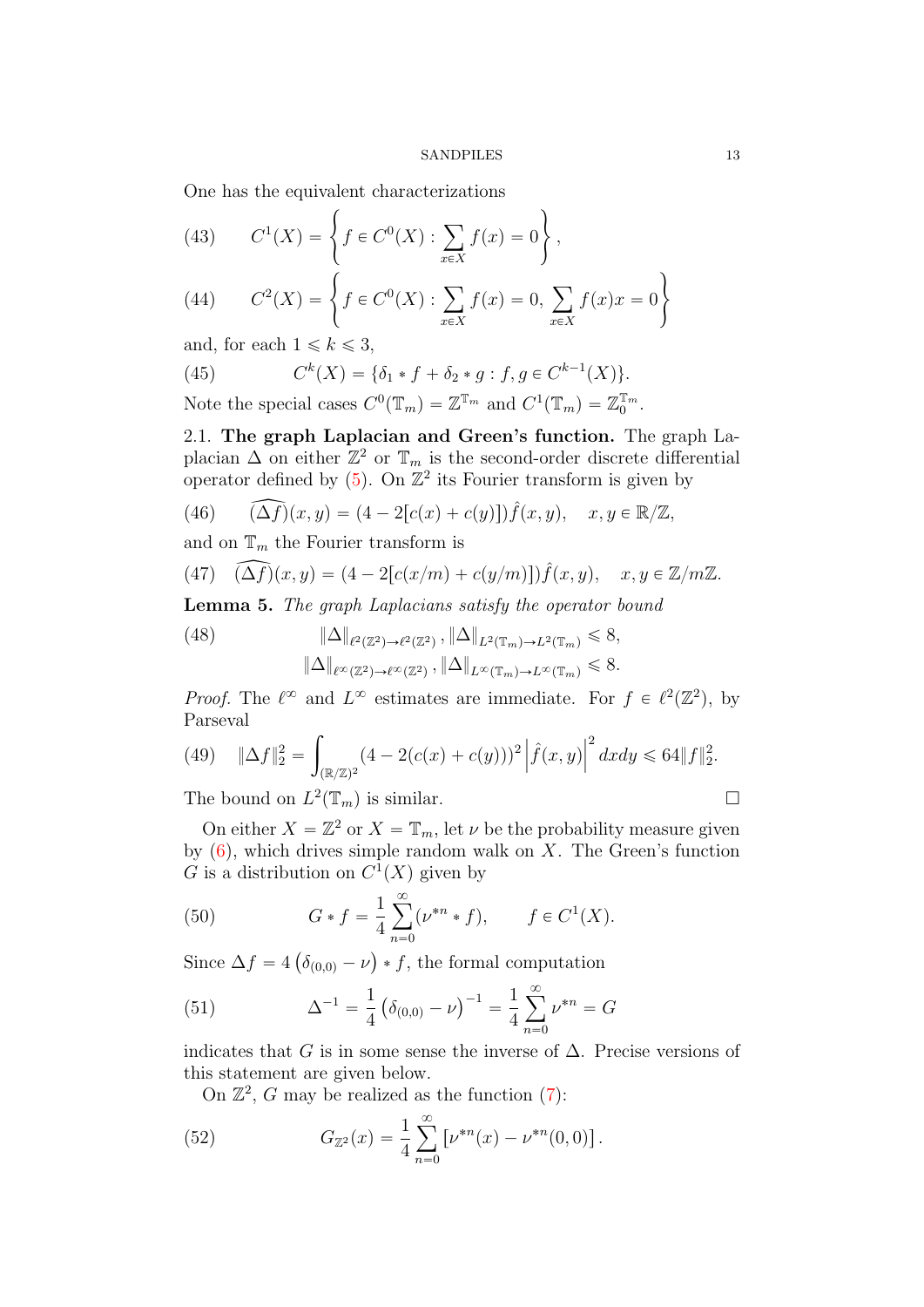One has the equivalent characterizations

$$C^1(X) = \left\{ f \in C^0(X) : \sum_{x \in X} f(x) = 0 \right\}, \tag{43}$$

$$C^2(X) = \left\{ f \in C^0(X) : \sum_{x \in X} f(x) = 0, \sum_{x \in X} f(x)x = 0 \right\} \tag{44}$$

and, for each $1 \leqslant k \leqslant 3$,

$$C^k(X) = \{\delta_1 * f + \delta_2 * g : f, g \in C^{k-1}(X)\}. \tag{45}$$

Note the special cases $C^0(\mathbb{T}_m) = \mathbb{Z}^{\mathbb{T}_m}$ and $C^1(\mathbb{T}_m) = \mathbb{Z}_0^{\mathbb{T}_m}$.

2.1. **The graph Laplacian and Green's function.** The graph Laplacian $\Delta$ on either $\mathbb{Z}^2$ or $\mathbb{T}_m$ is the second-order discrete differential operator defined by (5). On $\mathbb{Z}^2$ its Fourier transform is given by

$$\widehat{(\Delta f)}(x, y) = (4 - 2[c(x) + c(y)])\hat{f}(x, y), \quad x, y \in \mathbb{R}/\mathbb{Z}, \tag{46}$$

and on $\mathbb{T}_m$ the Fourier transform is

$$\widehat{(\Delta f)}(x, y) = (4 - 2[c(x/m) + c(y/m)])\hat{f}(x, y), \quad x, y \in \mathbb{Z}/m\mathbb{Z}. \tag{47}$$

**Lemma 5.** *The graph Laplacians satisfy the operator bound*

$$\begin{aligned} &\|\Delta\|_{\ell^2(\mathbb{Z}^2) \to \ell^2(\mathbb{Z}^2)}, \|\Delta\|_{L^2(\mathbb{T}_m) \to L^2(\mathbb{T}_m)} \leqslant 8, \\ &\|\Delta\|_{\ell^\infty(\mathbb{Z}^2) \to \ell^\infty(\mathbb{Z}^2)}, \|\Delta\|_{L^\infty(\mathbb{T}_m) \to L^\infty(\mathbb{T}_m)} \leqslant 8. \end{aligned} \tag{48}$$

*Proof.* The $\ell^\infty$ and $L^\infty$ estimates are immediate. For $f \in \ell^2(\mathbb{Z}^2)$, by Parseval

$$\|\Delta f\|_2^2 = \int_{(\mathbb{R}/\mathbb{Z})^2} (4 - 2(c(x) + c(y)))^2 \left|\hat{f}(x, y)\right|^2 dx dy \leqslant 64 \|f\|_2^2. \tag{49}$$

The bound on $L^2(\mathbb{T}_m)$ is similar. $\square$

On either $X = \mathbb{Z}^2$ or $X = \mathbb{T}_m$, let $\nu$ be the probability measure given by (6), which drives simple random walk on $X$. The Green's function $G$ is a distribution on $C^1(X)$ given by

$$G * f = \frac{1}{4} \sum_{n=0}^{\infty} (\nu^{*n} * f), \qquad f \in C^1(X). \tag{50}$$

Since $\Delta f = 4\left(\delta_{(0,0)} - \nu\right) * f$, the formal computation

$$\Delta^{-1} = \frac{1}{4}\left(\delta_{(0,0)} - \nu\right)^{-1} = \frac{1}{4} \sum_{n=0}^{\infty} \nu^{*n} = G \tag{51}$$

indicates that $G$ is in some sense the inverse of $\Delta$. Precise versions of this statement are given below.

On $\mathbb{Z}^2$, $G$ may be realized as the function (7):

$$G_{\mathbb{Z}^2}(x) = \frac{1}{4} \sum_{n=0}^{\infty} \left[\nu^{*n}(x) - \nu^{*n}(0, 0)\right]. \tag{52}$$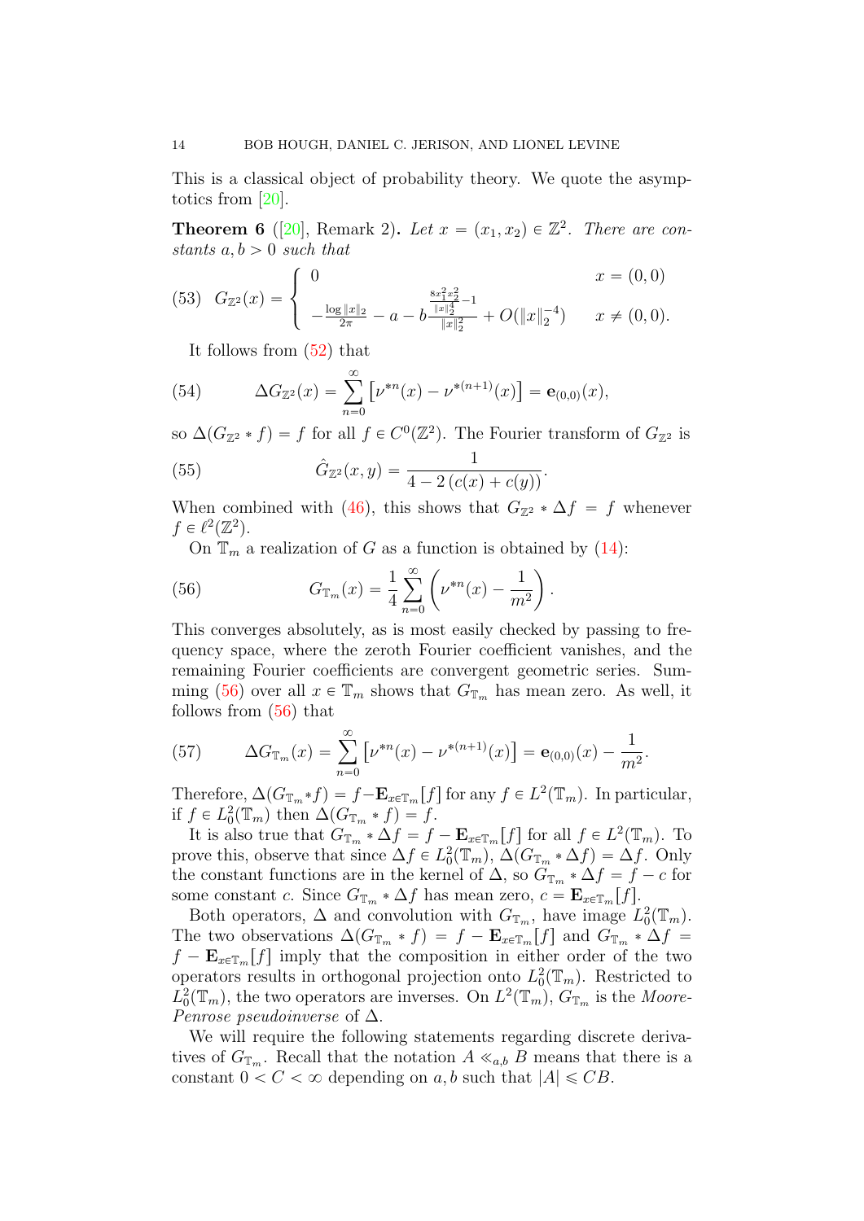This is a classical object of probability theory. We quote the asymptotics from [20].

**Theorem 6** ([20], Remark 2)**.** *Let $x = (x_1, x_2) \in \mathbb{Z}^2$. There are constants $a, b > 0$ such that*

$$G_{\mathbb{Z}^2}(x) = \begin{cases} 0 & x = (0,0) \\ -\frac{\log \|x\|_2}{2\pi} - a - b\frac{\frac{8x_1^2 x_2^2}{\|x\|_2^4} - 1}{\|x\|_2^2} + O(\|x\|_2^{-4}) & x \neq (0,0). \end{cases} \tag{53}$$

It follows from (52) that

$$\Delta G_{\mathbb{Z}^2}(x) = \sum_{n=0}^{\infty} \left[\nu^{*n}(x) - \nu^{*(n+1)}(x)\right] = \mathbf{e}_{(0,0)}(x), \tag{54}$$

so $\Delta(G_{\mathbb{Z}^2} * f) = f$ for all $f \in C^0(\mathbb{Z}^2)$. The Fourier transform of $G_{\mathbb{Z}^2}$ is

$$\hat{G}_{\mathbb{Z}^2}(x, y) = \frac{1}{4 - 2\left(c(x) + c(y)\right)}. \tag{55}$$

When combined with (46), this shows that $G_{\mathbb{Z}^2} * \Delta f = f$ whenever $f \in \ell^2(\mathbb{Z}^2)$.

On $\mathbb{T}_m$ a realization of $G$ as a function is obtained by (14):

$$G_{\mathbb{T}_m}(x) = \frac{1}{4} \sum_{n=0}^{\infty} \left(\nu^{*n}(x) - \frac{1}{m^2}\right). \tag{56}$$

This converges absolutely, as is most easily checked by passing to frequency space, where the zeroth Fourier coefficient vanishes, and the remaining Fourier coefficients are convergent geometric series. Summing (56) over all $x \in \mathbb{T}_m$ shows that $G_{\mathbb{T}_m}$ has mean zero. As well, it follows from (56) that

$$\Delta G_{\mathbb{T}_m}(x) = \sum_{n=0}^{\infty} \left[\nu^{*n}(x) - \nu^{*(n+1)}(x)\right] = \mathbf{e}_{(0,0)}(x) - \frac{1}{m^2}. \tag{57}$$

Therefore, $\Delta(G_{\mathbb{T}_m} * f) = f - \mathbf{E}_{x \in \mathbb{T}_m}[f]$ for any $f \in L^2(\mathbb{T}_m)$. In particular, if $f \in L^2_0(\mathbb{T}_m)$ then $\Delta(G_{\mathbb{T}_m} * f) = f$.

It is also true that $G_{\mathbb{T}_m} * \Delta f = f - \mathbf{E}_{x \in \mathbb{T}_m}[f]$ for all $f \in L^2(\mathbb{T}_m)$. To prove this, observe that since $\Delta f \in L^2_0(\mathbb{T}_m)$, $\Delta(G_{\mathbb{T}_m} * \Delta f) = \Delta f$. Only the constant functions are in the kernel of $\Delta$, so $G_{\mathbb{T}_m} * \Delta f = f - c$ for some constant $c$. Since $G_{\mathbb{T}_m} * \Delta f$ has mean zero, $c = \mathbf{E}_{x \in \mathbb{T}_m}[f]$.

Both operators, $\Delta$ and convolution with $G_{\mathbb{T}_m}$, have image $L^2_0(\mathbb{T}_m)$. The two observations $\Delta(G_{\mathbb{T}_m} * f) = f - \mathbf{E}_{x \in \mathbb{T}_m}[f]$ and $G_{\mathbb{T}_m} * \Delta f = f - \mathbf{E}_{x \in \mathbb{T}_m}[f]$ imply that the composition in either order of the two operators results in orthogonal projection onto $L^2_0(\mathbb{T}_m)$. Restricted to $L^2_0(\mathbb{T}_m)$, the two operators are inverses. On $L^2(\mathbb{T}_m)$, $G_{\mathbb{T}_m}$ is the *Moore-Penrose pseudoinverse* of $\Delta$.

We will require the following statements regarding discrete derivatives of $G_{\mathbb{T}_m}$. Recall that the notation $A \ll_{a,b} B$ means that there is a constant $0 < C < \infty$ depending on $a, b$ such that $|A| \leqslant CB$.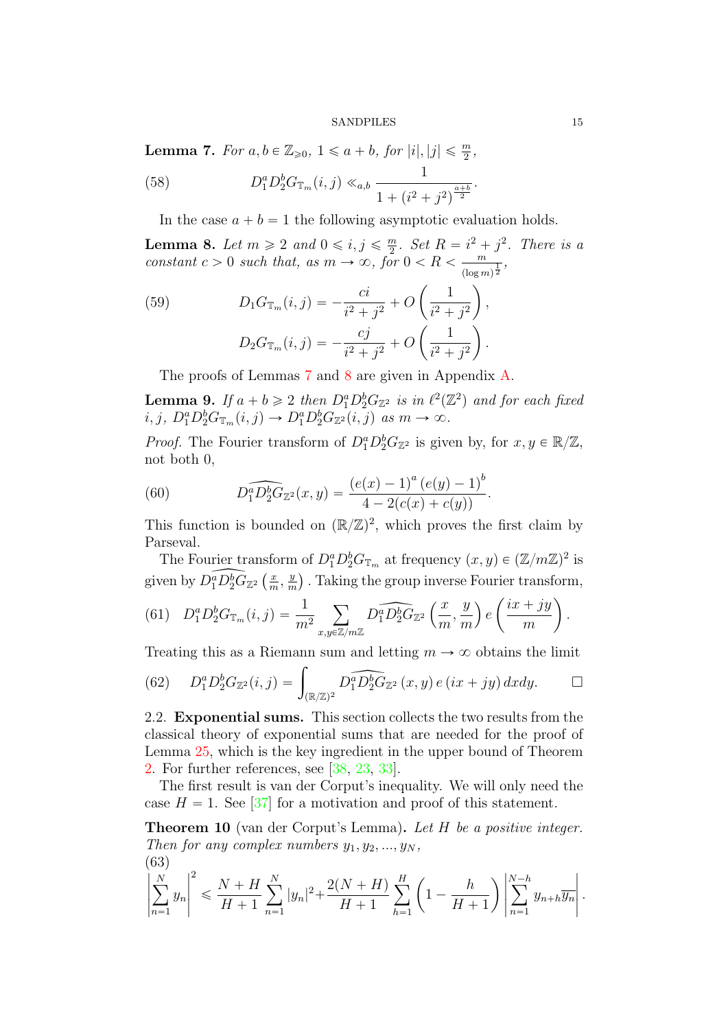**Lemma 7.** *For $a, b \in \mathbb{Z}_{\geqslant 0}$, $1 \leqslant a + b$, for $|i|, |j| \leqslant \frac{m}{2}$,*

$$D_1^a D_2^b G_{\mathbb{T}_m}(i,j) \ll_{a,b} \frac{1}{1 + (i^2 + j^2)^{\frac{a+b}{2}}}. \tag{58}$$

In the case $a + b = 1$ the following asymptotic evaluation holds.

**Lemma 8.** *Let $m \geqslant 2$ and $0 \leqslant i, j \leqslant \frac{m}{2}$. Set $R = i^2 + j^2$. There is a constant $c > 0$ such that, as $m \to \infty$, for $0 < R < \frac{m}{(\log m)^{\frac{1}{2}}}$,*

$$\begin{aligned} D_1 G_{\mathbb{T}_m}(i,j) &= -\frac{ci}{i^2 + j^2} + O\left(\frac{1}{i^2 + j^2}\right), \\ D_2 G_{\mathbb{T}_m}(i,j) &= -\frac{cj}{i^2 + j^2} + O\left(\frac{1}{i^2 + j^2}\right). \end{aligned} \tag{59}$$

The proofs of Lemmas 7 and 8 are given in Appendix A.

**Lemma 9.** *If $a + b \geqslant 2$ then $D_1^a D_2^b G_{\mathbb{Z}^2}$ is in $\ell^2(\mathbb{Z}^2)$ and for each fixed $i, j$, $D_1^a D_2^b G_{\mathbb{T}_m}(i,j) \to D_1^a D_2^b G_{\mathbb{Z}^2}(i,j)$ as $m \to \infty$.*

*Proof.* The Fourier transform of $D_1^a D_2^b G_{\mathbb{Z}^2}$ is given by, for $x, y \in \mathbb{R}/\mathbb{Z}$, not both 0,

$$\widehat{D_1^a D_2^b G_{\mathbb{Z}^2}}(x,y) = \frac{(e(x) - 1)^a (e(y) - 1)^b}{4 - 2(c(x) + c(y))}. \tag{60}$$

This function is bounded on $(\mathbb{R}/\mathbb{Z})^2$, which proves the first claim by Parseval.

The Fourier transform of $D_1^a D_2^b G_{\mathbb{T}_m}$ at frequency $(x, y) \in (\mathbb{Z}/m\mathbb{Z})^2$ is given by $\widehat{D_1^a D_2^b G_{\mathbb{Z}^2}}\left(\frac{x}{m}, \frac{y}{m}\right)$. Taking the group inverse Fourier transform,

$$D_1^a D_2^b G_{\mathbb{T}_m}(i,j) = \frac{1}{m^2} \sum_{x,y \in \mathbb{Z}/m\mathbb{Z}} \widehat{D_1^a D_2^b G_{\mathbb{Z}^2}}\left(\frac{x}{m}, \frac{y}{m}\right) e\left(\frac{ix + jy}{m}\right). \tag{61}$$

Treating this as a Riemann sum and letting $m \to \infty$ obtains the limit

$$D_1^a D_2^b G_{\mathbb{Z}^2}(i,j) = \int_{(\mathbb{R}/\mathbb{Z})^2} \widehat{D_1^a D_2^b G_{\mathbb{Z}^2}}(x,y)\, e(ix + jy)\, dx dy. \tag{62}$$

$\square$

## 2.2. Exponential sums.

This section collects the two results from the classical theory of exponential sums that are needed for the proof of Lemma 25, which is the key ingredient in the upper bound of Theorem 2. For further references, see [38, 23, 33].

The first result is van der Corput's inequality. We will only need the case $H = 1$. See [37] for a motivation and proof of this statement.

**Theorem 10** (van der Corput's Lemma)**.** *Let $H$ be a positive integer. Then for any complex numbers $y_1, y_2, ..., y_N$,*

$$\left|\sum_{n=1}^N y_n\right|^2 \leqslant \frac{N + H}{H + 1} \sum_{n=1}^N |y_n|^2 + \frac{2(N + H)}{H + 1} \sum_{h=1}^H \left(1 - \frac{h}{H + 1}\right) \left|\sum_{n=1}^{N-h} y_{n+h} \overline{y_n}\right|. \tag{63}$$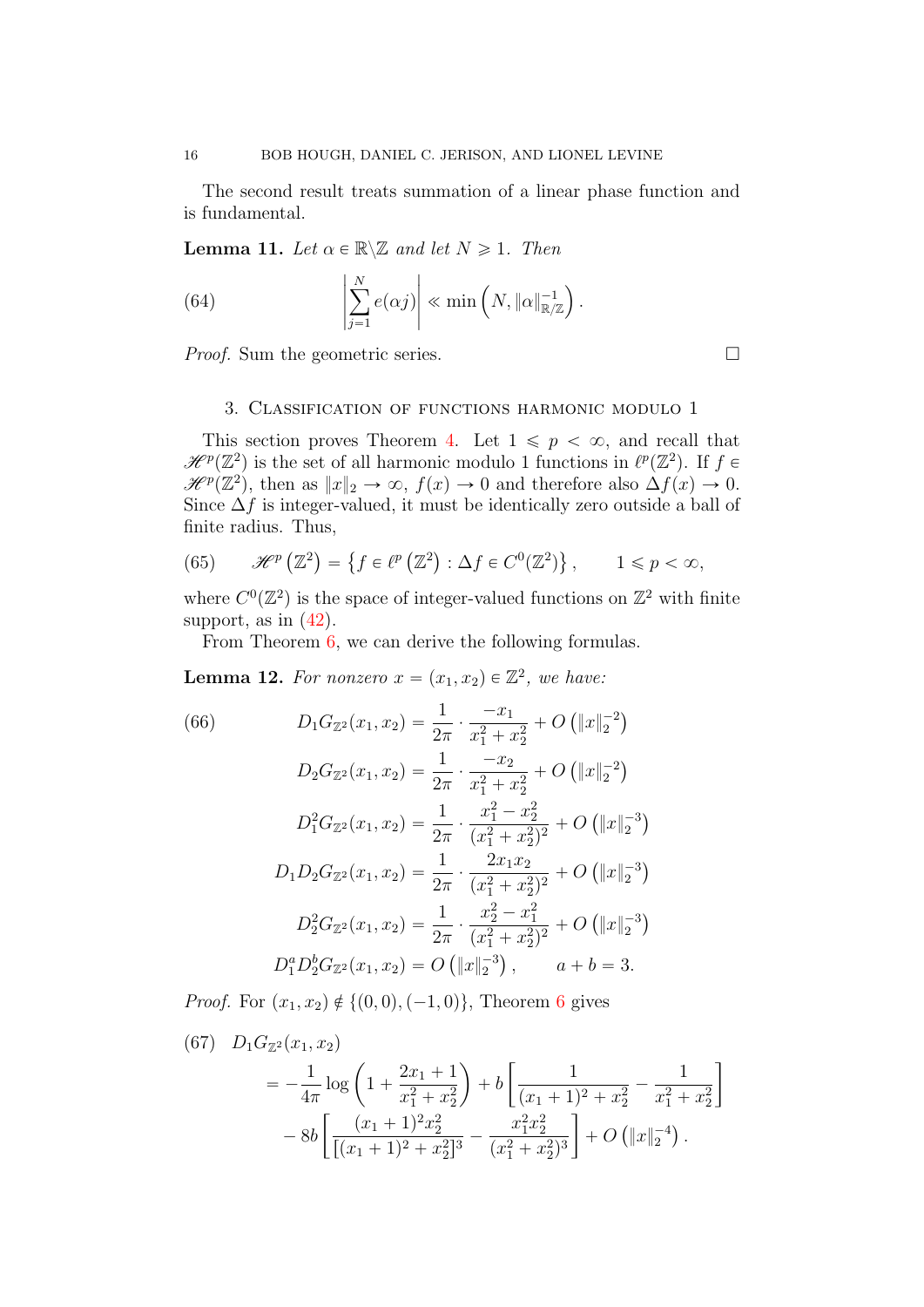The second result treats summation of a linear phase function and is fundamental.

**Lemma 11.** *Let $\alpha \in \mathbb{R}\backslash\mathbb{Z}$ and let $N \geqslant 1$. Then*

$$\left|\sum_{j=1}^{N} e(\alpha j)\right| \ll \min\left(N, \|\alpha\|_{\mathbb{R}/\mathbb{Z}}^{-1}\right). \tag{64}$$

*Proof.* Sum the geometric series. ∎

## 3. Classification of functions harmonic modulo 1

This section proves Theorem 4. Let $1 \leqslant p < \infty$, and recall that $\mathscr{H}^p(\mathbb{Z}^2)$ is the set of all harmonic modulo 1 functions in $\ell^p(\mathbb{Z}^2)$. If $f \in \mathscr{H}^p(\mathbb{Z}^2)$, then as $\|x\|_2 \to \infty$, $f(x) \to 0$ and therefore also $\Delta f(x) \to 0$. Since $\Delta f$ is integer-valued, it must be identically zero outside a ball of finite radius. Thus,

$$\mathscr{H}^p\left(\mathbb{Z}^2\right) = \left\{f \in \ell^p\left(\mathbb{Z}^2\right) : \Delta f \in C^0(\mathbb{Z}^2)\right\}, \qquad 1 \leqslant p < \infty, \tag{65}$$

where $C^0(\mathbb{Z}^2)$ is the space of integer-valued functions on $\mathbb{Z}^2$ with finite support, as in (42).

From Theorem 6, we can derive the following formulas.

**Lemma 12.** *For nonzero $x = (x_1, x_2) \in \mathbb{Z}^2$, we have:*

$$\begin{aligned}
D_1 G_{\mathbb{Z}^2}(x_1, x_2) &= \frac{1}{2\pi} \cdot \frac{-x_1}{x_1^2 + x_2^2} + O\left(\|x\|_2^{-2}\right) \\
D_2 G_{\mathbb{Z}^2}(x_1, x_2) &= \frac{1}{2\pi} \cdot \frac{-x_2}{x_1^2 + x_2^2} + O\left(\|x\|_2^{-2}\right) \\
D_1^2 G_{\mathbb{Z}^2}(x_1, x_2) &= \frac{1}{2\pi} \cdot \frac{x_1^2 - x_2^2}{(x_1^2 + x_2^2)^2} + O\left(\|x\|_2^{-3}\right) \\
D_1 D_2 G_{\mathbb{Z}^2}(x_1, x_2) &= \frac{1}{2\pi} \cdot \frac{2x_1 x_2}{(x_1^2 + x_2^2)^2} + O\left(\|x\|_2^{-3}\right) \\
D_2^2 G_{\mathbb{Z}^2}(x_1, x_2) &= \frac{1}{2\pi} \cdot \frac{x_2^2 - x_1^2}{(x_1^2 + x_2^2)^2} + O\left(\|x\|_2^{-3}\right) \\
D_1^a D_2^b G_{\mathbb{Z}^2}(x_1, x_2) &= O\left(\|x\|_2^{-3}\right), \qquad a + b = 3.
\end{aligned} \tag{66}$$

*Proof.* For $(x_1, x_2) \notin \{(0,0), (-1,0)\}$, Theorem 6 gives

$$\begin{aligned}
&D_1 G_{\mathbb{Z}^2}(x_1, x_2) \\
&\quad= -\frac{1}{4\pi} \log\left(1 + \frac{2x_1 + 1}{x_1^2 + x_2^2}\right) + b\left[\frac{1}{(x_1+1)^2 + x_2^2} - \frac{1}{x_1^2 + x_2^2}\right] \\
&\quad\quad - 8b\left[\frac{(x_1+1)^2 x_2^2}{[(x_1+1)^2 + x_2^2]^3} - \frac{x_1^2 x_2^2}{(x_1^2 + x_2^2)^3}\right] + O\left(\|x\|_2^{-4}\right).
\end{aligned} \tag{67}$$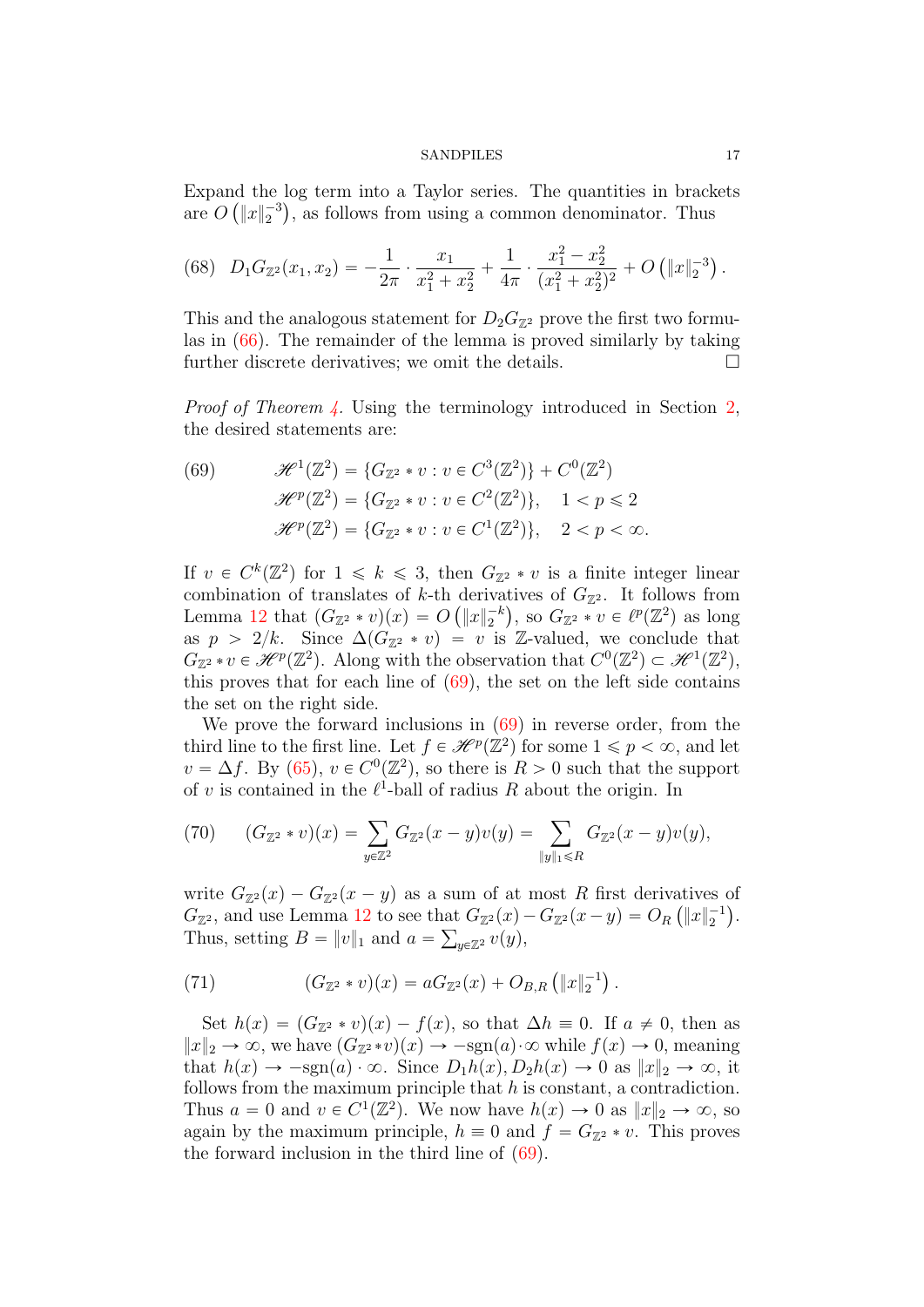Expand the log term into a Taylor series. The quantities in brackets are $O\left(\|x\|_2^{-3}\right)$, as follows from using a common denominator. Thus

$$D_1 G_{\mathbb{Z}^2}(x_1, x_2) = -\frac{1}{2\pi} \cdot \frac{x_1}{x_1^2 + x_2^2} + \frac{1}{4\pi} \cdot \frac{x_1^2 - x_2^2}{(x_1^2 + x_2^2)^2} + O\left(\|x\|_2^{-3}\right). \tag{68}$$

This and the analogous statement for $D_2 G_{\mathbb{Z}^2}$ prove the first two formulas in (66). The remainder of the lemma is proved similarly by taking further discrete derivatives; we omit the details. □

*Proof of Theorem 4.* Using the terminology introduced in Section 2, the desired statements are:

$$\begin{aligned} \mathscr{H}^1(\mathbb{Z}^2) &= \{G_{\mathbb{Z}^2} * v : v \in C^3(\mathbb{Z}^2)\} + C^0(\mathbb{Z}^2) \\ \mathscr{H}^p(\mathbb{Z}^2) &= \{G_{\mathbb{Z}^2} * v : v \in C^2(\mathbb{Z}^2)\}, \quad 1 < p \leqslant 2 \\ \mathscr{H}^p(\mathbb{Z}^2) &= \{G_{\mathbb{Z}^2} * v : v \in C^1(\mathbb{Z}^2)\}, \quad 2 < p < \infty. \end{aligned} \tag{69}$$

If $v \in C^k(\mathbb{Z}^2)$ for $1 \leqslant k \leqslant 3$, then $G_{\mathbb{Z}^2} * v$ is a finite integer linear combination of translates of $k$-th derivatives of $G_{\mathbb{Z}^2}$. It follows from Lemma 12 that $(G_{\mathbb{Z}^2} * v)(x) = O\left(\|x\|_2^{-k}\right)$, so $G_{\mathbb{Z}^2} * v \in \ell^p(\mathbb{Z}^2)$ as long as $p > 2/k$. Since $\Delta(G_{\mathbb{Z}^2} * v) = v$ is $\mathbb{Z}$-valued, we conclude that $G_{\mathbb{Z}^2} * v \in \mathscr{H}^p(\mathbb{Z}^2)$. Along with the observation that $C^0(\mathbb{Z}^2) \subset \mathscr{H}^1(\mathbb{Z}^2)$, this proves that for each line of (69), the set on the left side contains the set on the right side.

We prove the forward inclusions in (69) in reverse order, from the third line to the first line. Let $f \in \mathscr{H}^p(\mathbb{Z}^2)$ for some $1 \leqslant p < \infty$, and let $v = \Delta f$. By (65), $v \in C^0(\mathbb{Z}^2)$, so there is $R > 0$ such that the support of $v$ is contained in the $\ell^1$-ball of radius $R$ about the origin. In

$$(G_{\mathbb{Z}^2} * v)(x) = \sum_{y \in \mathbb{Z}^2} G_{\mathbb{Z}^2}(x - y) v(y) = \sum_{\|y\|_1 \leqslant R} G_{\mathbb{Z}^2}(x - y) v(y), \tag{70}$$

write $G_{\mathbb{Z}^2}(x) - G_{\mathbb{Z}^2}(x - y)$ as a sum of at most $R$ first derivatives of $G_{\mathbb{Z}^2}$, and use Lemma 12 to see that $G_{\mathbb{Z}^2}(x) - G_{\mathbb{Z}^2}(x - y) = O_R\left(\|x\|_2^{-1}\right)$. Thus, setting $B = \|v\|_1$ and $a = \sum_{y \in \mathbb{Z}^2} v(y)$,

$$(G_{\mathbb{Z}^2} * v)(x) = a G_{\mathbb{Z}^2}(x) + O_{B,R}\left(\|x\|_2^{-1}\right). \tag{71}$$

Set $h(x) = (G_{\mathbb{Z}^2} * v)(x) - f(x)$, so that $\Delta h \equiv 0$. If $a \neq 0$, then as $\|x\|_2 \to \infty$, we have $(G_{\mathbb{Z}^2} * v)(x) \to -\text{sgn}(a) \cdot \infty$ while $f(x) \to 0$, meaning that $h(x) \to -\text{sgn}(a) \cdot \infty$. Since $D_1 h(x), D_2 h(x) \to 0$ as $\|x\|_2 \to \infty$, it follows from the maximum principle that $h$ is constant, a contradiction. Thus $a = 0$ and $v \in C^1(\mathbb{Z}^2)$. We now have $h(x) \to 0$ as $\|x\|_2 \to \infty$, so again by the maximum principle, $h \equiv 0$ and $f = G_{\mathbb{Z}^2} * v$. This proves the forward inclusion in the third line of (69).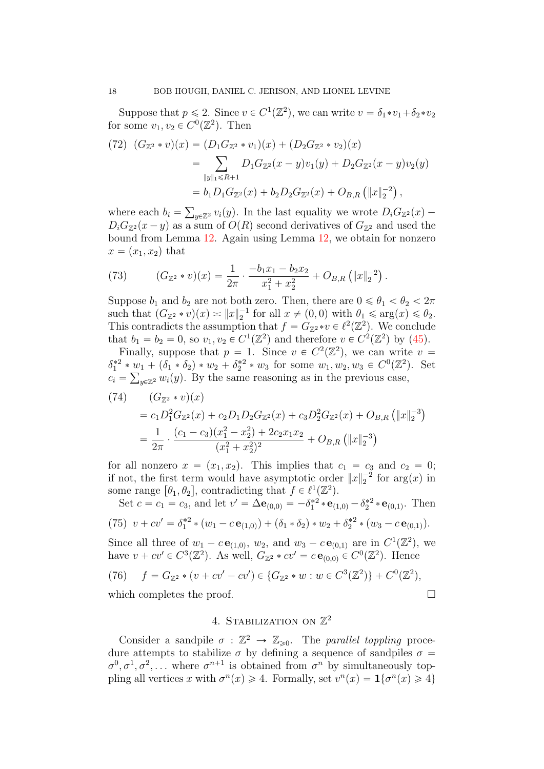Suppose that $p \leqslant 2$. Since $v \in C^1(\mathbb{Z}^2)$, we can write $v = \delta_1 * v_1 + \delta_2 * v_2$ for some $v_1, v_2 \in C^0(\mathbb{Z}^2)$. Then

$$
\begin{aligned}
(72)\quad (G_{\mathbb{Z}^2} * v)(x) &= (D_1 G_{\mathbb{Z}^2} * v_1)(x) + (D_2 G_{\mathbb{Z}^2} * v_2)(x) \\
&= \sum_{\|y\|_1 \leqslant R+1} D_1 G_{\mathbb{Z}^2}(x-y) v_1(y) + D_2 G_{\mathbb{Z}^2}(x-y) v_2(y) \\
&= b_1 D_1 G_{\mathbb{Z}^2}(x) + b_2 D_2 G_{\mathbb{Z}^2}(x) + O_{B,R}\left(\|x\|_2^{-2}\right),
\end{aligned}
$$

where each $b_i = \sum_{y \in \mathbb{Z}^2} v_i(y)$. In the last equality we wrote $D_i G_{\mathbb{Z}^2}(x) - D_i G_{\mathbb{Z}^2}(x-y)$ as a sum of $O(R)$ second derivatives of $G_{\mathbb{Z}^2}$ and used the bound from Lemma 12. Again using Lemma 12, we obtain for nonzero $x = (x_1, x_2)$ that

$$
(73)\qquad (G_{\mathbb{Z}^2} * v)(x) = \frac{1}{2\pi} \cdot \frac{-b_1 x_1 - b_2 x_2}{x_1^2 + x_2^2} + O_{B,R}\left(\|x\|_2^{-2}\right).
$$

Suppose $b_1$ and $b_2$ are not both zero. Then, there are $0 \leqslant \theta_1 < \theta_2 < 2\pi$ such that $(G_{\mathbb{Z}^2} * v)(x) \asymp \|x\|_2^{-1}$ for all $x \neq (0,0)$ with $\theta_1 \leqslant \arg(x) \leqslant \theta_2$. This contradicts the assumption that $f = G_{\mathbb{Z}^2} * v \in \ell^2(\mathbb{Z}^2)$. We conclude that $b_1 = b_2 = 0$, so $v_1, v_2 \in C^1(\mathbb{Z}^2)$ and therefore $v \in C^2(\mathbb{Z}^2)$ by (45).

Finally, suppose that $p = 1$. Since $v \in C^2(\mathbb{Z}^2)$, we can write $v = \delta_1^{*2} * w_1 + (\delta_1 * \delta_2) * w_2 + \delta_2^{*2} * w_3$ for some $w_1, w_2, w_3 \in C^0(\mathbb{Z}^2)$. Set $c_i = \sum_{y \in \mathbb{Z}^2} w_i(y)$. By the same reasoning as in the previous case,

$$
\begin{aligned}
(74)\qquad &(G_{\mathbb{Z}^2} * v)(x) \\
&= c_1 D_1^2 G_{\mathbb{Z}^2}(x) + c_2 D_1 D_2 G_{\mathbb{Z}^2}(x) + c_3 D_2^2 G_{\mathbb{Z}^2}(x) + O_{B,R}\left(\|x\|_2^{-3}\right) \\
&= \frac{1}{2\pi} \cdot \frac{(c_1 - c_3)(x_1^2 - x_2^2) + 2c_2 x_1 x_2}{(x_1^2 + x_2^2)^2} + O_{B,R}\left(\|x\|_2^{-3}\right)
\end{aligned}
$$

for all nonzero $x = (x_1, x_2)$. This implies that $c_1 = c_3$ and $c_2 = 0$; if not, the first term would have asymptotic order $\|x\|_2^{-2}$ for $\arg(x)$ in some range $[\theta_1, \theta_2]$, contradicting that $f \in \ell^1(\mathbb{Z}^2)$.

Set $c = c_1 = c_3$, and let $v' = \Delta \mathbf{e}_{(0,0)} = -\delta_1^{*2} * \mathbf{e}_{(1,0)} - \delta_2^{*2} * \mathbf{e}_{(0,1)}$. Then

$$
(75)\quad v + cv' = \delta_1^{*2} * (w_1 - c\,\mathbf{e}_{(1,0)}) + (\delta_1 * \delta_2) * w_2 + \delta_2^{*2} * (w_3 - c\,\mathbf{e}_{(0,1)}).
$$

Since all three of $w_1 - c\,\mathbf{e}_{(1,0)}$, $w_2$, and $w_3 - c\,\mathbf{e}_{(0,1)}$ are in $C^1(\mathbb{Z}^2)$, we have $v + cv' \in C^3(\mathbb{Z}^2)$. As well, $G_{\mathbb{Z}^2} * cv' = c\,\mathbf{e}_{(0,0)} \in C^0(\mathbb{Z}^2)$. Hence

$$
(76)\qquad f = G_{\mathbb{Z}^2} * (v + cv' - cv') \in \{G_{\mathbb{Z}^2} * w : w \in C^3(\mathbb{Z}^2)\} + C^0(\mathbb{Z}^2),
$$

which completes the proof. $\square$

## 4. Stabilization on $\mathbb{Z}^2$

Consider a sandpile $\sigma : \mathbb{Z}^2 \to \mathbb{Z}_{\geqslant 0}$. The *parallel toppling* procedure attempts to stabilize $\sigma$ by defining a sequence of sandpiles $\sigma = \sigma^0, \sigma^1, \sigma^2, \ldots$ where $\sigma^{n+1}$ is obtained from $\sigma^n$ by simultaneously toppling all vertices $x$ with $\sigma^n(x) \geqslant 4$. Formally, set $v^n(x) = \mathbf{1}\{\sigma^n(x) \geqslant 4\}$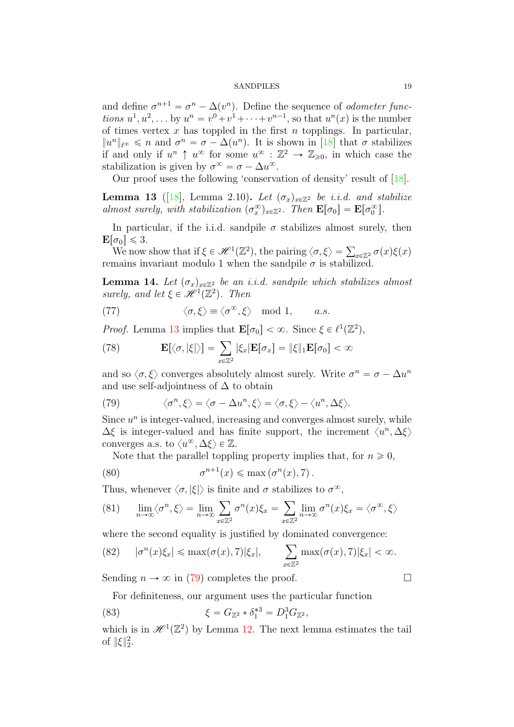and define $\sigma^{n+1} = \sigma^n - \Delta(v^n)$. Define the sequence of *odometer functions* $u^1, u^2, \ldots$ by $u^n = v^0 + v^1 + \cdots + v^{n-1}$, so that $u^n(x)$ is the number of times vertex $x$ has toppled in the first $n$ topplings. In particular, $\|u^n\|_{\ell^\infty} \leqslant n$ and $\sigma^n = \sigma - \Delta(u^n)$. It is shown in [18] that $\sigma$ stabilizes if and only if $u^n \uparrow u^\infty$ for some $u^\infty : \mathbb{Z}^2 \to \mathbb{Z}_{\geqslant 0}$, in which case the stabilization is given by $\sigma^\infty = \sigma - \Delta u^\infty$.

Our proof uses the following 'conservation of density' result of [18].

**Lemma 13** ([18], Lemma 2.10)**.** *Let $(\sigma_x)_{x\in\mathbb{Z}^2}$ be i.i.d. and stabilize almost surely, with stabilization $(\sigma_x^\infty)_{x\in\mathbb{Z}^2}$. Then $\mathbf{E}[\sigma_0] = \mathbf{E}[\sigma_0^\infty]$.*

In particular, if the i.i.d. sandpile $\sigma$ stabilizes almost surely, then $\mathbf{E}[\sigma_0] \leqslant 3$.

We now show that if $\xi \in \mathscr{H}^1(\mathbb{Z}^2)$, the pairing $\langle \sigma, \xi\rangle = \sum_{x\in\mathbb{Z}^2} \sigma(x)\xi(x)$ remains invariant modulo 1 when the sandpile $\sigma$ is stabilized.

**Lemma 14.** *Let $(\sigma_x)_{x\in\mathbb{Z}^2}$ be an i.i.d. sandpile which stabilizes almost surely, and let $\xi \in \mathscr{H}^1(\mathbb{Z}^2)$. Then*

$$\langle \sigma, \xi\rangle \equiv \langle \sigma^\infty, \xi\rangle \mod 1, \qquad a.s. \tag{77}$$

*Proof.* Lemma 13 implies that $\mathbf{E}[\sigma_0] < \infty$. Since $\xi \in \ell^1(\mathbb{Z}^2)$,

$$\mathbf{E}[\langle \sigma, |\xi|\rangle] = \sum_{x\in\mathbb{Z}^2} |\xi_x| \mathbf{E}[\sigma_x] = \|\xi\|_1 \mathbf{E}[\sigma_0] < \infty \tag{78}$$

and so $\langle \sigma, \xi\rangle$ converges absolutely almost surely. Write $\sigma^n = \sigma - \Delta u^n$ and use self-adjointness of $\Delta$ to obtain

$$\langle \sigma^n, \xi\rangle = \langle \sigma - \Delta u^n, \xi\rangle = \langle \sigma, \xi\rangle - \langle u^n, \Delta\xi\rangle. \tag{79}$$

Since $u^n$ is integer-valued, increasing and converges almost surely, while $\Delta\xi$ is integer-valued and has finite support, the increment $\langle u^n, \Delta\xi\rangle$ converges a.s. to $\langle u^\infty, \Delta\xi\rangle \in \mathbb{Z}$.

Note that the parallel toppling property implies that, for $n \geqslant 0$,

$$\sigma^{n+1}(x) \leqslant \max\left(\sigma^n(x), 7\right). \tag{80}$$

Thus, whenever $\langle \sigma, |\xi|\rangle$ is finite and $\sigma$ stabilizes to $\sigma^\infty$,

$$\lim_{n\to\infty} \langle \sigma^n, \xi\rangle = \lim_{n\to\infty} \sum_{x\in\mathbb{Z}^2} \sigma^n(x)\xi_x = \sum_{x\in\mathbb{Z}^2} \lim_{n\to\infty} \sigma^n(x)\xi_x = \langle \sigma^\infty, \xi\rangle \tag{81}$$

where the second equality is justified by dominated convergence:

$$|\sigma^n(x)\xi_x| \leqslant \max(\sigma(x), 7)|\xi_x|, \qquad \sum_{x\in\mathbb{Z}^2} \max(\sigma(x), 7)|\xi_x| < \infty. \tag{82}$$

Sending $n \to \infty$ in (79) completes the proof. $\square$

For definiteness, our argument uses the particular function

$$\xi = G_{\mathbb{Z}^2} * \delta_1^{*3} = D_1^3 G_{\mathbb{Z}^2}, \tag{83}$$

which is in $\mathscr{H}^1(\mathbb{Z}^2)$ by Lemma 12. The next lemma estimates the tail of $\|\xi\|_2^2$.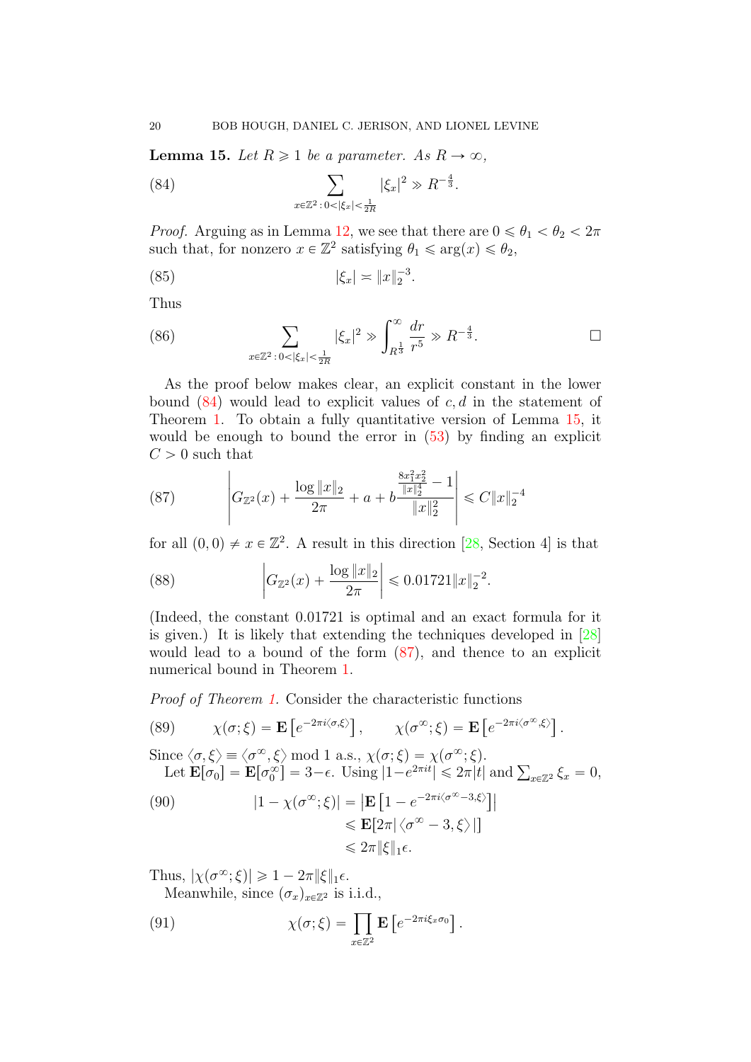**Lemma 15.** *Let $R \geqslant 1$ be a parameter. As $R \to \infty$,*

$$\sum_{x \in \mathbb{Z}^2 : 0 < |\xi_x| < \frac{1}{2R}} |\xi_x|^2 \gg R^{-\frac{4}{3}}. \tag{84}$$

*Proof.* Arguing as in Lemma 12, we see that there are $0 \leqslant \theta_1 < \theta_2 < 2\pi$ such that, for nonzero $x \in \mathbb{Z}^2$ satisfying $\theta_1 \leqslant \arg(x) \leqslant \theta_2$,

$$|\xi_x| \asymp \|x\|_2^{-3}. \tag{85}$$

Thus

$$\sum_{x \in \mathbb{Z}^2 : 0 < |\xi_x| < \frac{1}{2R}} |\xi_x|^2 \gg \int_{R^{\frac{1}{3}}}^{\infty} \frac{dr}{r^5} \gg R^{-\frac{4}{3}}. \tag{86}$$

□

As the proof below makes clear, an explicit constant in the lower bound (84) would lead to explicit values of $c, d$ in the statement of Theorem 1. To obtain a fully quantitative version of Lemma 15, it would be enough to bound the error in (53) by finding an explicit $C > 0$ such that

$$\left| G_{\mathbb{Z}^2}(x) + \frac{\log \|x\|_2}{2\pi} + a + b \frac{\frac{8x_1^2 x_2^2}{\|x\|_2^4} - 1}{\|x\|_2^2} \right| \leqslant C \|x\|_2^{-4} \tag{87}$$

for all $(0,0) \neq x \in \mathbb{Z}^2$. A result in this direction [28, Section 4] is that

$$\left| G_{\mathbb{Z}^2}(x) + \frac{\log \|x\|_2}{2\pi} \right| \leqslant 0.01721 \|x\|_2^{-2}. \tag{88}$$

(Indeed, the constant 0.01721 is optimal and an exact formula for it is given.) It is likely that extending the techniques developed in [28] would lead to a bound of the form (87), and thence to an explicit numerical bound in Theorem 1.

*Proof of Theorem 1.* Consider the characteristic functions

$$\chi(\sigma; \xi) = \mathbf{E}\left[e^{-2\pi i \langle \sigma, \xi \rangle}\right], \qquad \chi(\sigma^\infty; \xi) = \mathbf{E}\left[e^{-2\pi i \langle \sigma^\infty, \xi \rangle}\right]. \tag{89}$$

Since $\langle \sigma, \xi \rangle \equiv \langle \sigma^\infty, \xi \rangle \bmod 1$ a.s., $\chi(\sigma; \xi) = \chi(\sigma^\infty; \xi)$.

Let $\mathbf{E}[\sigma_0] = \mathbf{E}[\sigma_0^\infty] = 3 - \epsilon$. Using $|1 - e^{2\pi i t}| \leqslant 2\pi |t|$ and $\sum_{x \in \mathbb{Z}^2} \xi_x = 0$,

$$\begin{aligned}
|1 - \chi(\sigma^\infty; \xi)| &= \left| \mathbf{E}\left[1 - e^{-2\pi i \langle \sigma^\infty - 3, \xi \rangle}\right] \right| \\
&\leqslant \mathbf{E}[2\pi |\langle \sigma^\infty - 3, \xi \rangle|] \\
&\leqslant 2\pi \|\xi\|_1 \epsilon.
\end{aligned} \tag{90}$$

Thus, $|\chi(\sigma^\infty; \xi)| \geqslant 1 - 2\pi \|\xi\|_1 \epsilon$.

Meanwhile, since $(\sigma_x)_{x \in \mathbb{Z}^2}$ is i.i.d.,

$$\chi(\sigma; \xi) = \prod_{x \in \mathbb{Z}^2} \mathbf{E}\left[e^{-2\pi i \xi_x \sigma_0}\right]. \tag{91}$$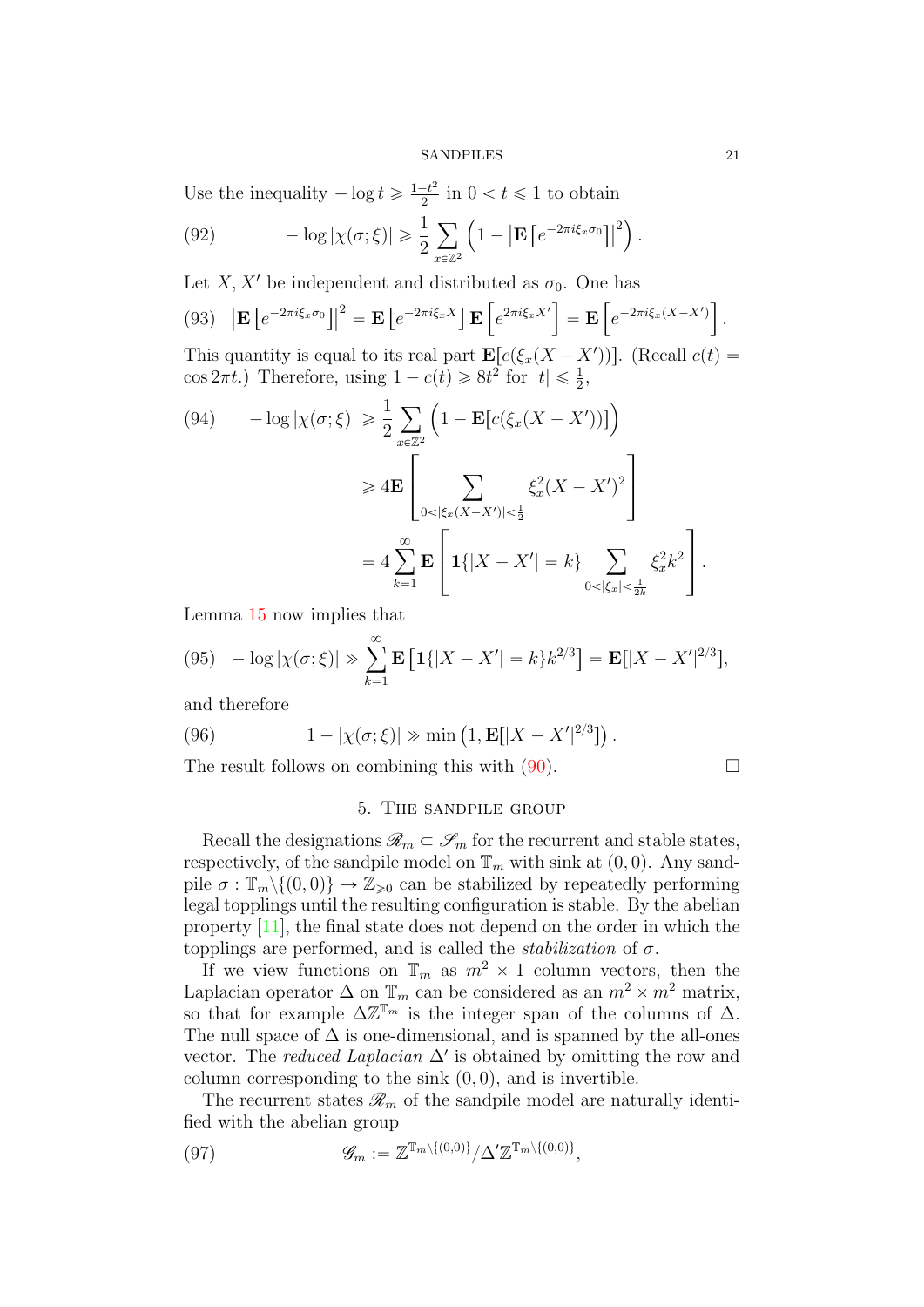Use the inequality $-\log t \geqslant \frac{1-t^2}{2}$ in $0 < t \leqslant 1$ to obtain

$$-\log |\chi(\sigma;\xi)| \geqslant \frac{1}{2}\sum_{x\in\mathbb{Z}^2}\left(1 - \left|\mathbf{E}\left[e^{-2\pi i \xi_x \sigma_0}\right]\right|^2\right). \tag{92}$$

Let $X, X'$ be independent and distributed as $\sigma_0$. One has

$$\left|\mathbf{E}\left[e^{-2\pi i \xi_x \sigma_0}\right]\right|^2 = \mathbf{E}\left[e^{-2\pi i \xi_x X}\right]\mathbf{E}\left[e^{2\pi i \xi_x X'}\right] = \mathbf{E}\left[e^{-2\pi i \xi_x (X-X')}\right]. \tag{93}$$

This quantity is equal to its real part $\mathbf{E}[c(\xi_x(X-X'))]$. (Recall $c(t) = \cos 2\pi t$.) Therefore, using $1 - c(t) \geqslant 8t^2$ for $|t| \leqslant \frac{1}{2}$,

$$\begin{aligned}
-\log|\chi(\sigma;\xi)| &\geqslant \frac{1}{2}\sum_{x\in\mathbb{Z}^2}\Big(1 - \mathbf{E}[c(\xi_x(X-X'))]\Big) \\
&\geqslant 4\mathbf{E}\left[\sum_{0<|\xi_x(X-X')|<\frac{1}{2}} \xi_x^2 (X-X')^2\right] \\
&= 4\sum_{k=1}^{\infty}\mathbf{E}\left[\mathbf{1}\{|X-X'|=k\}\sum_{0<|\xi_x|<\frac{1}{2k}} \xi_x^2 k^2\right].
\end{aligned} \tag{94}$$

Lemma 15 now implies that

$$-\log|\chi(\sigma;\xi)| \gg \sum_{k=1}^{\infty}\mathbf{E}\left[\mathbf{1}\{|X-X'|=k\}k^{2/3}\right] = \mathbf{E}[|X-X'|^{2/3}], \tag{95}$$

and therefore

$$1 - |\chi(\sigma;\xi)| \gg \min\left(1, \mathbf{E}[|X-X'|^{2/3}]\right). \tag{96}$$

The result follows on combining this with (90). $\square$

## 5. The sandpile group

Recall the designations $\mathscr{R}_m \subset \mathscr{S}_m$ for the recurrent and stable states, respectively, of the sandpile model on $\mathbb{T}_m$ with sink at $(0,0)$. Any sandpile $\sigma : \mathbb{T}_m \backslash \{(0,0)\} \to \mathbb{Z}_{\geqslant 0}$ can be stabilized by repeatedly performing legal topplings until the resulting configuration is stable. By the abelian property [11], the final state does not depend on the order in which the topplings are performed, and is called the *stabilization* of $\sigma$.

If we view functions on $\mathbb{T}_m$ as $m^2 \times 1$ column vectors, then the Laplacian operator $\Delta$ on $\mathbb{T}_m$ can be considered as an $m^2 \times m^2$ matrix, so that for example $\Delta\mathbb{Z}^{\mathbb{T}_m}$ is the integer span of the columns of $\Delta$. The null space of $\Delta$ is one-dimensional, and is spanned by the all-ones vector. The *reduced Laplacian* $\Delta'$ is obtained by omitting the row and column corresponding to the sink $(0,0)$, and is invertible.

The recurrent states $\mathscr{R}_m$ of the sandpile model are naturally identified with the abelian group

$$\mathscr{G}_m := \mathbb{Z}^{\mathbb{T}_m \backslash \{(0,0)\}} / \Delta' \mathbb{Z}^{\mathbb{T}_m \backslash \{(0,0)\}}, \tag{97}$$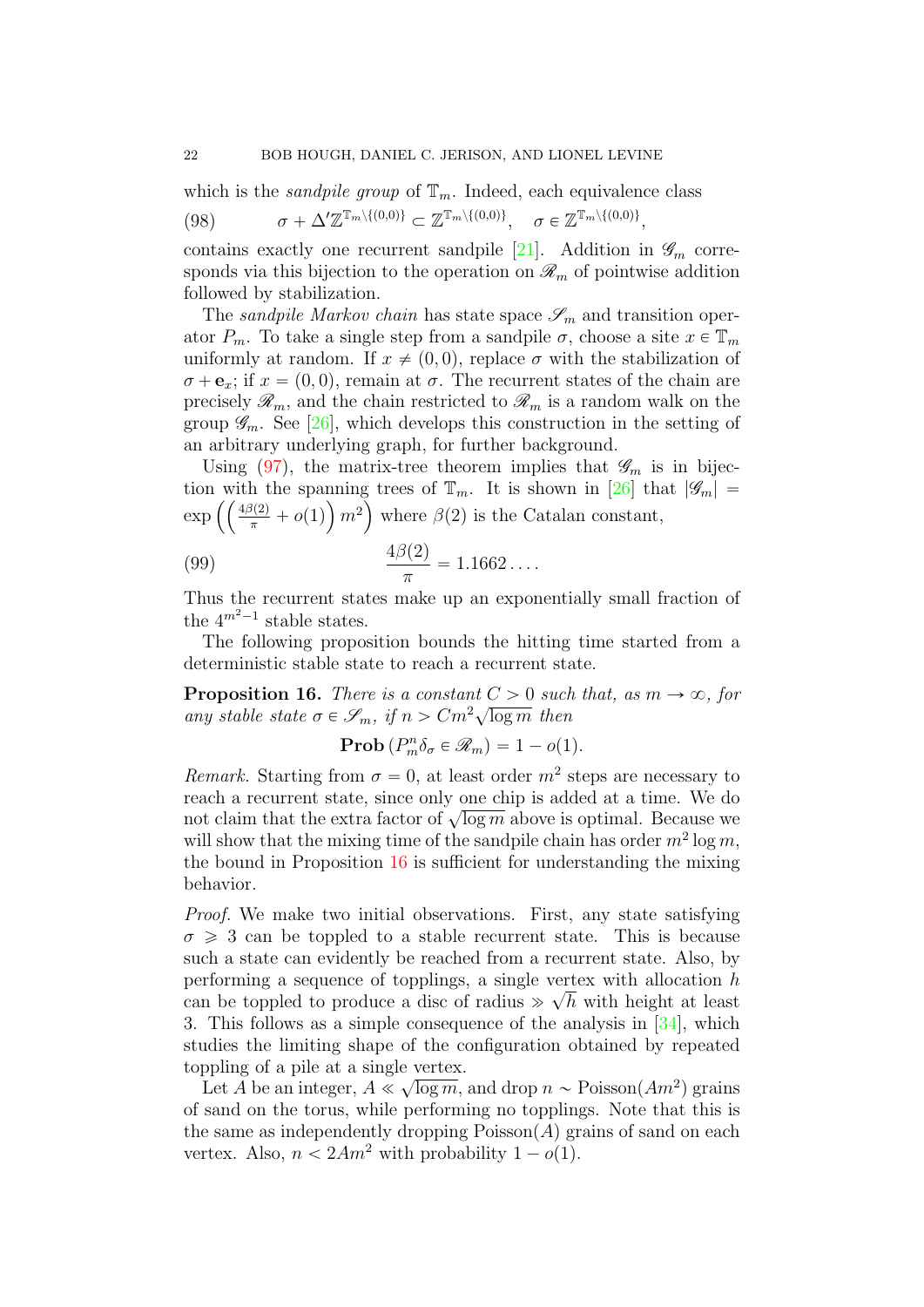which is the *sandpile group* of $\mathbb{T}_m$. Indeed, each equivalence class

$$\sigma + \Delta' \mathbb{Z}^{\mathbb{T}_m \setminus \{(0,0)\}} \subset \mathbb{Z}^{\mathbb{T}_m \setminus \{(0,0)\}}, \quad \sigma \in \mathbb{Z}^{\mathbb{T}_m \setminus \{(0,0)\}}, \tag{98}$$

contains exactly one recurrent sandpile [21]. Addition in $\mathscr{G}_m$ corresponds via this bijection to the operation on $\mathscr{R}_m$ of pointwise addition followed by stabilization.

The *sandpile Markov chain* has state space $\mathscr{S}_m$ and transition operator $P_m$. To take a single step from a sandpile $\sigma$, choose a site $x \in \mathbb{T}_m$ uniformly at random. If $x \neq (0,0)$, replace $\sigma$ with the stabilization of $\sigma + \mathbf{e}_x$; if $x = (0,0)$, remain at $\sigma$. The recurrent states of the chain are precisely $\mathscr{R}_m$, and the chain restricted to $\mathscr{R}_m$ is a random walk on the group $\mathscr{G}_m$. See [26], which develops this construction in the setting of an arbitrary underlying graph, for further background.

Using (97), the matrix-tree theorem implies that $\mathscr{G}_m$ is in bijection with the spanning trees of $\mathbb{T}_m$. It is shown in [26] that $|\mathscr{G}_m| = \exp\left(\left(\frac{4\beta(2)}{\pi} + o(1)\right) m^2\right)$ where $\beta(2)$ is the Catalan constant,

$$\frac{4\beta(2)}{\pi} = 1.1662\ldots. \tag{99}$$

Thus the recurrent states make up an exponentially small fraction of the $4^{m^2-1}$ stable states.

The following proposition bounds the hitting time started from a deterministic stable state to reach a recurrent state.

**Proposition 16.** *There is a constant $C > 0$ such that, as $m \to \infty$, for any stable state $\sigma \in \mathscr{S}_m$, if $n > Cm^2\sqrt{\log m}$ then*

$$\mathbf{Prob}\left(P_m^n \delta_\sigma \in \mathscr{R}_m\right) = 1 - o(1).$$

*Remark.* Starting from $\sigma = 0$, at least order $m^2$ steps are necessary to reach a recurrent state, since only one chip is added at a time. We do not claim that the extra factor of $\sqrt{\log m}$ above is optimal. Because we will show that the mixing time of the sandpile chain has order $m^2 \log m$, the bound in Proposition 16 is sufficient for understanding the mixing behavior.

*Proof.* We make two initial observations. First, any state satisfying $\sigma \geqslant 3$ can be toppled to a stable recurrent state. This is because such a state can evidently be reached from a recurrent state. Also, by performing a sequence of topplings, a single vertex with allocation $h$ can be toppled to produce a disc of radius $\gg \sqrt{h}$ with height at least 3. This follows as a simple consequence of the analysis in [34], which studies the limiting shape of the configuration obtained by repeated toppling of a pile at a single vertex.

Let $A$ be an integer, $A \ll \sqrt{\log m}$, and drop $n \sim \text{Poisson}(Am^2)$ grains of sand on the torus, while performing no topplings. Note that this is the same as independently dropping $\text{Poisson}(A)$ grains of sand on each vertex. Also, $n < 2Am^2$ with probability $1 - o(1)$.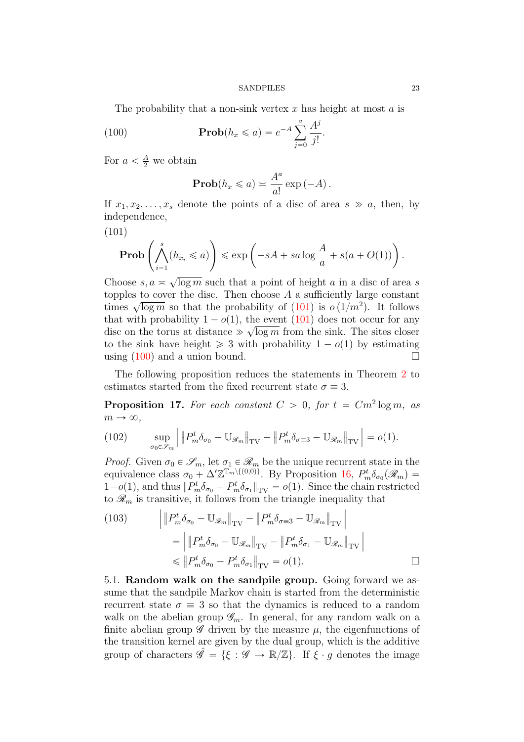The probability that a non-sink vertex $x$ has height at most $a$ is

$$\mathbf{Prob}(h_x \leqslant a) = e^{-A} \sum_{j=0}^{a} \frac{A^j}{j!}. \tag{100}$$

For $a < \frac{A}{2}$ we obtain

$$\mathbf{Prob}(h_x \leqslant a) \asymp \frac{A^a}{a!} \exp\left(-A\right).$$

If $x_1, x_2, \ldots, x_s$ denote the points of a disc of area $s \gg a$, then, by independence,

$$\mathbf{Prob}\left(\bigwedge_{i=1}^{s} (h_{x_i} \leqslant a)\right) \leqslant \exp\left(-sA + sa \log \frac{A}{a} + s(a + O(1))\right). \tag{101}$$

Choose $s, a \asymp \sqrt{\log m}$ such that a point of height $a$ in a disc of area $s$ topples to cover the disc. Then choose $A$ a sufficiently large constant times $\sqrt{\log m}$ so that the probability of (101) is $o\left(1/m^2\right)$. It follows that with probability $1 - o(1)$, the event (101) does not occur for any disc on the torus at distance $\gg \sqrt{\log m}$ from the sink. The sites closer to the sink have height $\geqslant 3$ with probability $1 - o(1)$ by estimating using (100) and a union bound. $\square$

The following proposition reduces the statements in Theorem 2 to estimates started from the fixed recurrent state $\sigma \equiv 3$.

**Proposition 17.** *For each constant $C > 0$, for $t = Cm^2 \log m$, as $m \to \infty$,*

$$\sup_{\sigma_0 \in \mathscr{S}_m} \left| \left\| P_m^t \delta_{\sigma_0} - \mathbb{U}_{\mathscr{R}_m} \right\|_{\mathrm{TV}} - \left\| P_m^t \delta_{\sigma \equiv 3} - \mathbb{U}_{\mathscr{R}_m} \right\|_{\mathrm{TV}} \right| = o(1). \tag{102}$$

*Proof.* Given $\sigma_0 \in \mathscr{S}_m$, let $\sigma_1 \in \mathscr{R}_m$ be the unique recurrent state in the equivalence class $\sigma_0 + \Delta' \mathbb{Z}^{\mathbb{T}_m \setminus \{(0,0)\}}$. By Proposition 16, $P_m^t \delta_{\sigma_0}(\mathscr{R}_m) = 1 - o(1)$, and thus $\|P_m^t \delta_{\sigma_0} - P_m^t \delta_{\sigma_1}\|_{\mathrm{TV}} = o(1)$. Since the chain restricted to $\mathscr{R}_m$ is transitive, it follows from the triangle inequality that

$$\begin{aligned}
&\left| \left\| P_m^t \delta_{\sigma_0} - \mathbb{U}_{\mathscr{R}_m} \right\|_{\mathrm{TV}} - \left\| P_m^t \delta_{\sigma \equiv 3} - \mathbb{U}_{\mathscr{R}_m} \right\|_{\mathrm{TV}} \right| \\
&\quad = \left| \left\| P_m^t \delta_{\sigma_0} - \mathbb{U}_{\mathscr{R}_m} \right\|_{\mathrm{TV}} - \left\| P_m^t \delta_{\sigma_1} - \mathbb{U}_{\mathscr{R}_m} \right\|_{\mathrm{TV}} \right| \\
&\quad \leqslant \left\| P_m^t \delta_{\sigma_0} - P_m^t \delta_{\sigma_1} \right\|_{\mathrm{TV}} = o(1).
\end{aligned} \tag{103}$$

$\square$

5.1. **Random walk on the sandpile group.** Going forward we assume that the sandpile Markov chain is started from the deterministic recurrent state $\sigma \equiv 3$ so that the dynamics is reduced to a random walk on the abelian group $\mathscr{G}_m$. In general, for any random walk on a finite abelian group $\mathscr{G}$ driven by the measure $\mu$, the eigenfunctions of the transition kernel are given by the dual group, which is the additive group of characters $\hat{\mathscr{G}} = \{\xi : \mathscr{G} \to \mathbb{R}/\mathbb{Z}\}$. If $\xi \cdot g$ denotes the image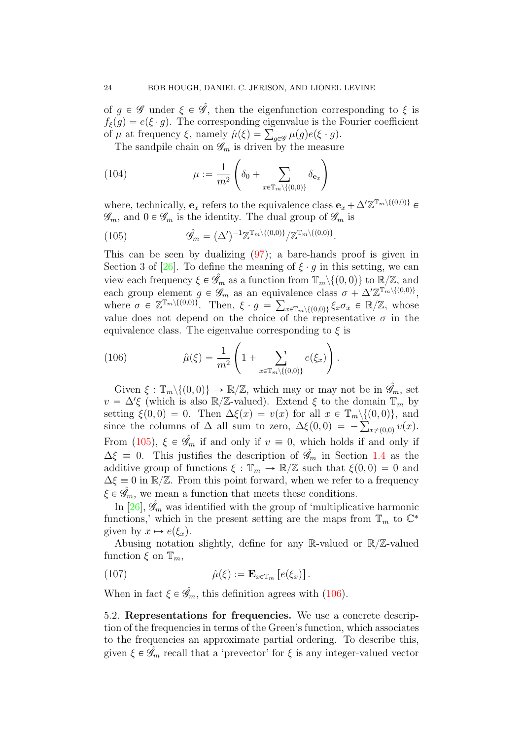of $g \in \mathscr{G}$ under $\xi \in \hat{\mathscr{G}}$, then the eigenfunction corresponding to $\xi$ is $f_\xi(g) = e(\xi \cdot g)$. The corresponding eigenvalue is the Fourier coefficient of $\mu$ at frequency $\xi$, namely $\hat{\mu}(\xi) = \sum_{g \in \mathscr{G}} \mu(g) e(\xi \cdot g)$.

The sandpile chain on $\mathscr{G}_m$ is driven by the measure

$$\mu := \frac{1}{m^2}\left(\delta_0 + \sum_{x \in \mathbb{T}_m \setminus \{(0,0)\}} \delta_{\mathbf{e}_x}\right) \tag{104}$$

where, technically, $\mathbf{e}_x$ refers to the equivalence class $\mathbf{e}_x + \Delta' \mathbb{Z}^{\mathbb{T}_m \setminus \{(0,0)\}} \in \mathscr{G}_m$, and $0 \in \mathscr{G}_m$ is the identity. The dual group of $\mathscr{G}_m$ is

$$\hat{\mathscr{G}}_m = (\Delta')^{-1} \mathbb{Z}^{\mathbb{T}_m \setminus \{(0,0)\}} / \mathbb{Z}^{\mathbb{T}_m \setminus \{(0,0)\}}. \tag{105}$$

This can be seen by dualizing (97); a bare-hands proof is given in Section 3 of [26]. To define the meaning of $\xi \cdot g$ in this setting, we can view each frequency $\xi \in \hat{\mathscr{G}}_m$ as a function from $\mathbb{T}_m \setminus \{(0,0)\}$ to $\mathbb{R}/\mathbb{Z}$, and each group element $g \in \mathscr{G}_m$ as an equivalence class $\sigma + \Delta' \mathbb{Z}^{\mathbb{T}_m \setminus \{(0,0)\}}$, where $\sigma \in \mathbb{Z}^{\mathbb{T}_m \setminus \{(0,0)\}}$. Then, $\xi \cdot g = \sum_{x \in \mathbb{T}_m \setminus \{(0,0)\}} \xi_x \sigma_x \in \mathbb{R}/\mathbb{Z}$, whose value does not depend on the choice of the representative $\sigma$ in the equivalence class. The eigenvalue corresponding to $\xi$ is

$$\hat{\mu}(\xi) = \frac{1}{m^2}\left(1 + \sum_{x \in \mathbb{T}_m \setminus \{(0,0)\}} e(\xi_x)\right). \tag{106}$$

Given $\xi : \mathbb{T}_m \setminus \{(0,0)\} \to \mathbb{R}/\mathbb{Z}$, which may or may not be in $\hat{\mathscr{G}}_m$, set $v = \Delta' \xi$ (which is also $\mathbb{R}/\mathbb{Z}$-valued). Extend $\xi$ to the domain $\mathbb{T}_m$ by setting $\xi(0,0) = 0$. Then $\Delta \xi(x) = v(x)$ for all $x \in \mathbb{T}_m \setminus \{(0,0)\}$, and since the columns of $\Delta$ all sum to zero, $\Delta \xi(0,0) = -\sum_{x \neq (0,0)} v(x)$. From (105), $\xi \in \hat{\mathscr{G}}_m$ if and only if $v \equiv 0$, which holds if and only if $\Delta \xi \equiv 0$. This justifies the description of $\hat{\mathscr{G}}_m$ in Section 1.4 as the additive group of functions $\xi : \mathbb{T}_m \to \mathbb{R}/\mathbb{Z}$ such that $\xi(0,0) = 0$ and $\Delta \xi \equiv 0$ in $\mathbb{R}/\mathbb{Z}$. From this point forward, when we refer to a frequency $\xi \in \hat{\mathscr{G}}_m$, we mean a function that meets these conditions.

In [26], $\hat{\mathscr{G}}_m$ was identified with the group of 'multiplicative harmonic functions,' which in the present setting are the maps from $\mathbb{T}_m$ to $\mathbb{C}^*$ given by $x \mapsto e(\xi_x)$.

Abusing notation slightly, define for any $\mathbb{R}$-valued or $\mathbb{R}/\mathbb{Z}$-valued function $\xi$ on $\mathbb{T}_m$,

$$\hat{\mu}(\xi) := \mathbf{E}_{x \in \mathbb{T}_m}\left[e(\xi_x)\right]. \tag{107}$$

When in fact $\xi \in \hat{\mathscr{G}}_m$, this definition agrees with (106).

5.2. **Representations for frequencies.** We use a concrete description of the frequencies in terms of the Green's function, which associates to the frequencies an approximate partial ordering. To describe this, given $\xi \in \hat{\mathscr{G}}_m$ recall that a 'prevector' for $\xi$ is any integer-valued vector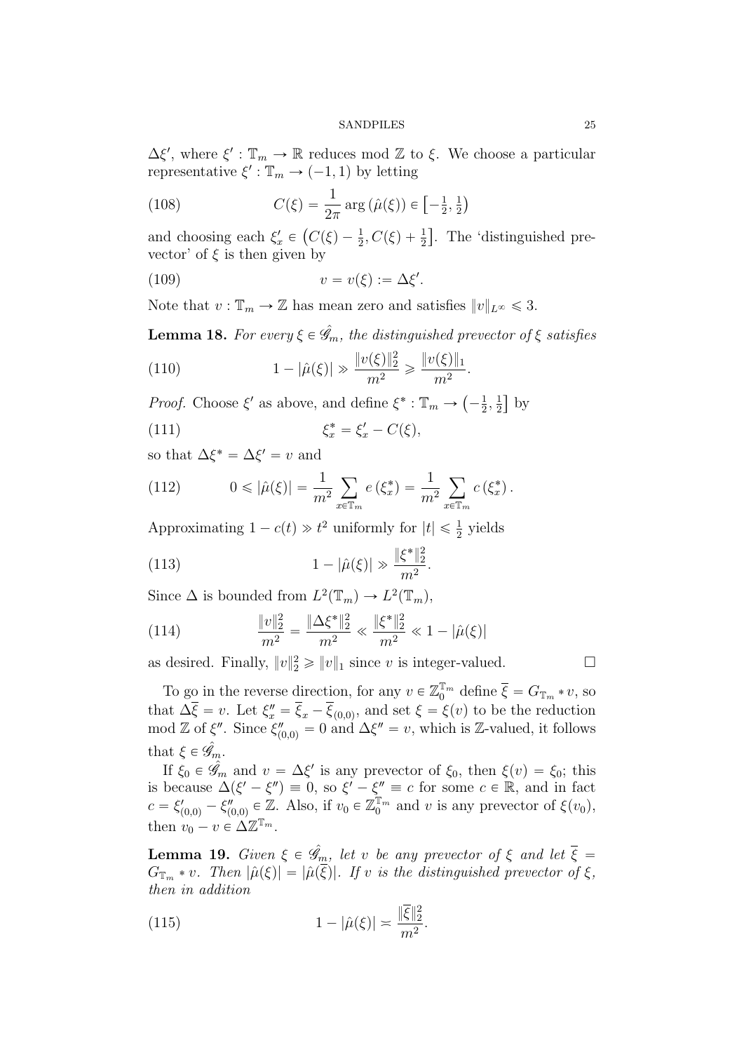$\Delta\xi'$, where $\xi' : \mathbb{T}_m \to \mathbb{R}$ reduces mod $\mathbb{Z}$ to $\xi$. We choose a particular representative $\xi' : \mathbb{T}_m \to (-1, 1)$ by letting

$$C(\xi) = \frac{1}{2\pi} \arg\left(\hat{\mu}(\xi)\right) \in \left[-\tfrac{1}{2}, \tfrac{1}{2}\right) \tag{108}$$

and choosing each $\xi'_x \in \left(C(\xi) - \frac{1}{2}, C(\xi) + \frac{1}{2}\right]$. The 'distinguished prevector' of $\xi$ is then given by

$$v = v(\xi) := \Delta\xi'. \tag{109}$$

Note that $v : \mathbb{T}_m \to \mathbb{Z}$ has mean zero and satisfies $\|v\|_{L^\infty} \leqslant 3$.

**Lemma 18.** *For every $\xi \in \hat{\mathscr{G}}_m$, the distinguished prevector of $\xi$ satisfies*

$$1 - |\hat{\mu}(\xi)| \gg \frac{\|v(\xi)\|_2^2}{m^2} \geqslant \frac{\|v(\xi)\|_1}{m^2}. \tag{110}$$

*Proof.* Choose $\xi'$ as above, and define $\xi^* : \mathbb{T}_m \to \left(-\frac{1}{2}, \frac{1}{2}\right]$ by

$$\xi^*_x = \xi'_x - C(\xi), \tag{111}$$

so that $\Delta\xi^* = \Delta\xi' = v$ and

$$0 \leqslant |\hat{\mu}(\xi)| = \frac{1}{m^2} \sum_{x \in \mathbb{T}_m} e\left(\xi^*_x\right) = \frac{1}{m^2} \sum_{x \in \mathbb{T}_m} c\left(\xi^*_x\right). \tag{112}$$

Approximating $1 - c(t) \gg t^2$ uniformly for $|t| \leqslant \frac{1}{2}$ yields

$$1 - |\hat{\mu}(\xi)| \gg \frac{\|\xi^*\|_2^2}{m^2}. \tag{113}$$

Since $\Delta$ is bounded from $L^2(\mathbb{T}_m) \to L^2(\mathbb{T}_m)$,

$$\frac{\|v\|_2^2}{m^2} = \frac{\|\Delta\xi^*\|_2^2}{m^2} \ll \frac{\|\xi^*\|_2^2}{m^2} \ll 1 - |\hat{\mu}(\xi)| \tag{114}$$

as desired. Finally, $\|v\|_2^2 \geqslant \|v\|_1$ since $v$ is integer-valued. $\square$

To go in the reverse direction, for any $v \in \mathbb{Z}_0^{\mathbb{T}_m}$ define $\overline{\xi} = G_{\mathbb{T}_m} * v$, so that $\Delta\overline{\xi} = v$. Let $\xi''_x = \overline{\xi}_x - \overline{\xi}_{(0,0)}$, and set $\xi = \xi(v)$ to be the reduction mod $\mathbb{Z}$ of $\xi''$. Since $\xi''_{(0,0)} = 0$ and $\Delta\xi'' = v$, which is $\mathbb{Z}$-valued, it follows that $\xi \in \hat{\mathscr{G}}_m$.

If $\xi_0 \in \hat{\mathscr{G}}_m$ and $v = \Delta\xi'$ is any prevector of $\xi_0$, then $\xi(v) = \xi_0$; this is because $\Delta(\xi' - \xi'') \equiv 0$, so $\xi' - \xi'' \equiv c$ for some $c \in \mathbb{R}$, and in fact $c = \xi'_{(0,0)} - \xi''_{(0,0)} \in \mathbb{Z}$. Also, if $v_0 \in \mathbb{Z}_0^{\mathbb{T}_m}$ and $v$ is any prevector of $\xi(v_0)$, then $v_0 - v \in \Delta\mathbb{Z}^{\mathbb{T}_m}$.

**Lemma 19.** *Given $\xi \in \hat{\mathscr{G}}_m$, let $v$ be any prevector of $\xi$ and let $\overline{\xi} = G_{\mathbb{T}_m} * v$. Then $|\hat{\mu}(\xi)| = |\hat{\mu}(\overline{\xi})|$. If $v$ is the distinguished prevector of $\xi$, then in addition*

$$1 - |\hat{\mu}(\xi)| \asymp \frac{\|\overline{\xi}\|_2^2}{m^2}. \tag{115}$$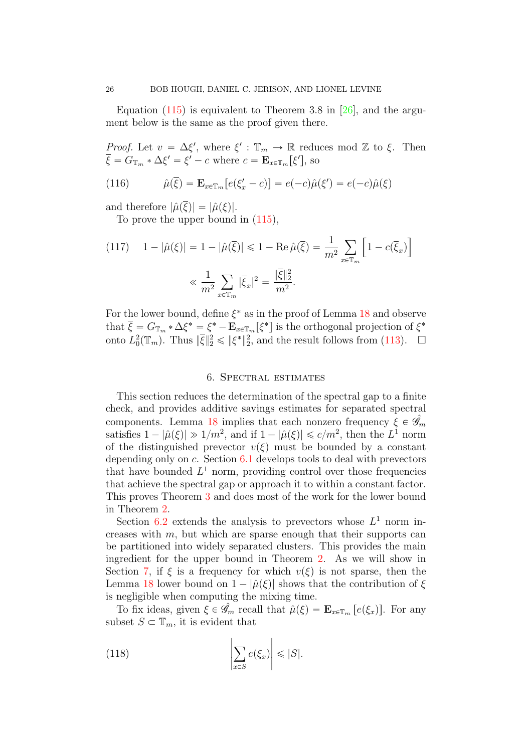Equation (115) is equivalent to Theorem 3.8 in [26], and the argument below is the same as the proof given there.

*Proof.* Let $v = \Delta \xi'$, where $\xi' : \mathbb{T}_m \to \mathbb{R}$ reduces mod $\mathbb{Z}$ to $\xi$. Then $\overline{\xi} = G_{\mathbb{T}_m} * \Delta \xi' = \xi' - c$ where $c = \mathbf{E}_{x \in \mathbb{T}_m}[\xi']$, so

$$\hat{\mu}(\overline{\xi}) = \mathbf{E}_{x \in \mathbb{T}_m}[e(\xi'_x - c)] = e(-c)\hat{\mu}(\xi') = e(-c)\hat{\mu}(\xi) \tag{116}$$

and therefore $|\hat{\mu}(\overline{\xi})| = |\hat{\mu}(\xi)|$.

To prove the upper bound in (115),

$$\begin{aligned} 1 - |\hat{\mu}(\xi)| = 1 - |\hat{\mu}(\overline{\xi})| \leqslant 1 - \operatorname{Re} \hat{\mu}(\overline{\xi}) &= \frac{1}{m^2} \sum_{x \in \mathbb{T}_m} \left[ 1 - c(\overline{\xi}_x) \right] \\ &\ll \frac{1}{m^2} \sum_{x \in \mathbb{T}_m} |\overline{\xi}_x|^2 = \frac{\|\overline{\xi}\|_2^2}{m^2}. \end{aligned} \tag{117}$$

For the lower bound, define $\xi^*$ as in the proof of Lemma 18 and observe that $\overline{\xi} = G_{\mathbb{T}_m} * \Delta \xi^* = \xi^* - \mathbf{E}_{x \in \mathbb{T}_m}[\xi^*]$ is the orthogonal projection of $\xi^*$ onto $L^2_0(\mathbb{T}_m)$. Thus $\|\overline{\xi}\|_2^2 \leqslant \|\xi^*\|_2^2$, and the result follows from (113). $\square$

## 6. Spectral estimates

This section reduces the determination of the spectral gap to a finite check, and provides additive savings estimates for separated spectral components. Lemma 18 implies that each nonzero frequency $\xi \in \hat{\mathscr{G}}_m$ satisfies $1 - |\hat{\mu}(\xi)| \gg 1/m^2$, and if $1 - |\hat{\mu}(\xi)| \leqslant c/m^2$, then the $L^1$ norm of the distinguished prevector $v(\xi)$ must be bounded by a constant depending only on $c$. Section 6.1 develops tools to deal with prevectors that have bounded $L^1$ norm, providing control over those frequencies that achieve the spectral gap or approach it to within a constant factor. This proves Theorem 3 and does most of the work for the lower bound in Theorem 2.

Section 6.2 extends the analysis to prevectors whose $L^1$ norm increases with $m$, but which are sparse enough that their supports can be partitioned into widely separated clusters. This provides the main ingredient for the upper bound in Theorem 2. As we will show in Section 7, if $\xi$ is a frequency for which $v(\xi)$ is not sparse, then the Lemma 18 lower bound on $1 - |\hat{\mu}(\xi)|$ shows that the contribution of $\xi$ is negligible when computing the mixing time.

To fix ideas, given $\xi \in \hat{\mathscr{G}}_m$ recall that $\hat{\mu}(\xi) = \mathbf{E}_{x \in \mathbb{T}_m}[e(\xi_x)]$. For any subset $S \subset \mathbb{T}_m$, it is evident that

$$\left| \sum_{x \in S} e(\xi_x) \right| \leqslant |S|. \tag{118}$$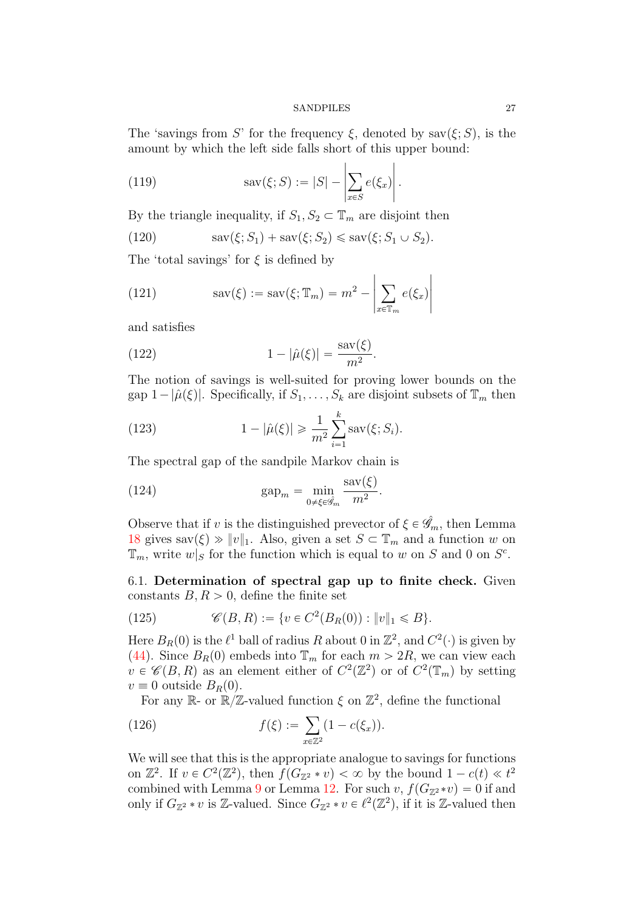The 'savings from $S$' for the frequency $\xi$, denoted by $\mathrm{sav}(\xi; S)$, is the amount by which the left side falls short of this upper bound:

$$\mathrm{sav}(\xi; S) := |S| - \left|\sum_{x \in S} e(\xi_x)\right|. \tag{119}$$

By the triangle inequality, if $S_1, S_2 \subset \mathbb{T}_m$ are disjoint then

$$\mathrm{sav}(\xi; S_1) + \mathrm{sav}(\xi; S_2) \leqslant \mathrm{sav}(\xi; S_1 \cup S_2). \tag{120}$$

The 'total savings' for $\xi$ is defined by

$$\mathrm{sav}(\xi) := \mathrm{sav}(\xi; \mathbb{T}_m) = m^2 - \left|\sum_{x \in \mathbb{T}_m} e(\xi_x)\right| \tag{121}$$

and satisfies

$$1 - |\hat{\mu}(\xi)| = \frac{\mathrm{sav}(\xi)}{m^2}. \tag{122}$$

The notion of savings is well-suited for proving lower bounds on the gap $1 - |\hat{\mu}(\xi)|$. Specifically, if $S_1, \ldots, S_k$ are disjoint subsets of $\mathbb{T}_m$ then

$$1 - |\hat{\mu}(\xi)| \geqslant \frac{1}{m^2} \sum_{i=1}^{k} \mathrm{sav}(\xi; S_i). \tag{123}$$

The spectral gap of the sandpile Markov chain is

$$\mathrm{gap}_m = \min_{0 \neq \xi \in \hat{\mathscr{G}}_m} \frac{\mathrm{sav}(\xi)}{m^2}. \tag{124}$$

Observe that if $v$ is the distinguished prevector of $\xi \in \hat{\mathscr{G}}_m$, then Lemma 18 gives $\mathrm{sav}(\xi) \gg \|v\|_1$. Also, given a set $S \subset \mathbb{T}_m$ and a function $w$ on $\mathbb{T}_m$, write $w|_S$ for the function which is equal to $w$ on $S$ and 0 on $S^c$.

### 6.1. Determination of spectral gap up to finite check.

Given constants $B, R > 0$, define the finite set

$$\mathscr{C}(B, R) := \{v \in C^2(B_R(0)) : \|v\|_1 \leqslant B\}. \tag{125}$$

Here $B_R(0)$ is the $\ell^1$ ball of radius $R$ about 0 in $\mathbb{Z}^2$, and $C^2(\cdot)$ is given by (44). Since $B_R(0)$ embeds into $\mathbb{T}_m$ for each $m > 2R$, we can view each $v \in \mathscr{C}(B, R)$ as an element either of $C^2(\mathbb{Z}^2)$ or of $C^2(\mathbb{T}_m)$ by setting $v \equiv 0$ outside $B_R(0)$.

For any $\mathbb{R}$- or $\mathbb{R}/\mathbb{Z}$-valued function $\xi$ on $\mathbb{Z}^2$, define the functional

$$f(\xi) := \sum_{x \in \mathbb{Z}^2} (1 - c(\xi_x)). \tag{126}$$

We will see that this is the appropriate analogue to savings for functions on $\mathbb{Z}^2$. If $v \in C^2(\mathbb{Z}^2)$, then $f(G_{\mathbb{Z}^2} * v) < \infty$ by the bound $1 - c(t) \ll t^2$ combined with Lemma 9 or Lemma 12. For such $v$, $f(G_{\mathbb{Z}^2} * v) = 0$ if and only if $G_{\mathbb{Z}^2} * v$ is $\mathbb{Z}$-valued. Since $G_{\mathbb{Z}^2} * v \in \ell^2(\mathbb{Z}^2)$, if it is $\mathbb{Z}$-valued then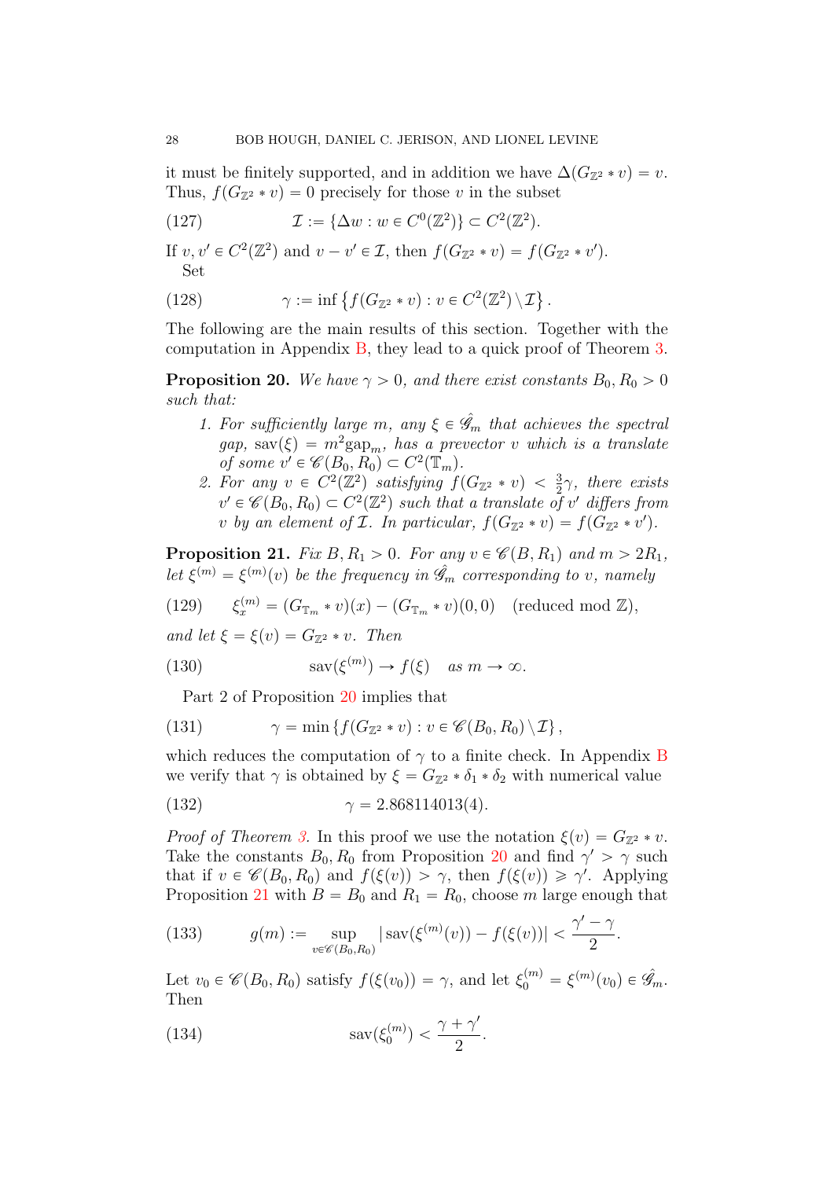it must be finitely supported, and in addition we have $\Delta(G_{\mathbb{Z}^2} * v) = v$. Thus, $f(G_{\mathbb{Z}^2} * v) = 0$ precisely for those $v$ in the subset

$$\mathcal{I} := \{\Delta w : w \in C^0(\mathbb{Z}^2)\} \subset C^2(\mathbb{Z}^2). \tag{127}$$

If $v, v' \in C^2(\mathbb{Z}^2)$ and $v - v' \in \mathcal{I}$, then $f(G_{\mathbb{Z}^2} * v) = f(G_{\mathbb{Z}^2} * v')$.

Set

$$\gamma := \inf\left\{f(G_{\mathbb{Z}^2} * v) : v \in C^2(\mathbb{Z}^2) \setminus \mathcal{I}\right\}. \tag{128}$$

The following are the main results of this section. Together with the computation in Appendix B, they lead to a quick proof of Theorem 3.

**Proposition 20.** *We have $\gamma > 0$, and there exist constants $B_0, R_0 > 0$ such that:*

1. *For sufficiently large $m$, any $\xi \in \hat{\mathscr{G}}_m$ that achieves the spectral gap, $\operatorname{sav}(\xi) = m^2 \operatorname{gap}_m$, has a prevector $v$ which is a translate of some $v' \in \mathscr{C}(B_0, R_0) \subset C^2(\mathbb{T}_m)$.*
2. *For any $v \in C^2(\mathbb{Z}^2)$ satisfying $f(G_{\mathbb{Z}^2} * v) < \frac{3}{2}\gamma$, there exists $v' \in \mathscr{C}(B_0, R_0) \subset C^2(\mathbb{Z}^2)$ such that a translate of $v'$ differs from $v$ by an element of $\mathcal{I}$. In particular, $f(G_{\mathbb{Z}^2} * v) = f(G_{\mathbb{Z}^2} * v')$.*

**Proposition 21.** *Fix $B, R_1 > 0$. For any $v \in \mathscr{C}(B, R_1)$ and $m > 2R_1$, let $\xi^{(m)} = \xi^{(m)}(v)$ be the frequency in $\hat{\mathscr{G}}_m$ corresponding to $v$, namely*

$$\xi^{(m)}_x = (G_{\mathbb{T}_m} * v)(x) - (G_{\mathbb{T}_m} * v)(0,0) \quad (\text{reduced mod } \mathbb{Z}), \tag{129}$$

*and let $\xi = \xi(v) = G_{\mathbb{Z}^2} * v$. Then*

$$\operatorname{sav}(\xi^{(m)}) \to f(\xi) \quad \textit{as } m \to \infty. \tag{130}$$

Part 2 of Proposition 20 implies that

$$\gamma = \min\left\{f(G_{\mathbb{Z}^2} * v) : v \in \mathscr{C}(B_0, R_0) \setminus \mathcal{I}\right\}, \tag{131}$$

which reduces the computation of $\gamma$ to a finite check. In Appendix B we verify that $\gamma$ is obtained by $\xi = G_{\mathbb{Z}^2} * \delta_1 * \delta_2$ with numerical value

$$\gamma = 2.868114013(4). \tag{132}$$

*Proof of Theorem 3.* In this proof we use the notation $\xi(v) = G_{\mathbb{Z}^2} * v$. Take the constants $B_0, R_0$ from Proposition 20 and find $\gamma' > \gamma$ such that if $v \in \mathscr{C}(B_0, R_0)$ and $f(\xi(v)) > \gamma$, then $f(\xi(v)) \geqslant \gamma'$. Applying Proposition 21 with $B = B_0$ and $R_1 = R_0$, choose $m$ large enough that

$$g(m) := \sup_{v \in \mathscr{C}(B_0, R_0)} \left|\operatorname{sav}(\xi^{(m)}(v)) - f(\xi(v))\right| < \frac{\gamma' - \gamma}{2}. \tag{133}$$

Let $v_0 \in \mathscr{C}(B_0, R_0)$ satisfy $f(\xi(v_0)) = \gamma$, and let $\xi_0^{(m)} = \xi^{(m)}(v_0) \in \hat{\mathscr{G}}_m$. Then

$$\operatorname{sav}(\xi_0^{(m)}) < \frac{\gamma + \gamma'}{2}. \tag{134}$$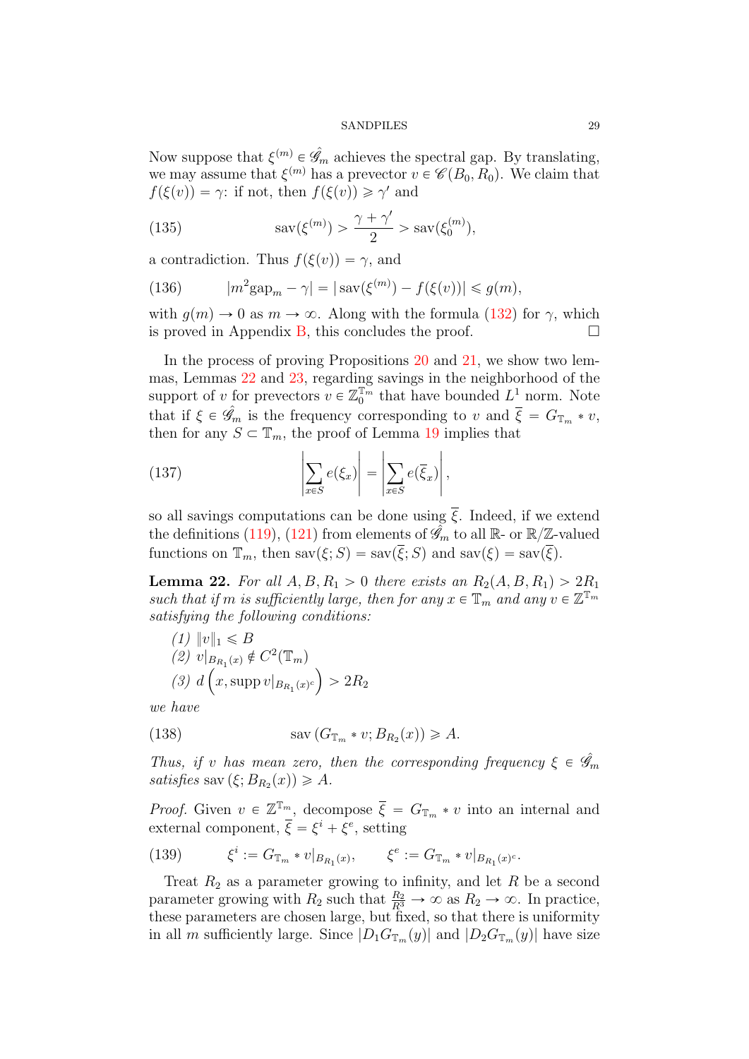Now suppose that $\xi^{(m)} \in \hat{\mathscr{G}}_m$ achieves the spectral gap. By translating, we may assume that $\xi^{(m)}$ has a prevector $v \in \mathscr{C}(B_0, R_0)$. We claim that $f(\xi(v)) = \gamma$: if not, then $f(\xi(v)) \geqslant \gamma'$ and

$$\operatorname{sav}(\xi^{(m)}) > \frac{\gamma + \gamma'}{2} > \operatorname{sav}(\xi_0^{(m)}), \tag{135}$$

a contradiction. Thus $f(\xi(v)) = \gamma$, and

$$|m^2 \operatorname{gap}_m - \gamma| = |\operatorname{sav}(\xi^{(m)}) - f(\xi(v))| \leqslant g(m), \tag{136}$$

with $g(m) \to 0$ as $m \to \infty$. Along with the formula (132) for $\gamma$, which is proved in Appendix B, this concludes the proof. $\square$

In the process of proving Propositions 20 and 21, we show two lemmas, Lemmas 22 and 23, regarding savings in the neighborhood of the support of $v$ for prevectors $v \in \mathbb{Z}_0^{\mathbb{T}_m}$ that have bounded $L^1$ norm. Note that if $\xi \in \hat{\mathscr{G}}_m$ is the frequency corresponding to $v$ and $\overline{\xi} = G_{\mathbb{T}_m} * v$, then for any $S \subset \mathbb{T}_m$, the proof of Lemma 19 implies that

$$\left| \sum_{x \in S} e(\xi_x) \right| = \left| \sum_{x \in S} e(\overline{\xi}_x) \right|, \tag{137}$$

so all savings computations can be done using $\overline{\xi}$. Indeed, if we extend the definitions (119), (121) from elements of $\hat{\mathscr{G}}_m$ to all $\mathbb{R}$- or $\mathbb{R}/\mathbb{Z}$-valued functions on $\mathbb{T}_m$, then $\operatorname{sav}(\xi; S) = \operatorname{sav}(\overline{\xi}; S)$ and $\operatorname{sav}(\xi) = \operatorname{sav}(\overline{\xi})$.

**Lemma 22.** *For all $A, B, R_1 > 0$ there exists an $R_2(A, B, R_1) > 2R_1$ such that if $m$ is sufficiently large, then for any $x \in \mathbb{T}_m$ and any $v \in \mathbb{Z}^{\mathbb{T}_m}$ satisfying the following conditions:*

*(1) $\|v\|_1 \leqslant B$*
*(2) $v|_{B_{R_1}(x)} \notin C^2(\mathbb{T}_m)$*
*(3) $d\left(x, \operatorname{supp} v|_{B_{R_1}(x)^c}\right) > 2R_2$*

*we have*

$$\operatorname{sav}\left(G_{\mathbb{T}_m} * v; B_{R_2}(x)\right) \geqslant A. \tag{138}$$

*Thus, if $v$ has mean zero, then the corresponding frequency $\xi \in \hat{\mathscr{G}}_m$ satisfies $\operatorname{sav}\left(\xi; B_{R_2}(x)\right) \geqslant A$.*

*Proof.* Given $v \in \mathbb{Z}^{\mathbb{T}_m}$, decompose $\overline{\xi} = G_{\mathbb{T}_m} * v$ into an internal and external component, $\overline{\xi} = \xi^i + \xi^e$, setting

$$\xi^i := G_{\mathbb{T}_m} * v|_{B_{R_1}(x)}, \qquad \xi^e := G_{\mathbb{T}_m} * v|_{B_{R_1}(x)^c}. \tag{139}$$

Treat $R_2$ as a parameter growing to infinity, and let $R$ be a second parameter growing with $R_2$ such that $\frac{R_2}{R^3} \to \infty$ as $R_2 \to \infty$. In practice, these parameters are chosen large, but fixed, so that there is uniformity in all $m$ sufficiently large. Since $|D_1 G_{\mathbb{T}_m}(y)|$ and $|D_2 G_{\mathbb{T}_m}(y)|$ have size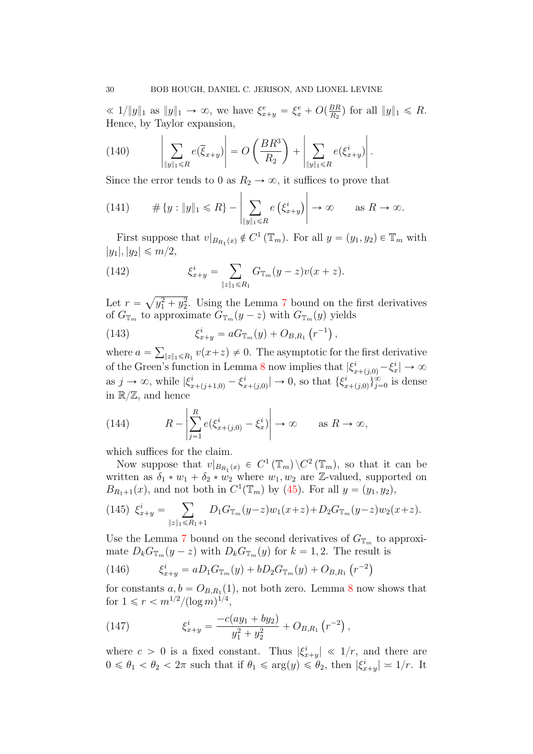$\ll 1/\|y\|_1$ as $\|y\|_1 \to \infty$, we have $\xi^e_{x+y} = \xi^e_x + O(\frac{BR}{R_2})$ for all $\|y\|_1 \leqslant R$. Hence, by Taylor expansion,

$$\left| \sum_{\|y\|_1 \leqslant R} e(\overline{\xi}_{x+y}) \right| = O\left(\frac{BR^3}{R_2}\right) + \left| \sum_{\|y\|_1 \leqslant R} e(\xi^i_{x+y}) \right|. \tag{140}$$

Since the error tends to 0 as $R_2 \to \infty$, it suffices to prove that

$$\#\{y : \|y\|_1 \leqslant R\} - \left| \sum_{\|y\|_1 \leqslant R} e\left(\xi^i_{x+y}\right) \right| \to \infty \qquad \text{as } R \to \infty. \tag{141}$$

First suppose that $v|_{B_{R_1}(x)} \notin C^1(\mathbb{T}_m)$. For all $y = (y_1, y_2) \in \mathbb{T}_m$ with $|y_1|, |y_2| \leqslant m/2$,

$$\xi^i_{x+y} = \sum_{\|z\|_1 \leqslant R_1} G_{\mathbb{T}_m}(y - z) v(x + z). \tag{142}$$

Let $r = \sqrt{y_1^2 + y_2^2}$. Using the Lemma 7 bound on the first derivatives of $G_{\mathbb{T}_m}$ to approximate $G_{\mathbb{T}_m}(y - z)$ with $G_{\mathbb{T}_m}(y)$ yields

$$\xi^i_{x+y} = aG_{\mathbb{T}_m}(y) + O_{B,R_1}\left(r^{-1}\right), \tag{143}$$

where $a = \sum_{\|z\|_1 \leqslant R_1} v(x+z) \neq 0$. The asymptotic for the first derivative of the Green's function in Lemma 8 now implies that $|\xi^i_{x+(j,0)} - \xi^i_x| \to \infty$ as $j \to \infty$, while $|\xi^i_{x+(j+1,0)} - \xi^i_{x+(j,0)}| \to 0$, so that $\{\xi^i_{x+(j,0)}\}_{j=0}^\infty$ is dense in $\mathbb{R}/\mathbb{Z}$, and hence

$$R - \left| \sum_{j=1}^{R} e(\xi^i_{x+(j,0)} - \xi^i_x) \right| \to \infty \qquad \text{as } R \to \infty, \tag{144}$$

which suffices for the claim.

Now suppose that $v|_{B_{R_1}(x)} \in C^1(\mathbb{T}_m) \backslash C^2(\mathbb{T}_m)$, so that it can be written as $\delta_1 * w_1 + \delta_2 * w_2$ where $w_1, w_2$ are $\mathbb{Z}$-valued, supported on $B_{R_1+1}(x)$, and not both in $C^1(\mathbb{T}_m)$ by (45). For all $y = (y_1, y_2)$,

$$\xi^i_{x+y} = \sum_{\|z\|_1 \leqslant R_1+1} D_1 G_{\mathbb{T}_m}(y-z) w_1(x+z) + D_2 G_{\mathbb{T}_m}(y-z) w_2(x+z). \tag{145}$$

Use the Lemma 7 bound on the second derivatives of $G_{\mathbb{T}_m}$ to approximate $D_k G_{\mathbb{T}_m}(y - z)$ with $D_k G_{\mathbb{T}_m}(y)$ for $k = 1, 2$. The result is

$$\xi^i_{x+y} = aD_1 G_{\mathbb{T}_m}(y) + bD_2 G_{\mathbb{T}_m}(y) + O_{B,R_1}\left(r^{-2}\right) \tag{146}$$

for constants $a, b = O_{B,R_1}(1)$, not both zero. Lemma 8 now shows that for $1 \leqslant r < m^{1/2}/(\log m)^{1/4}$,

$$\xi^i_{x+y} = \frac{-c(ay_1 + by_2)}{y_1^2 + y_2^2} + O_{B,R_1}\left(r^{-2}\right), \tag{147}$$

where $c > 0$ is a fixed constant. Thus $|\xi^i_{x+y}| \ll 1/r$, and there are $0 \leqslant \theta_1 < \theta_2 < 2\pi$ such that if $\theta_1 \leqslant \arg(y) \leqslant \theta_2$, then $|\xi^i_{x+y}| \asymp 1/r$. It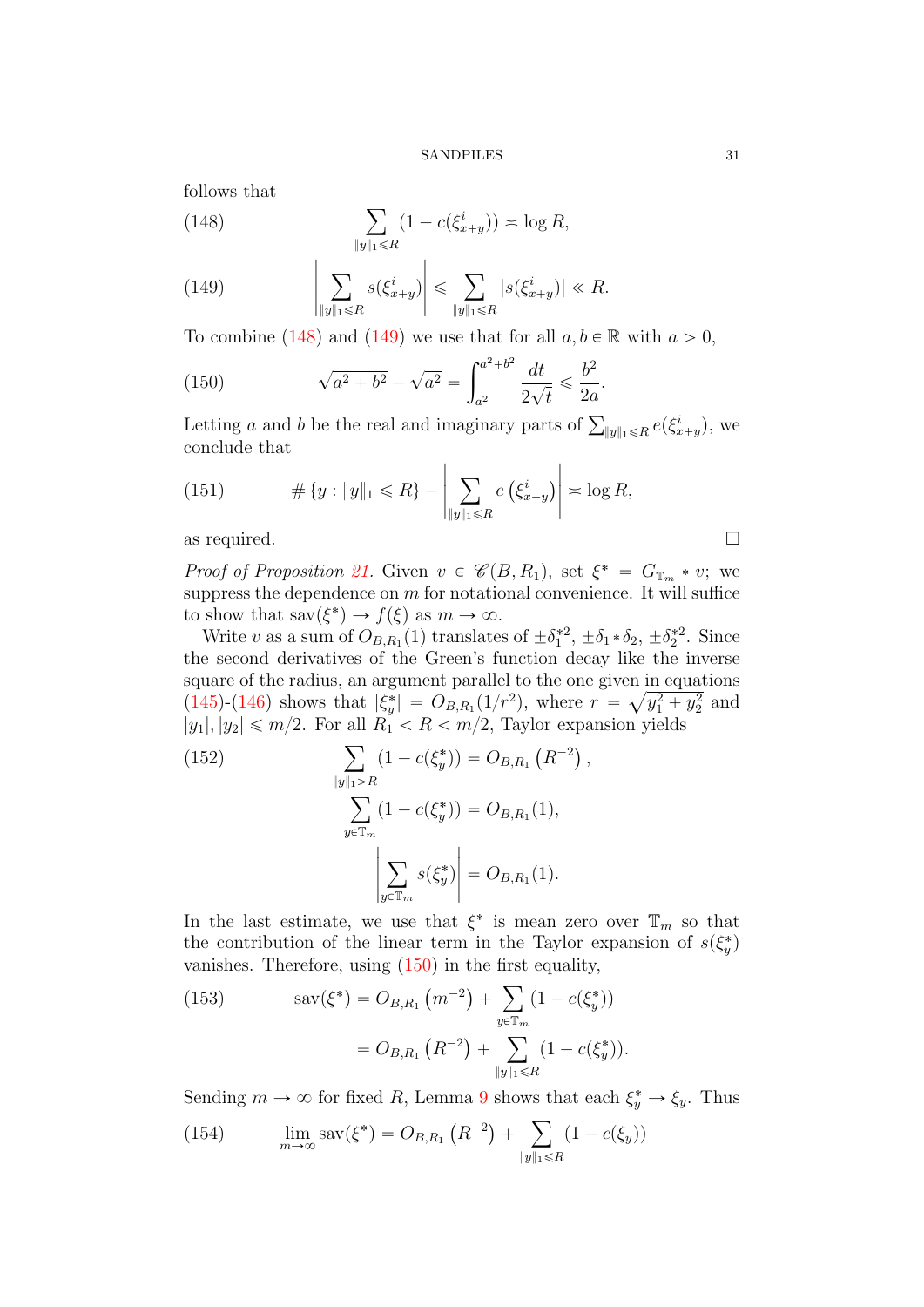follows that

$$\sum_{\|y\|_1 \leqslant R} (1 - c(\xi^i_{x+y})) \asymp \log R, \tag{148}$$

$$\left| \sum_{\|y\|_1 \leqslant R} s(\xi^i_{x+y}) \right| \leqslant \sum_{\|y\|_1 \leqslant R} |s(\xi^i_{x+y})| \ll R. \tag{149}$$

To combine (148) and (149) we use that for all $a, b \in \mathbb{R}$ with $a > 0$,

$$\sqrt{a^2 + b^2} - \sqrt{a^2} = \int_{a^2}^{a^2+b^2} \frac{dt}{2\sqrt{t}} \leqslant \frac{b^2}{2a}. \tag{150}$$

Letting $a$ and $b$ be the real and imaginary parts of $\sum_{\|y\|_1 \leqslant R} e(\xi^i_{x+y})$, we conclude that

$$\#\{y : \|y\|_1 \leqslant R\} - \left| \sum_{\|y\|_1 \leqslant R} e\left(\xi^i_{x+y}\right) \right| \asymp \log R, \tag{151}$$

as required. □

*Proof of Proposition 21.* Given $v \in \mathscr{C}(B, R_1)$, set $\xi^* = G_{\mathbb{T}_m} * v$; we suppress the dependence on $m$ for notational convenience. It will suffice to show that $\text{sav}(\xi^*) \to f(\xi)$ as $m \to \infty$.

Write $v$ as a sum of $O_{B,R_1}(1)$ translates of $\pm\delta_1^{*2}, \pm\delta_1 * \delta_2, \pm\delta_2^{*2}$. Since the second derivatives of the Green's function decay like the inverse square of the radius, an argument parallel to the one given in equations (145)-(146) shows that $|\xi^*_y| = O_{B,R_1}(1/r^2)$, where $r = \sqrt{y_1^2 + y_2^2}$ and $|y_1|, |y_2| \leqslant m/2$. For all $R_1 < R < m/2$, Taylor expansion yields

$$\begin{aligned}
\sum_{\|y\|_1 > R} (1 - c(\xi^*_y)) &= O_{B,R_1}\left(R^{-2}\right), \\
\sum_{y \in \mathbb{T}_m} (1 - c(\xi^*_y)) &= O_{B,R_1}(1), \\
\left| \sum_{y \in \mathbb{T}_m} s(\xi^*_y) \right| &= O_{B,R_1}(1).
\end{aligned} \tag{152}$$

In the last estimate, we use that $\xi^*$ is mean zero over $\mathbb{T}_m$ so that the contribution of the linear term in the Taylor expansion of $s(\xi^*_y)$ vanishes. Therefore, using (150) in the first equality,

$$\begin{aligned}
\text{sav}(\xi^*) &= O_{B,R_1}\left(m^{-2}\right) + \sum_{y \in \mathbb{T}_m} (1 - c(\xi^*_y)) \\
&= O_{B,R_1}\left(R^{-2}\right) + \sum_{\|y\|_1 \leqslant R} (1 - c(\xi^*_y)).
\end{aligned} \tag{153}$$

Sending $m \to \infty$ for fixed $R$, Lemma 9 shows that each $\xi^*_y \to \xi_y$. Thus

$$\lim_{m \to \infty} \text{sav}(\xi^*) = O_{B,R_1}\left(R^{-2}\right) + \sum_{\|y\|_1 \leqslant R} (1 - c(\xi_y)) \tag{154}$$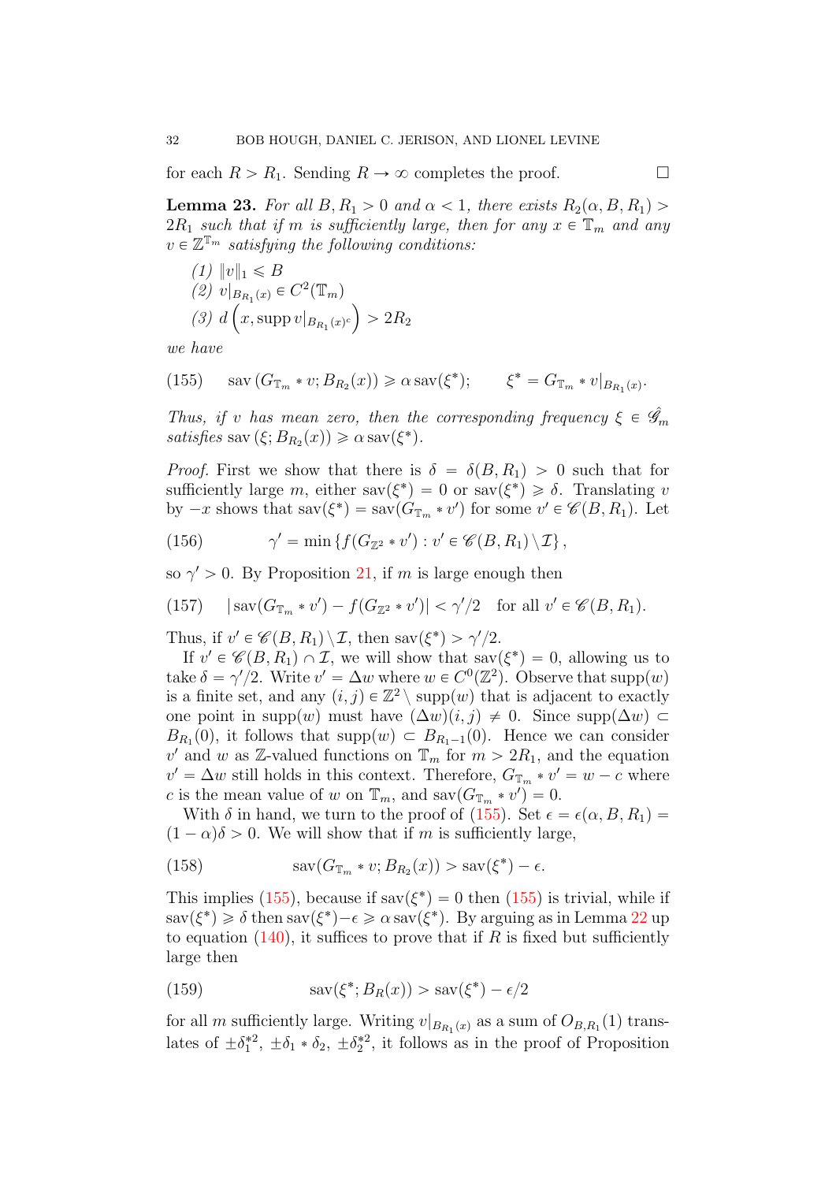for each $R > R_1$. Sending $R \to \infty$ completes the proof. $\square$

**Lemma 23.** *For all $B, R_1 > 0$ and $\alpha < 1$, there exists $R_2(\alpha, B, R_1) > 2R_1$ such that if $m$ is sufficiently large, then for any $x \in \mathbb{T}_m$ and any $v \in \mathbb{Z}^{\mathbb{T}_m}$ satisfying the following conditions:*

*(1) $\|v\|_1 \leqslant B$*
*(2) $v|_{B_{R_1}(x)} \in C^2(\mathbb{T}_m)$*
*(3) $d\left(x, \operatorname{supp} v|_{B_{R_1}(x)^c}\right) > 2R_2$*

*we have*

$$\operatorname{sav}\left(G_{\mathbb{T}_m} * v; B_{R_2}(x)\right) \geqslant \alpha \operatorname{sav}(\xi^*); \qquad \xi^* = G_{\mathbb{T}_m} * v|_{B_{R_1}(x)}. \tag{155}$$

*Thus, if $v$ has mean zero, then the corresponding frequency $\xi \in \hat{\mathscr{G}}_m$ satisfies $\operatorname{sav}(\xi; B_{R_2}(x)) \geqslant \alpha \operatorname{sav}(\xi^*)$.*

*Proof.* First we show that there is $\delta = \delta(B, R_1) > 0$ such that for sufficiently large $m$, either $\operatorname{sav}(\xi^*) = 0$ or $\operatorname{sav}(\xi^*) \geqslant \delta$. Translating $v$ by $-x$ shows that $\operatorname{sav}(\xi^*) = \operatorname{sav}(G_{\mathbb{T}_m} * v')$ for some $v' \in \mathscr{C}(B, R_1)$. Let

$$\gamma' = \min\left\{f(G_{\mathbb{Z}^2} * v') : v' \in \mathscr{C}(B, R_1)\setminus\mathcal{I}\right\}, \tag{156}$$

so $\gamma' > 0$. By Proposition 21, if $m$ is large enough then

$$|\operatorname{sav}(G_{\mathbb{T}_m} * v') - f(G_{\mathbb{Z}^2} * v')| < \gamma'/2 \quad \text{for all } v' \in \mathscr{C}(B, R_1). \tag{157}$$

Thus, if $v' \in \mathscr{C}(B, R_1)\setminus\mathcal{I}$, then $\operatorname{sav}(\xi^*) > \gamma'/2$.

If $v' \in \mathscr{C}(B, R_1) \cap \mathcal{I}$, we will show that $\operatorname{sav}(\xi^*) = 0$, allowing us to take $\delta = \gamma'/2$. Write $v' = \Delta w$ where $w \in C^0(\mathbb{Z}^2)$. Observe that $\operatorname{supp}(w)$ is a finite set, and any $(i, j) \in \mathbb{Z}^2 \setminus \operatorname{supp}(w)$ that is adjacent to exactly one point in $\operatorname{supp}(w)$ must have $(\Delta w)(i, j) \neq 0$. Since $\operatorname{supp}(\Delta w) \subset B_{R_1}(0)$, it follows that $\operatorname{supp}(w) \subset B_{R_1 - 1}(0)$. Hence we can consider $v'$ and $w$ as $\mathbb{Z}$-valued functions on $\mathbb{T}_m$ for $m > 2R_1$, and the equation $v' = \Delta w$ still holds in this context. Therefore, $G_{\mathbb{T}_m} * v' = w - c$ where $c$ is the mean value of $w$ on $\mathbb{T}_m$, and $\operatorname{sav}(G_{\mathbb{T}_m} * v') = 0$.

With $\delta$ in hand, we turn to the proof of (155). Set $\epsilon = \epsilon(\alpha, B, R_1) = (1 - \alpha)\delta > 0$. We will show that if $m$ is sufficiently large,

$$\operatorname{sav}(G_{\mathbb{T}_m} * v; B_{R_2}(x)) > \operatorname{sav}(\xi^*) - \epsilon. \tag{158}$$

This implies (155), because if $\operatorname{sav}(\xi^*) = 0$ then (155) is trivial, while if $\operatorname{sav}(\xi^*) \geqslant \delta$ then $\operatorname{sav}(\xi^*) - \epsilon \geqslant \alpha \operatorname{sav}(\xi^*)$. By arguing as in Lemma 22 up to equation (140), it suffices to prove that if $R$ is fixed but sufficiently large then

$$\operatorname{sav}(\xi^*; B_R(x)) > \operatorname{sav}(\xi^*) - \epsilon/2 \tag{159}$$

for all $m$ sufficiently large. Writing $v|_{B_{R_1}(x)}$ as a sum of $O_{B,R_1}(1)$ translates of $\pm\delta_1^{*2}$, $\pm\delta_1 * \delta_2$, $\pm\delta_2^{*2}$, it follows as in the proof of Proposition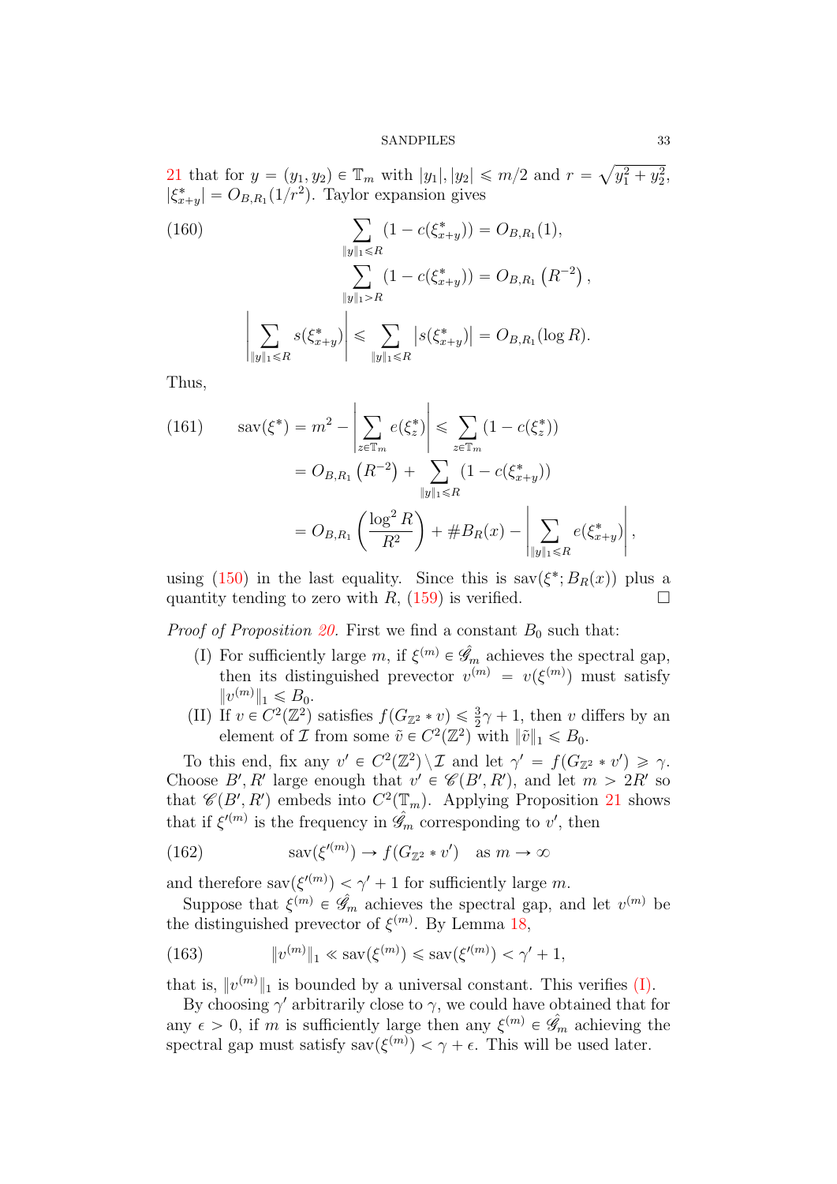21 that for $y = (y_1, y_2) \in \mathbb{T}_m$ with $|y_1|, |y_2| \leqslant m/2$ and $r = \sqrt{y_1^2 + y_2^2}$, $|\xi^*_{x+y}| = O_{B,R_1}(1/r^2)$. Taylor expansion gives

$$\sum_{\|y\|_1 \leqslant R} (1 - c(\xi^*_{x+y})) = O_{B,R_1}(1), \tag{160}$$
$$\sum_{\|y\|_1 > R} (1 - c(\xi^*_{x+y})) = O_{B,R_1}\left(R^{-2}\right),$$
$$\left|\sum_{\|y\|_1 \leqslant R} s(\xi^*_{x+y})\right| \leqslant \sum_{\|y\|_1 \leqslant R} \left|s(\xi^*_{x+y})\right| = O_{B,R_1}(\log R).$$

Thus,

$$\begin{aligned} \mathrm{sav}(\xi^*) &= m^2 - \left|\sum_{z \in \mathbb{T}_m} e(\xi^*_z)\right| \leqslant \sum_{z \in \mathbb{T}_m} (1 - c(\xi^*_z)) \\ &= O_{B,R_1}\left(R^{-2}\right) + \sum_{\|y\|_1 \leqslant R} (1 - c(\xi^*_{x+y})) \\ &= O_{B,R_1}\left(\frac{\log^2 R}{R^2}\right) + \#B_R(x) - \left|\sum_{\|y\|_1 \leqslant R} e(\xi^*_{x+y})\right|, \end{aligned} \tag{161}$$

using (150) in the last equality. Since this is $\mathrm{sav}(\xi^*; B_R(x))$ plus a quantity tending to zero with $R$, (159) is verified. □

*Proof of Proposition 20.* First we find a constant $B_0$ such that:

- (I) For sufficiently large $m$, if $\xi^{(m)} \in \hat{\mathscr{G}}_m$ achieves the spectral gap, then its distinguished prevector $v^{(m)} = v(\xi^{(m)})$ must satisfy $\|v^{(m)}\|_1 \leqslant B_0$.
- (II) If $v \in C^2(\mathbb{Z}^2)$ satisfies $f(G_{\mathbb{Z}^2} * v) \leqslant \frac{3}{2}\gamma + 1$, then $v$ differs by an element of $\mathcal{I}$ from some $\tilde{v} \in C^2(\mathbb{Z}^2)$ with $\|\tilde{v}\|_1 \leqslant B_0$.

To this end, fix any $v' \in C^2(\mathbb{Z}^2) \backslash \mathcal{I}$ and let $\gamma' = f(G_{\mathbb{Z}^2} * v') \geqslant \gamma$. Choose $B', R'$ large enough that $v' \in \mathscr{C}(B', R')$, and let $m > 2R'$ so that $\mathscr{C}(B', R')$ embeds into $C^2(\mathbb{T}_m)$. Applying Proposition 21 shows that if $\xi'^{(m)}$ is the frequency in $\hat{\mathscr{G}}_m$ corresponding to $v'$, then

$$\mathrm{sav}(\xi'^{(m)}) \to f(G_{\mathbb{Z}^2} * v') \quad \text{as } m \to \infty \tag{162}$$

and therefore $\mathrm{sav}(\xi'^{(m)}) < \gamma' + 1$ for sufficiently large $m$.

Suppose that $\xi^{(m)} \in \hat{\mathscr{G}}_m$ achieves the spectral gap, and let $v^{(m)}$ be the distinguished prevector of $\xi^{(m)}$. By Lemma 18,

$$\|v^{(m)}\|_1 \ll \mathrm{sav}(\xi^{(m)}) \leqslant \mathrm{sav}(\xi'^{(m)}) < \gamma' + 1, \tag{163}$$

that is, $\|v^{(m)}\|_1$ is bounded by a universal constant. This verifies (I).

By choosing $\gamma'$ arbitrarily close to $\gamma$, we could have obtained that for any $\epsilon > 0$, if $m$ is sufficiently large then any $\xi^{(m)} \in \hat{\mathscr{G}}_m$ achieving the spectral gap must satisfy $\mathrm{sav}(\xi^{(m)}) < \gamma + \epsilon$. This will be used later.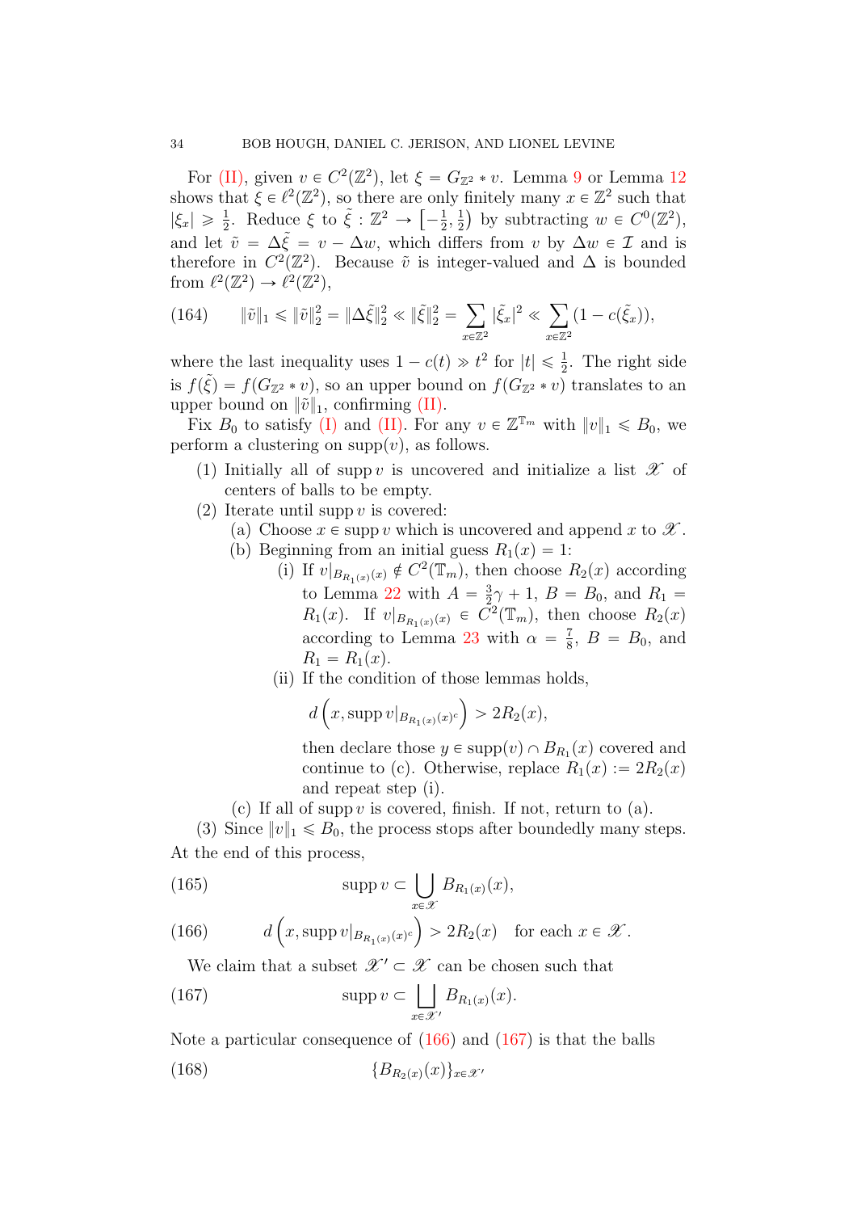For (II), given $v \in C^2(\mathbb{Z}^2)$, let $\xi = G_{\mathbb{Z}^2} * v$. Lemma 9 or Lemma 12 shows that $\xi \in \ell^2(\mathbb{Z}^2)$, so there are only finitely many $x \in \mathbb{Z}^2$ such that $|\xi_x| \geqslant \frac{1}{2}$. Reduce $\xi$ to $\tilde{\xi} : \mathbb{Z}^2 \to \left[-\frac{1}{2}, \frac{1}{2}\right)$ by subtracting $w \in C^0(\mathbb{Z}^2)$, and let $\tilde{v} = \Delta\tilde{\xi} = v - \Delta w$, which differs from $v$ by $\Delta w \in \mathcal{I}$ and is therefore in $C^2(\mathbb{Z}^2)$. Because $\tilde{v}$ is integer-valued and $\Delta$ is bounded from $\ell^2(\mathbb{Z}^2) \to \ell^2(\mathbb{Z}^2)$,

$$\|\tilde{v}\|_1 \leqslant \|\tilde{v}\|_2^2 = \|\Delta\tilde{\xi}\|_2^2 \ll \|\tilde{\xi}\|_2^2 = \sum_{x \in \mathbb{Z}^2} |\tilde{\xi}_x|^2 \ll \sum_{x \in \mathbb{Z}^2} (1 - c(\tilde{\xi}_x)), \tag{164}$$

where the last inequality uses $1 - c(t) \gg t^2$ for $|t| \leqslant \frac{1}{2}$. The right side is $f(\tilde{\xi}) = f(G_{\mathbb{Z}^2} * v)$, so an upper bound on $f(G_{\mathbb{Z}^2} * v)$ translates to an upper bound on $\|\tilde{v}\|_1$, confirming (II).

Fix $B_0$ to satisfy (I) and (II). For any $v \in \mathbb{Z}^{\mathbb{T}_m}$ with $\|v\|_1 \leqslant B_0$, we perform a clustering on $\mathrm{supp}(v)$, as follows.

1. Initially all of $\mathrm{supp}\, v$ is uncovered and initialize a list $\mathscr{X}$ of centers of balls to be empty.
2. Iterate until $\mathrm{supp}\, v$ is covered:
   (a) Choose $x \in \mathrm{supp}\, v$ which is uncovered and append $x$ to $\mathscr{X}$.
   (b) Beginning from an initial guess $R_1(x) = 1$:
      (i) If $v|_{B_{R_1(x)}(x)} \notin C^2(\mathbb{T}_m)$, then choose $R_2(x)$ according to Lemma 22 with $A = \frac{3}{2}\gamma + 1$, $B = B_0$, and $R_1 = R_1(x)$. If $v|_{B_{R_1(x)}(x)} \in C^2(\mathbb{T}_m)$, then choose $R_2(x)$ according to Lemma 23 with $\alpha = \frac{7}{8}$, $B = B_0$, and $R_1 = R_1(x)$.
      (ii) If the condition of those lemmas holds,
      $$d\left(x, \mathrm{supp}\, v|_{B_{R_1(x)}(x)^c}\right) > 2R_2(x),$$
      then declare those $y \in \mathrm{supp}(v) \cap B_{R_1}(x)$ covered and continue to (c). Otherwise, replace $R_1(x) := 2R_2(x)$ and repeat step (i).
   (c) If all of $\mathrm{supp}\, v$ is covered, finish. If not, return to (a).
3. Since $\|v\|_1 \leqslant B_0$, the process stops after boundedly many steps.

At the end of this process,

$$\mathrm{supp}\, v \subset \bigcup_{x \in \mathscr{X}} B_{R_1(x)}(x), \tag{165}$$

$$d\left(x, \mathrm{supp}\, v|_{B_{R_1(x)}(x)^c}\right) > 2R_2(x) \quad \text{for each } x \in \mathscr{X}. \tag{166}$$

We claim that a subset $\mathscr{X}' \subset \mathscr{X}$ can be chosen such that

$$\mathrm{supp}\, v \subset \bigsqcup_{x \in \mathscr{X}'} B_{R_1(x)}(x). \tag{167}$$

Note a particular consequence of (166) and (167) is that the balls

$$\{B_{R_2(x)}(x)\}_{x \in \mathscr{X}'} \tag{168}$$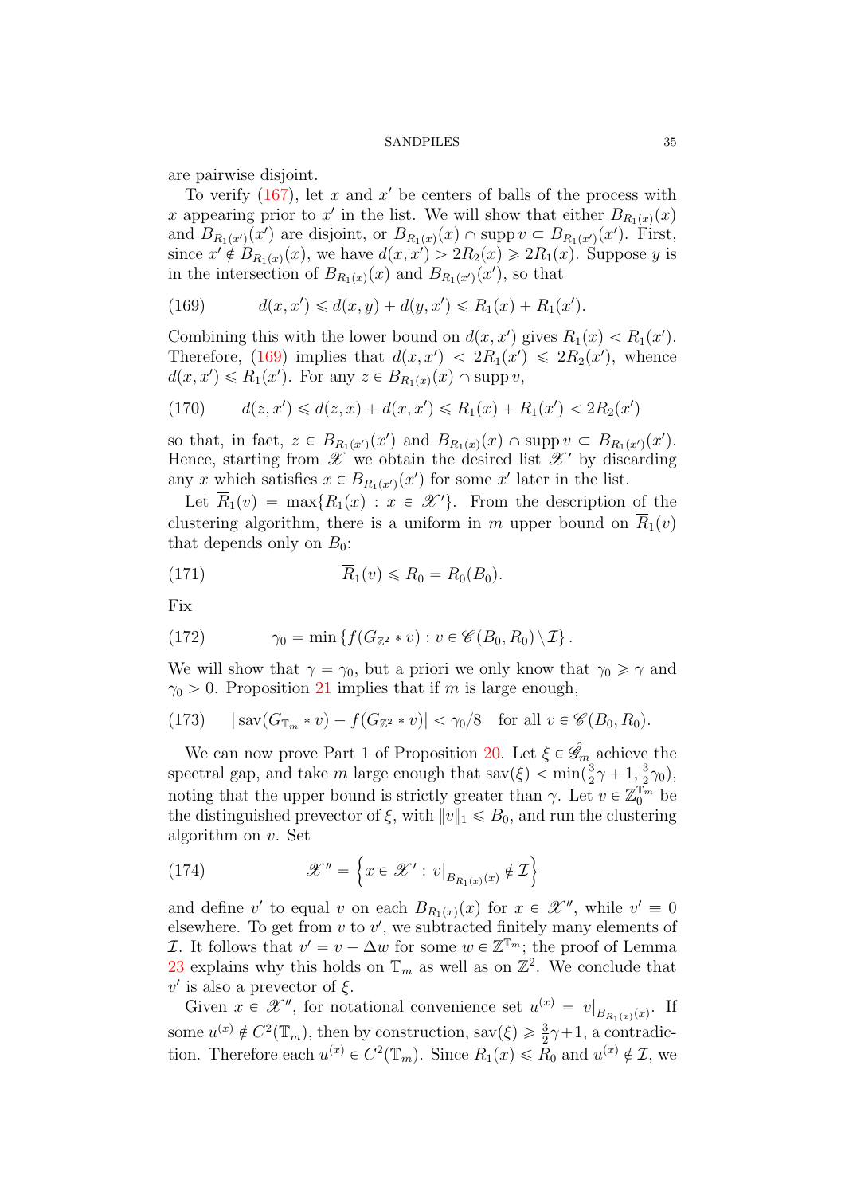are pairwise disjoint.

To verify (167), let $x$ and $x'$ be centers of balls of the process with $x$ appearing prior to $x'$ in the list. We will show that either $B_{R_1(x)}(x)$ and $B_{R_1(x')}(x')$ are disjoint, or $B_{R_1(x)}(x) \cap \operatorname{supp} v \subset B_{R_1(x')}(x')$. First, since $x' \notin B_{R_1(x)}(x)$, we have $d(x, x') > 2R_2(x) \geqslant 2R_1(x)$. Suppose $y$ is in the intersection of $B_{R_1(x)}(x)$ and $B_{R_1(x')}(x')$, so that

$$d(x, x') \leqslant d(x, y) + d(y, x') \leqslant R_1(x) + R_1(x'). \tag{169}$$

Combining this with the lower bound on $d(x, x')$ gives $R_1(x) < R_1(x')$. Therefore, (169) implies that $d(x, x') < 2R_1(x') \leqslant 2R_2(x')$, whence $d(x, x') \leqslant R_1(x')$. For any $z \in B_{R_1(x)}(x) \cap \operatorname{supp} v$,

$$d(z, x') \leqslant d(z, x) + d(x, x') \leqslant R_1(x) + R_1(x') < 2R_2(x') \tag{170}$$

so that, in fact, $z \in B_{R_1(x')}(x')$ and $B_{R_1(x)}(x) \cap \operatorname{supp} v \subset B_{R_1(x')}(x')$. Hence, starting from $\mathscr{X}$ we obtain the desired list $\mathscr{X}'$ by discarding any $x$ which satisfies $x \in B_{R_1(x')}(x')$ for some $x'$ later in the list.

Let $\overline{R}_1(v) = \max\{R_1(x) : x \in \mathscr{X}'\}$. From the description of the clustering algorithm, there is a uniform in $m$ upper bound on $\overline{R}_1(v)$ that depends only on $B_0$:

$$\overline{R}_1(v) \leqslant R_0 = R_0(B_0). \tag{171}$$

Fix

$$\gamma_0 = \min \{ f(G_{\mathbb{Z}^2} * v) : v \in \mathscr{C}(B_0, R_0) \backslash \mathcal{I} \}. \tag{172}$$

We will show that $\gamma = \gamma_0$, but a priori we only know that $\gamma_0 \geqslant \gamma$ and $\gamma_0 > 0$. Proposition 21 implies that if $m$ is large enough,

$$|\operatorname{sav}(G_{\mathbb{T}_m} * v) - f(G_{\mathbb{Z}^2} * v)| < \gamma_0/8 \quad \text{for all } v \in \mathscr{C}(B_0, R_0). \tag{173}$$

We can now prove Part 1 of Proposition 20. Let $\xi \in \hat{\mathscr{G}}_m$ achieve the spectral gap, and take $m$ large enough that $\operatorname{sav}(\xi) < \min(\frac{3}{2}\gamma + 1, \frac{3}{2}\gamma_0)$, noting that the upper bound is strictly greater than $\gamma$. Let $v \in \mathbb{Z}_0^{\mathbb{T}_m}$ be the distinguished prevector of $\xi$, with $\|v\|_1 \leqslant B_0$, and run the clustering algorithm on $v$. Set

$$\mathscr{X}'' = \left\{ x \in \mathscr{X}' : v|_{B_{R_1(x)}(x)} \notin \mathcal{I} \right\} \tag{174}$$

and define $v'$ to equal $v$ on each $B_{R_1(x)}(x)$ for $x \in \mathscr{X}''$, while $v' \equiv 0$ elsewhere. To get from $v$ to $v'$, we subtracted finitely many elements of $\mathcal{I}$. It follows that $v' = v - \Delta w$ for some $w \in \mathbb{Z}^{\mathbb{T}_m}$; the proof of Lemma 23 explains why this holds on $\mathbb{T}_m$ as well as on $\mathbb{Z}^2$. We conclude that $v'$ is also a prevector of $\xi$.

Given $x \in \mathscr{X}''$, for notational convenience set $u^{(x)} = v|_{B_{R_1(x)}(x)}$. If some $u^{(x)} \notin C^2(\mathbb{T}_m)$, then by construction, $\operatorname{sav}(\xi) \geqslant \frac{3}{2}\gamma + 1$, a contradiction. Therefore each $u^{(x)} \in C^2(\mathbb{T}_m)$. Since $R_1(x) \leqslant R_0$ and $u^{(x)} \notin \mathcal{I}$, we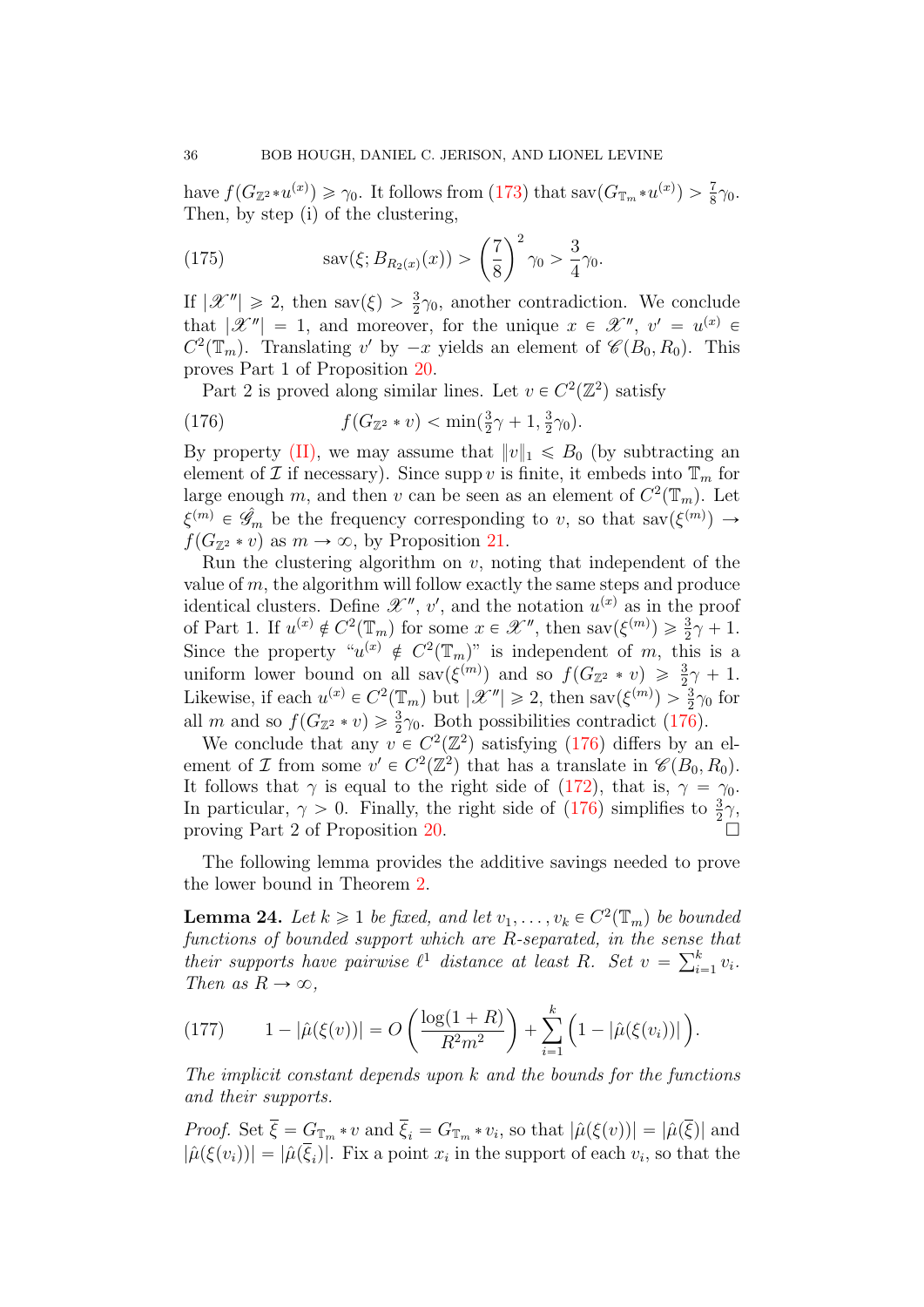have $f(G_{\mathbb{Z}^2} * u^{(x)}) \geqslant \gamma_0$. It follows from (173) that $\mathrm{sav}(G_{\mathbb{T}_m} * u^{(x)}) > \frac{7}{8}\gamma_0$. Then, by step (i) of the clustering,

$$\mathrm{sav}(\xi; B_{R_2(x)}(x)) > \left(\frac{7}{8}\right)^2 \gamma_0 > \frac{3}{4}\gamma_0. \tag{175}$$

If $|\mathscr{X}''| \geqslant 2$, then $\mathrm{sav}(\xi) > \frac{3}{2}\gamma_0$, another contradiction. We conclude that $|\mathscr{X}''| = 1$, and moreover, for the unique $x \in \mathscr{X}''$, $v' = u^{(x)} \in C^2(\mathbb{T}_m)$. Translating $v'$ by $-x$ yields an element of $\mathscr{C}(B_0, R_0)$. This proves Part 1 of Proposition 20.

Part 2 is proved along similar lines. Let $v \in C^2(\mathbb{Z}^2)$ satisfy

$$f(G_{\mathbb{Z}^2} * v) < \min(\tfrac{3}{2}\gamma + 1, \tfrac{3}{2}\gamma_0). \tag{176}$$

By property (II), we may assume that $\|v\|_1 \leqslant B_0$ (by subtracting an element of $\mathcal{I}$ if necessary). Since $\mathrm{supp}\, v$ is finite, it embeds into $\mathbb{T}_m$ for large enough $m$, and then $v$ can be seen as an element of $C^2(\mathbb{T}_m)$. Let $\xi^{(m)} \in \hat{\mathscr{G}}_m$ be the frequency corresponding to $v$, so that $\mathrm{sav}(\xi^{(m)}) \to f(G_{\mathbb{Z}^2} * v)$ as $m \to \infty$, by Proposition 21.

Run the clustering algorithm on $v$, noting that independent of the value of $m$, the algorithm will follow exactly the same steps and produce identical clusters. Define $\mathscr{X}''$, $v'$, and the notation $u^{(x)}$ as in the proof of Part 1. If $u^{(x)} \notin C^2(\mathbb{T}_m)$ for some $x \in \mathscr{X}''$, then $\mathrm{sav}(\xi^{(m)}) \geqslant \frac{3}{2}\gamma + 1$. Since the property "$u^{(x)} \notin C^2(\mathbb{T}_m)$" is independent of $m$, this is a uniform lower bound on all $\mathrm{sav}(\xi^{(m)})$ and so $f(G_{\mathbb{Z}^2} * v) \geqslant \frac{3}{2}\gamma + 1$. Likewise, if each $u^{(x)} \in C^2(\mathbb{T}_m)$ but $|\mathscr{X}''| \geqslant 2$, then $\mathrm{sav}(\xi^{(m)}) > \frac{3}{2}\gamma_0$ for all $m$ and so $f(G_{\mathbb{Z}^2} * v) \geqslant \frac{3}{2}\gamma_0$. Both possibilities contradict (176).

We conclude that any $v \in C^2(\mathbb{Z}^2)$ satisfying (176) differs by an element of $\mathcal{I}$ from some $v' \in C^2(\mathbb{Z}^2)$ that has a translate in $\mathscr{C}(B_0, R_0)$. It follows that $\gamma$ is equal to the right side of (172), that is, $\gamma = \gamma_0$. In particular, $\gamma > 0$. Finally, the right side of (176) simplifies to $\frac{3}{2}\gamma$, proving Part 2 of Proposition 20. □

The following lemma provides the additive savings needed to prove the lower bound in Theorem 2.

**Lemma 24.** *Let $k \geqslant 1$ be fixed, and let $v_1, \ldots, v_k \in C^2(\mathbb{T}_m)$ be bounded functions of bounded support which are $R$-separated, in the sense that their supports have pairwise $\ell^1$ distance at least $R$. Set $v = \sum_{i=1}^k v_i$. Then as $R \to \infty$,*

$$1 - |\hat{\mu}(\xi(v))| = O\left(\frac{\log(1+R)}{R^2 m^2}\right) + \sum_{i=1}^k \Big(1 - |\hat{\mu}(\xi(v_i))|\Big). \tag{177}$$

*The implicit constant depends upon $k$ and the bounds for the functions and their supports.*

*Proof.* Set $\overline{\xi} = G_{\mathbb{T}_m} * v$ and $\overline{\xi}_i = G_{\mathbb{T}_m} * v_i$, so that $|\hat{\mu}(\xi(v))| = |\hat{\mu}(\overline{\xi})|$ and $|\hat{\mu}(\xi(v_i))| = |\hat{\mu}(\overline{\xi}_i)|$. Fix a point $x_i$ in the support of each $v_i$, so that the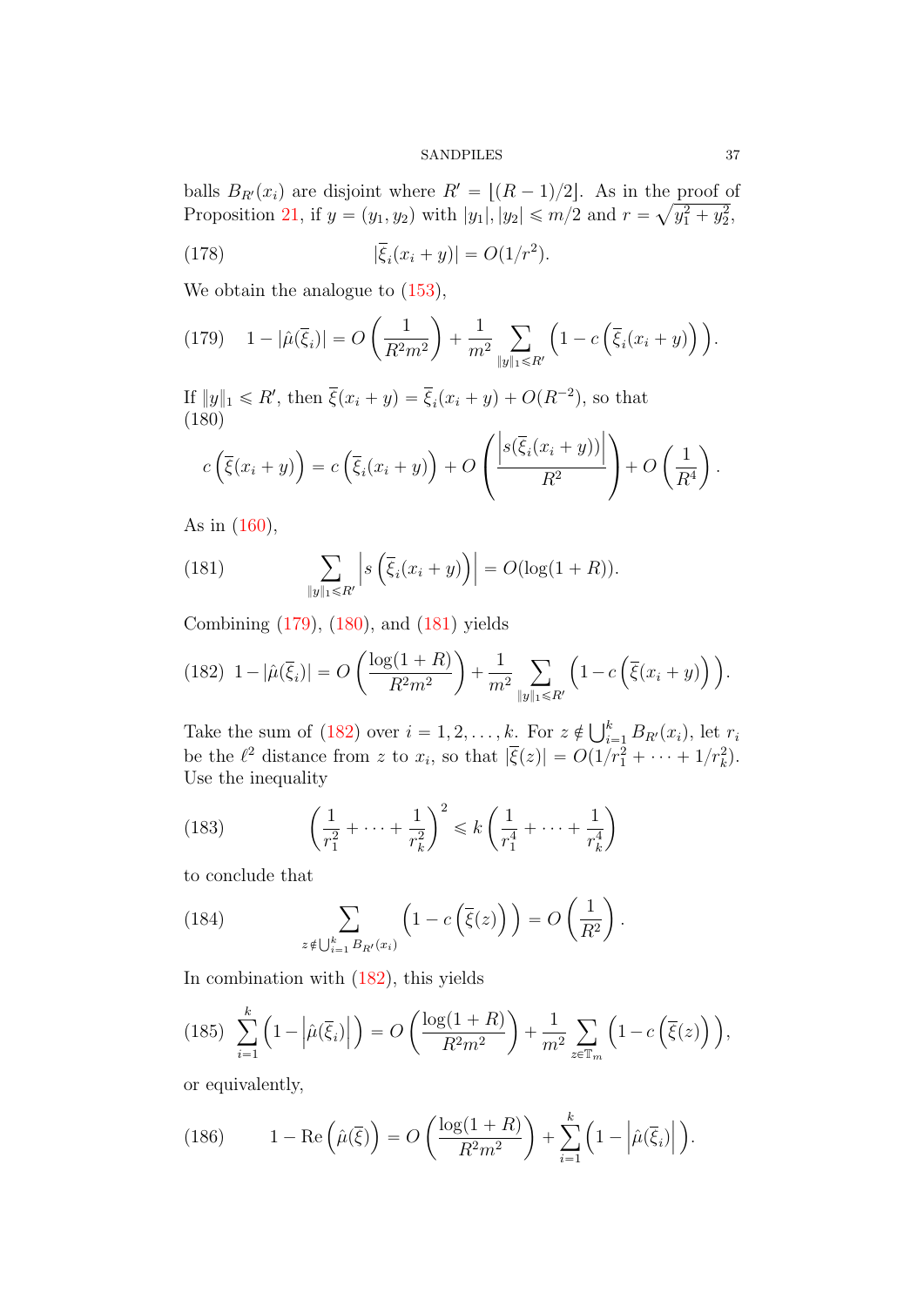balls $B_{R'}(x_i)$ are disjoint where $R' = \lfloor (R-1)/2 \rfloor$. As in the proof of Proposition 21, if $y = (y_1, y_2)$ with $|y_1|, |y_2| \leqslant m/2$ and $r = \sqrt{y_1^2 + y_2^2}$,

$$|\overline{\xi}_i(x_i + y)| = O(1/r^2). \tag{178}$$

We obtain the analogue to (153),

$$1 - |\hat{\mu}(\overline{\xi}_i)| = O\left(\frac{1}{R^2 m^2}\right) + \frac{1}{m^2} \sum_{\|y\|_1 \leqslant R'} \left(1 - c\left(\overline{\xi}_i(x_i + y)\right)\right). \tag{179}$$

If $\|y\|_1 \leqslant R'$, then $\overline{\xi}(x_i + y) = \overline{\xi}_i(x_i + y) + O(R^{-2})$, so that

$$c\left(\overline{\xi}(x_i + y)\right) = c\left(\overline{\xi}_i(x_i + y)\right) + O\left(\frac{\left|s(\overline{\xi}_i(x_i + y))\right|}{R^2}\right) + O\left(\frac{1}{R^4}\right). \tag{180}$$

As in (160),

$$\sum_{\|y\|_1 \leqslant R'} \left| s\left(\overline{\xi}_i(x_i + y)\right)\right| = O(\log(1 + R)). \tag{181}$$

Combining (179), (180), and (181) yields

$$1 - |\hat{\mu}(\overline{\xi}_i)| = O\left(\frac{\log(1 + R)}{R^2 m^2}\right) + \frac{1}{m^2} \sum_{\|y\|_1 \leqslant R'} \left(1 - c\left(\overline{\xi}(x_i + y)\right)\right). \tag{182}$$

Take the sum of (182) over $i = 1, 2, \ldots, k$. For $z \notin \bigcup_{i=1}^k B_{R'}(x_i)$, let $r_i$ be the $\ell^2$ distance from $z$ to $x_i$, so that $|\overline{\xi}(z)| = O(1/r_1^2 + \cdots + 1/r_k^2)$. Use the inequality

$$\left(\frac{1}{r_1^2} + \cdots + \frac{1}{r_k^2}\right)^2 \leqslant k\left(\frac{1}{r_1^4} + \cdots + \frac{1}{r_k^4}\right) \tag{183}$$

to conclude that

$$\sum_{z \notin \bigcup_{i=1}^k B_{R'}(x_i)} \left(1 - c\left(\overline{\xi}(z)\right)\right) = O\left(\frac{1}{R^2}\right). \tag{184}$$

In combination with (182), this yields

$$\sum_{i=1}^k \left(1 - \left|\hat{\mu}(\overline{\xi}_i)\right|\right) = O\left(\frac{\log(1 + R)}{R^2 m^2}\right) + \frac{1}{m^2} \sum_{z \in \mathbb{T}_m} \left(1 - c\left(\overline{\xi}(z)\right)\right), \tag{185}$$

or equivalently,

$$1 - \mathrm{Re}\left(\hat{\mu}(\overline{\xi})\right) = O\left(\frac{\log(1 + R)}{R^2 m^2}\right) + \sum_{i=1}^k \left(1 - \left|\hat{\mu}(\overline{\xi}_i)\right|\right). \tag{186}$$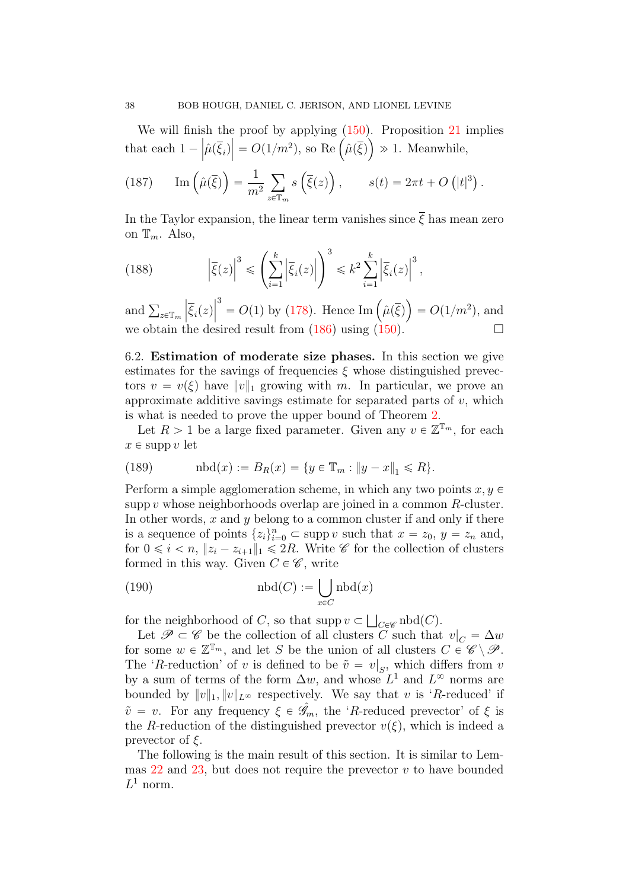We will finish the proof by applying (150). Proposition 21 implies that each $1 - \left|\hat{\mu}(\overline{\xi}_i)\right| = O(1/m^2)$, so $\mathrm{Re}\left(\hat{\mu}(\overline{\xi})\right) \gg 1$. Meanwhile,

$$\mathrm{Im}\left(\hat{\mu}(\overline{\xi})\right) = \frac{1}{m^2}\sum_{z\in\mathbb{T}_m} s\left(\overline{\xi}(z)\right), \qquad s(t) = 2\pi t + O\left(|t|^3\right). \tag{187}$$

In the Taylor expansion, the linear term vanishes since $\overline{\xi}$ has mean zero on $\mathbb{T}_m$. Also,

$$\left|\overline{\xi}(z)\right|^3 \leqslant \left(\sum_{i=1}^k \left|\overline{\xi}_i(z)\right|\right)^3 \leqslant k^2 \sum_{i=1}^k \left|\overline{\xi}_i(z)\right|^3, \tag{188}$$

and $\sum_{z\in\mathbb{T}_m} \left|\overline{\xi}_i(z)\right|^3 = O(1)$ by (178). Hence $\mathrm{Im}\left(\hat{\mu}(\overline{\xi})\right) = O(1/m^2)$, and we obtain the desired result from (186) using (150). $\square$

6.2. **Estimation of moderate size phases.** In this section we give estimates for the savings of frequencies $\xi$ whose distinguished prevectors $v = v(\xi)$ have $\|v\|_1$ growing with $m$. In particular, we prove an approximate additive savings estimate for separated parts of $v$, which is what is needed to prove the upper bound of Theorem 2.

Let $R > 1$ be a large fixed parameter. Given any $v \in \mathbb{Z}^{\mathbb{T}_m}$, for each $x \in \operatorname{supp} v$ let

$$\operatorname{nbd}(x) := B_R(x) = \{y \in \mathbb{T}_m : \|y - x\|_1 \leqslant R\}. \tag{189}$$

Perform a simple agglomeration scheme, in which any two points $x, y \in \operatorname{supp} v$ whose neighborhoods overlap are joined in a common $R$-cluster. In other words, $x$ and $y$ belong to a common cluster if and only if there is a sequence of points $\{z_i\}_{i=0}^n \subset \operatorname{supp} v$ such that $x = z_0$, $y = z_n$ and, for $0 \leqslant i < n$, $\|z_i - z_{i+1}\|_1 \leqslant 2R$. Write $\mathscr{C}$ for the collection of clusters formed in this way. Given $C \in \mathscr{C}$, write

$$\operatorname{nbd}(C) := \bigcup_{x\in C} \operatorname{nbd}(x) \tag{190}$$

for the neighborhood of $C$, so that $\operatorname{supp} v \subset \bigsqcup_{C\in\mathscr{C}} \operatorname{nbd}(C)$.

Let $\mathscr{P} \subset \mathscr{C}$ be the collection of all clusters $C$ such that $v\big|_C = \Delta w$ for some $w \in \mathbb{Z}^{\mathbb{T}_m}$, and let $S$ be the union of all clusters $C \in \mathscr{C} \setminus \mathscr{P}$. The '$R$-reduction' of $v$ is defined to be $\tilde{v} = v\big|_S$, which differs from $v$ by a sum of terms of the form $\Delta w$, and whose $L^1$ and $L^\infty$ norms are bounded by $\|v\|_1, \|v\|_{L^\infty}$ respectively. We say that $v$ is '$R$-reduced' if $\tilde{v} = v$. For any frequency $\xi \in \hat{\mathscr{G}}_m$, the '$R$-reduced prevector' of $\xi$ is the $R$-reduction of the distinguished prevector $v(\xi)$, which is indeed a prevector of $\xi$.

The following is the main result of this section. It is similar to Lemmas 22 and 23, but does not require the prevector $v$ to have bounded $L^1$ norm.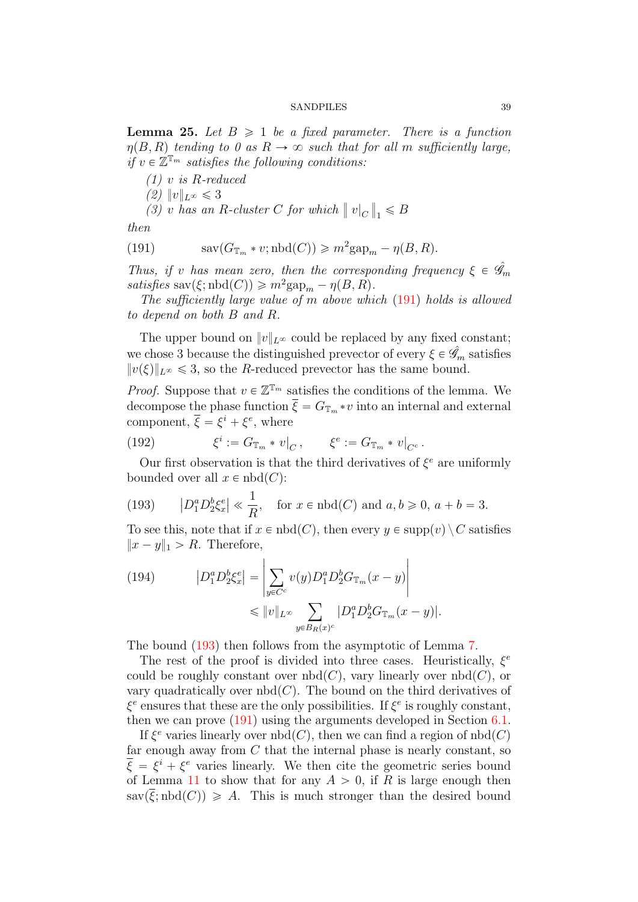**Lemma 25.** *Let $B \geqslant 1$ be a fixed parameter. There is a function $\eta(B, R)$ tending to 0 as $R \to \infty$ such that for all $m$ sufficiently large, if $v \in \mathbb{Z}^{\mathbb{T}_m}$ satisfies the following conditions:*

*(1) $v$ is $R$-reduced*
*(2) $\|v\|_{L^\infty} \leqslant 3$*
*(3) $v$ has an $R$-cluster $C$ for which $\left\| v|_C \right\|_1 \leqslant B$*

*then*

$$\operatorname{sav}(G_{\mathbb{T}_m} * v; \operatorname{nbd}(C)) \geqslant m^2 \operatorname{gap}_m - \eta(B, R). \tag{191}$$

*Thus, if $v$ has mean zero, then the corresponding frequency $\xi \in \hat{\mathscr{G}}_m$ satisfies $\operatorname{sav}(\xi; \operatorname{nbd}(C)) \geqslant m^2 \operatorname{gap}_m - \eta(B, R)$.*

*The sufficiently large value of $m$ above which (191) holds is allowed to depend on both $B$ and $R$.*

The upper bound on $\|v\|_{L^\infty}$ could be replaced by any fixed constant; we chose 3 because the distinguished prevector of every $\xi \in \hat{\mathscr{G}}_m$ satisfies $\|v(\xi)\|_{L^\infty} \leqslant 3$, so the $R$-reduced prevector has the same bound.

*Proof.* Suppose that $v \in \mathbb{Z}^{\mathbb{T}_m}$ satisfies the conditions of the lemma. We decompose the phase function $\overline{\xi} = G_{\mathbb{T}_m} * v$ into an internal and external component, $\overline{\xi} = \xi^i + \xi^e$, where

$$\xi^i := G_{\mathbb{T}_m} * v|_C, \qquad \xi^e := G_{\mathbb{T}_m} * v|_{C^c}. \tag{192}$$

Our first observation is that the third derivatives of $\xi^e$ are uniformly bounded over all $x \in \operatorname{nbd}(C)$:

$$\left| D_1^a D_2^b \xi_x^e \right| \ll \frac{1}{R}, \quad \text{for } x \in \operatorname{nbd}(C) \text{ and } a, b \geqslant 0,\ a + b = 3. \tag{193}$$

To see this, note that if $x \in \operatorname{nbd}(C)$, then every $y \in \operatorname{supp}(v) \setminus C$ satisfies $\|x - y\|_1 > R$. Therefore,

$$\begin{aligned} \left| D_1^a D_2^b \xi_x^e \right| &= \left| \sum_{y \in C^c} v(y) D_1^a D_2^b G_{\mathbb{T}_m}(x - y) \right| \\ &\leqslant \|v\|_{L^\infty} \sum_{y \in B_R(x)^c} \left| D_1^a D_2^b G_{\mathbb{T}_m}(x - y) \right|. \end{aligned} \tag{194}$$

The bound (193) then follows from the asymptotic of Lemma 7.

The rest of the proof is divided into three cases. Heuristically, $\xi^e$ could be roughly constant over $\operatorname{nbd}(C)$, vary linearly over $\operatorname{nbd}(C)$, or vary quadratically over $\operatorname{nbd}(C)$. The bound on the third derivatives of $\xi^e$ ensures that these are the only possibilities. If $\xi^e$ is roughly constant, then we can prove (191) using the arguments developed in Section 6.1.

If $\xi^e$ varies linearly over $\operatorname{nbd}(C)$, then we can find a region of $\operatorname{nbd}(C)$ far enough away from $C$ that the internal phase is nearly constant, so $\overline{\xi} = \xi^i + \xi^e$ varies linearly. We then cite the geometric series bound of Lemma 11 to show that for any $A > 0$, if $R$ is large enough then $\operatorname{sav}(\overline{\xi}; \operatorname{nbd}(C)) \geqslant A$. This is much stronger than the desired bound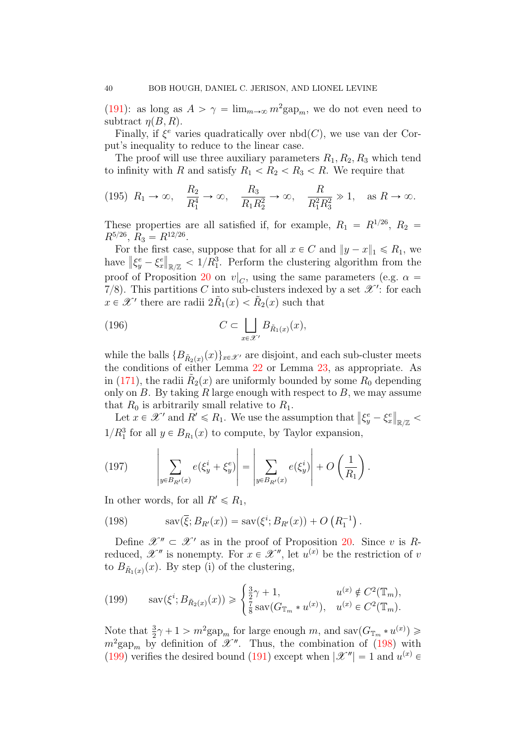(191): as long as $A > \gamma = \lim_{m\to\infty} m^2 \mathrm{gap}_m$, we do not even need to subtract $\eta(B,R)$.

Finally, if $\xi^e$ varies quadratically over $\mathrm{nbd}(C)$, we use van der Corput's inequality to reduce to the linear case.

The proof will use three auxiliary parameters $R_1, R_2, R_3$ which tend to infinity with $R$ and satisfy $R_1 < R_2 < R_3 < R$. We require that

$$R_1 \to \infty, \quad \frac{R_2}{R_1^4} \to \infty, \quad \frac{R_3}{R_1 R_2^2} \to \infty, \quad \frac{R}{R_1^2 R_3^2} \gg 1, \quad \text{as } R \to \infty. \tag{195}$$

These properties are all satisfied if, for example, $R_1 = R^{1/26}$, $R_2 = R^{5/26}$, $R_3 = R^{12/26}$.

For the first case, suppose that for all $x \in C$ and $\|y - x\|_1 \leqslant R_1$, we have $\|\xi^e_y - \xi^e_x\|_{\mathbb{R}/\mathbb{Z}} < 1/R_1^3$. Perform the clustering algorithm from the proof of Proposition 20 on $v|_C$, using the same parameters (e.g. $\alpha = 7/8$). This partitions $C$ into sub-clusters indexed by a set $\mathscr{X}'$: for each $x \in \mathscr{X}'$ there are radii $2\tilde{R}_1(x) < \tilde{R}_2(x)$ such that

$$C \subset \bigsqcup_{x \in \mathscr{X}'} B_{\tilde{R}_1(x)}(x), \tag{196}$$

while the balls $\{B_{\tilde{R}_2(x)}(x)\}_{x\in\mathscr{X}'}$ are disjoint, and each sub-cluster meets the conditions of either Lemma 22 or Lemma 23, as appropriate. As in (171), the radii $\tilde{R}_2(x)$ are uniformly bounded by some $R_0$ depending only on $B$. By taking $R$ large enough with respect to $B$, we may assume that $R_0$ is arbitrarily small relative to $R_1$.

Let $x \in \mathscr{X}'$ and $R' \leqslant R_1$. We use the assumption that $\|\xi^e_y - \xi^e_x\|_{\mathbb{R}/\mathbb{Z}} < 1/R_1^3$ for all $y \in B_{R_1}(x)$ to compute, by Taylor expansion,

$$\left| \sum_{y \in B_{R'}(x)} e(\xi^i_y + \xi^e_y) \right| = \left| \sum_{y \in B_{R'}(x)} e(\xi^i_y) \right| + O\left(\frac{1}{R_1}\right). \tag{197}$$

In other words, for all $R' \leqslant R_1$,

$$\mathrm{sav}(\overline{\xi}; B_{R'}(x)) = \mathrm{sav}(\xi^i; B_{R'}(x)) + O\left(R_1^{-1}\right). \tag{198}$$

Define $\mathscr{X}'' \subset \mathscr{X}'$ as in the proof of Proposition 20. Since $v$ is $R$-reduced, $\mathscr{X}''$ is nonempty. For $x \in \mathscr{X}''$, let $u^{(x)}$ be the restriction of $v$ to $B_{\tilde{R}_1(x)}(x)$. By step (i) of the clustering,

$$\mathrm{sav}(\xi^i; B_{\tilde{R}_2(x)}(x)) \geqslant \begin{cases} \frac{3}{2}\gamma + 1, & u^{(x)} \notin C^2(\mathbb{T}_m), \\ \frac{7}{8}\,\mathrm{sav}(G_{\mathbb{T}_m} * u^{(x)}), & u^{(x)} \in C^2(\mathbb{T}_m). \end{cases} \tag{199}$$

Note that $\frac{3}{2}\gamma + 1 > m^2 \mathrm{gap}_m$ for large enough $m$, and $\mathrm{sav}(G_{\mathbb{T}_m} * u^{(x)}) \geqslant m^2 \mathrm{gap}_m$ by definition of $\mathscr{X}''$. Thus, the combination of (198) with (199) verifies the desired bound (191) except when $|\mathscr{X}''| = 1$ and $u^{(x)} \in$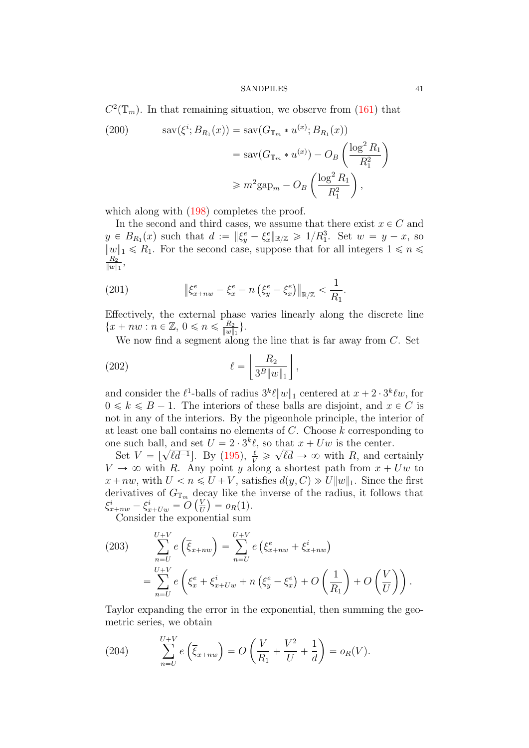$C^2(\mathbb{T}_m)$. In that remaining situation, we observe from (161) that

$$\begin{aligned}\operatorname{sav}(\xi^i; B_{R_1}(x)) &= \operatorname{sav}(G_{\mathbb{T}_m} * u^{(x)}; B_{R_1}(x)) \\ &= \operatorname{sav}(G_{\mathbb{T}_m} * u^{(x)}) - O_B\left(\frac{\log^2 R_1}{R_1^2}\right) \\ &\geqslant m^2 \mathrm{gap}_m - O_B\left(\frac{\log^2 R_1}{R_1^2}\right),\end{aligned} \tag{200}$$

which along with (198) completes the proof.

In the second and third cases, we assume that there exist $x \in C$ and $y \in B_{R_1}(x)$ such that $d := \|\xi^e_y - \xi^e_x\|_{\mathbb{R}/\mathbb{Z}} \geqslant 1/R_1^3$. Set $w = y - x$, so $\|w\|_1 \leqslant R_1$. For the second case, suppose that for all integers $1 \leqslant n \leqslant \frac{R_2}{\|w\|_1}$,

$$\left\|\xi^e_{x+nw} - \xi^e_x - n\left(\xi^e_y - \xi^e_x\right)\right\|_{\mathbb{R}/\mathbb{Z}} < \frac{1}{R_1}. \tag{201}$$

Effectively, the external phase varies linearly along the discrete line $\{x + nw : n \in \mathbb{Z},\, 0 \leqslant n \leqslant \frac{R_2}{\|w\|_1}\}$.

We now find a segment along the line that is far away from $C$. Set

$$\ell = \left\lfloor \frac{R_2}{3^B \|w\|_1} \right\rfloor, \tag{202}$$

and consider the $\ell^1$-balls of radius $3^k \ell \|w\|_1$ centered at $x + 2 \cdot 3^k \ell w$, for $0 \leqslant k \leqslant B - 1$. The interiors of these balls are disjoint, and $x \in C$ is not in any of the interiors. By the pigeonhole principle, the interior of at least one ball contains no elements of $C$. Choose $k$ corresponding to one such ball, and set $U = 2 \cdot 3^k \ell$, so that $x + Uw$ is the center.

Set $V = \lfloor \sqrt{\ell d^{-1}} \rfloor$. By (195), $\frac{\ell}{V} \geqslant \sqrt{\ell d} \to \infty$ with $R$, and certainly $V \to \infty$ with $R$. Any point $y$ along a shortest path from $x + Uw$ to $x + nw$, with $U < n \leqslant U + V$, satisfies $d(y, C) \gg U\|w\|_1$. Since the first derivatives of $G_{\mathbb{T}_m}$ decay like the inverse of the radius, it follows that $\xi^i_{x+nw} - \xi^i_{x+Uw} = O\left(\frac{V}{U}\right) = o_R(1)$.

Consider the exponential sum

$$\begin{aligned}\sum_{n=U}^{U+V} e\left(\overline{\xi}_{x+nw}\right) &= \sum_{n=U}^{U+V} e\left(\xi^e_{x+nw} + \xi^i_{x+nw}\right) \\ &= \sum_{n=U}^{U+V} e\left(\xi^e_x + \xi^i_{x+Uw} + n\left(\xi^e_y - \xi^e_x\right) + O\left(\frac{1}{R_1}\right) + O\left(\frac{V}{U}\right)\right).\end{aligned} \tag{203}$$

Taylor expanding the error in the exponential, then summing the geometric series, we obtain

$$\sum_{n=U}^{U+V} e\left(\overline{\xi}_{x+nw}\right) = O\left(\frac{V}{R_1} + \frac{V^2}{U} + \frac{1}{d}\right) = o_R(V). \tag{204}$$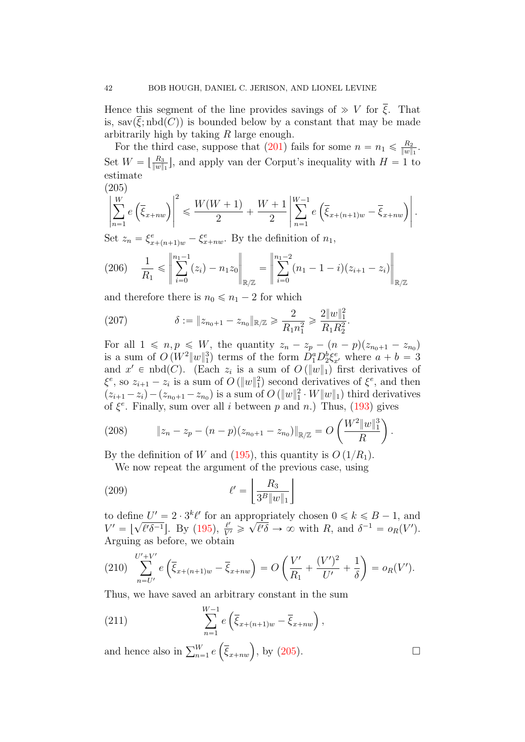Hence this segment of the line provides savings of $\gg V$ for $\overline{\xi}$. That is, $\mathrm{sav}(\overline{\xi}; \mathrm{nbd}(C))$ is bounded below by a constant that may be made arbitrarily high by taking $R$ large enough.

For the third case, suppose that (201) fails for some $n = n_1 \leqslant \frac{R_2}{\|w\|_1}$. Set $W = \lfloor \frac{R_3}{\|w\|_1} \rfloor$, and apply van der Corput's inequality with $H = 1$ to estimate

(205)
$$\left| \sum_{n=1}^{W} e\left(\overline{\xi}_{x+nw}\right) \right|^2 \leqslant \frac{W(W+1)}{2} + \frac{W+1}{2} \left| \sum_{n=1}^{W-1} e\left(\overline{\xi}_{x+(n+1)w} - \overline{\xi}_{x+nw}\right) \right|.$$

Set $z_n = \xi^e_{x+(n+1)w} - \xi^e_{x+nw}$. By the definition of $n_1$,

$$\frac{1}{R_1} \leqslant \left\| \sum_{i=0}^{n_1-1} (z_i) - n_1 z_0 \right\|_{\mathbb{R}/\mathbb{Z}} = \left\| \sum_{i=0}^{n_1-2} (n_1 - 1 - i)(z_{i+1} - z_i) \right\|_{\mathbb{R}/\mathbb{Z}} \tag{206}$$

and therefore there is $n_0 \leqslant n_1 - 2$ for which

$$\delta := \|z_{n_0+1} - z_{n_0}\|_{\mathbb{R}/\mathbb{Z}} \geqslant \frac{2}{R_1 n_1^2} \geqslant \frac{2\|w\|_1^2}{R_1 R_2^2}. \tag{207}$$

For all $1 \leqslant n, p \leqslant W$, the quantity $z_n - z_p - (n-p)(z_{n_0+1} - z_{n_0})$ is a sum of $O\left(W^2 \|w\|_1^3\right)$ terms of the form $D_1^a D_2^b \xi^e_{x'}$ where $a + b = 3$ and $x' \in \mathrm{nbd}(C)$. (Each $z_i$ is a sum of $O\left(\|w\|_1\right)$ first derivatives of $\xi^e$, so $z_{i+1} - z_i$ is a sum of $O\left(\|w\|_1^2\right)$ second derivatives of $\xi^e$, and then $(z_{i+1} - z_i) - (z_{n_0+1} - z_{n_0})$ is a sum of $O\left(\|w\|_1^2 \cdot W \|w\|_1\right)$ third derivatives of $\xi^e$. Finally, sum over all $i$ between $p$ and $n$.) Thus, (193) gives

$$\|z_n - z_p - (n-p)(z_{n_0+1} - z_{n_0})\|_{\mathbb{R}/\mathbb{Z}} = O\left(\frac{W^2 \|w\|_1^3}{R}\right). \tag{208}$$

By the definition of $W$ and (195), this quantity is $O\left(1/R_1\right)$.

We now repeat the argument of the previous case, using

$$\ell' = \left\lfloor \frac{R_3}{3^B \|w\|_1} \right\rfloor \tag{209}$$

to define $U' = 2 \cdot 3^k \ell'$ for an appropriately chosen $0 \leqslant k \leqslant B-1$, and $V' = \lfloor \sqrt{\ell' \delta^{-1}} \rfloor$. By (195), $\frac{\ell'}{V'} \geqslant \sqrt{\ell' \delta} \to \infty$ with $R$, and $\delta^{-1} = o_R(V')$. Arguing as before, we obtain

$$\sum_{n=U'}^{U'+V'} e\left(\overline{\xi}_{x+(n+1)w} - \overline{\xi}_{x+nw}\right) = O\left(\frac{V'}{R_1} + \frac{(V')^2}{U'} + \frac{1}{\delta}\right) = o_R(V'). \tag{210}$$

Thus, we have saved an arbitrary constant in the sum

$$\sum_{n=1}^{W-1} e\left(\overline{\xi}_{x+(n+1)w} - \overline{\xi}_{x+nw}\right), \tag{211}$$

and hence also in $\sum_{n=1}^{W} e\left(\overline{\xi}_{x+nw}\right)$, by (205). $\square$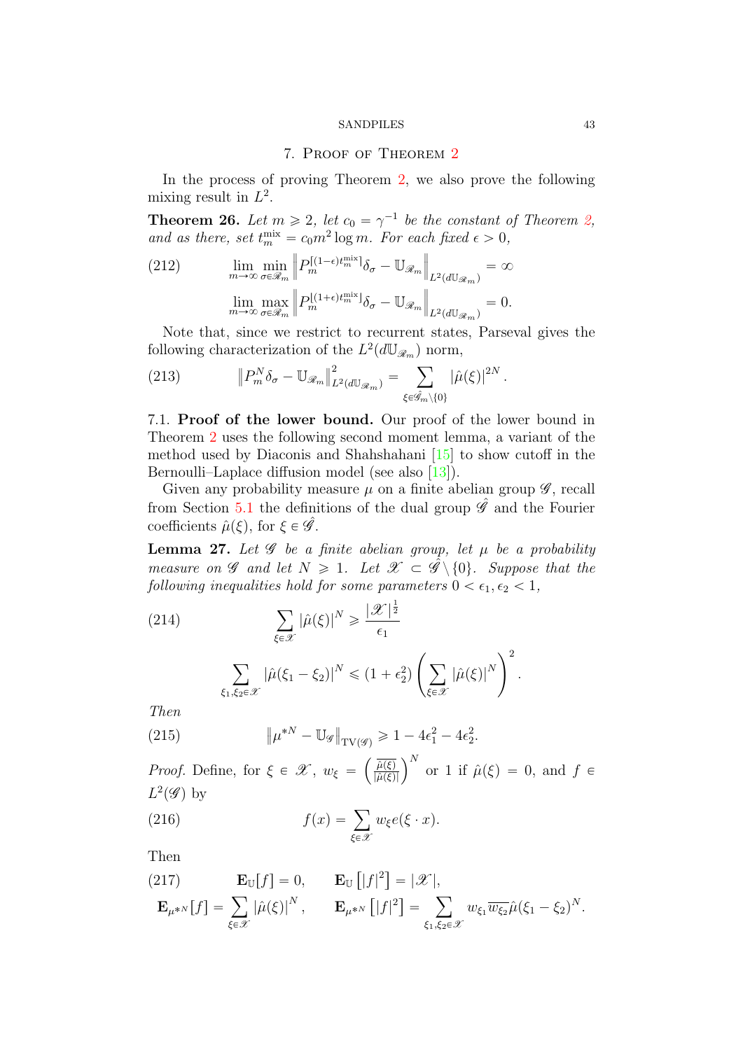## 7. Proof of Theorem 2

In the process of proving Theorem 2, we also prove the following mixing result in $L^2$.

**Theorem 26.** *Let $m \geqslant 2$, let $c_0 = \gamma^{-1}$ be the constant of Theorem 2, and as there, set $t_m^{\mathrm{mix}} = c_0 m^2 \log m$. For each fixed $\epsilon > 0$,*

$$\lim_{m\to\infty} \min_{\sigma \in \mathscr{R}_m} \left\| P_m^{\lceil (1-\epsilon) t_m^{\mathrm{mix}} \rceil} \delta_\sigma - \mathbb{U}_{\mathscr{R}_m} \right\|_{L^2(d\mathbb{U}_{\mathscr{R}_m})} = \infty \tag{212}$$

$$\lim_{m\to\infty} \max_{\sigma \in \mathscr{R}_m} \left\| P_m^{\lfloor (1+\epsilon) t_m^{\mathrm{mix}} \rfloor} \delta_\sigma - \mathbb{U}_{\mathscr{R}_m} \right\|_{L^2(d\mathbb{U}_{\mathscr{R}_m})} = 0.$$

Note that, since we restrict to recurrent states, Parseval gives the following characterization of the $L^2(d\mathbb{U}_{\mathscr{R}_m})$ norm,

$$\left\| P_m^N \delta_\sigma - \mathbb{U}_{\mathscr{R}_m} \right\|^2_{L^2(d\mathbb{U}_{\mathscr{R}_m})} = \sum_{\xi \in \hat{\mathscr{G}}_m \setminus \{0\}} |\hat{\mu}(\xi)|^{2N}. \tag{213}$$

### 7.1. Proof of the lower bound.

Our proof of the lower bound in Theorem 2 uses the following second moment lemma, a variant of the method used by Diaconis and Shahshahani [15] to show cutoff in the Bernoulli–Laplace diffusion model (see also [13]).

Given any probability measure $\mu$ on a finite abelian group $\mathscr{G}$, recall from Section 5.1 the definitions of the dual group $\hat{\mathscr{G}}$ and the Fourier coefficients $\hat{\mu}(\xi)$, for $\xi \in \hat{\mathscr{G}}$.

**Lemma 27.** *Let $\mathscr{G}$ be a finite abelian group, let $\mu$ be a probability measure on $\mathscr{G}$ and let $N \geqslant 1$. Let $\mathscr{X} \subset \hat{\mathscr{G}} \setminus \{0\}$. Suppose that the following inequalities hold for some parameters $0 < \epsilon_1, \epsilon_2 < 1$,*

$$\sum_{\xi \in \mathscr{X}} |\hat{\mu}(\xi)|^N \geqslant \frac{|\mathscr{X}|^{\frac{1}{2}}}{\epsilon_1} \tag{214}$$

$$\sum_{\xi_1, \xi_2 \in \mathscr{X}} |\hat{\mu}(\xi_1 - \xi_2)|^N \leqslant (1 + \epsilon_2^2) \left( \sum_{\xi \in \mathscr{X}} |\hat{\mu}(\xi)|^N \right)^2.$$

*Then*

$$\left\| \mu^{*N} - \mathbb{U}_{\mathscr{G}} \right\|_{\mathrm{TV}(\mathscr{G})} \geqslant 1 - 4\epsilon_1^2 - 4\epsilon_2^2. \tag{215}$$

*Proof.* Define, for $\xi \in \mathscr{X}$, $w_\xi = \left( \frac{\overline{\hat{\mu}(\xi)}}{|\hat{\mu}(\xi)|} \right)^N$ or 1 if $\hat{\mu}(\xi) = 0$, and $f \in L^2(\mathscr{G})$ by

$$f(x) = \sum_{\xi \in \mathscr{X}} w_\xi e(\xi \cdot x). \tag{216}$$

Then

$$\mathbf{E}_{\mathbb{U}}[f] = 0, \qquad \mathbf{E}_{\mathbb{U}}\left[ |f|^2 \right] = |\mathscr{X}|, \tag{217}$$

$$\mathbf{E}_{\mu^{*N}}[f] = \sum_{\xi \in \mathscr{X}} |\hat{\mu}(\xi)|^N, \qquad \mathbf{E}_{\mu^{*N}}\left[ |f|^2 \right] = \sum_{\xi_1, \xi_2 \in \mathscr{X}} w_{\xi_1} \overline{w_{\xi_2}} \hat{\mu}(\xi_1 - \xi_2)^N.$$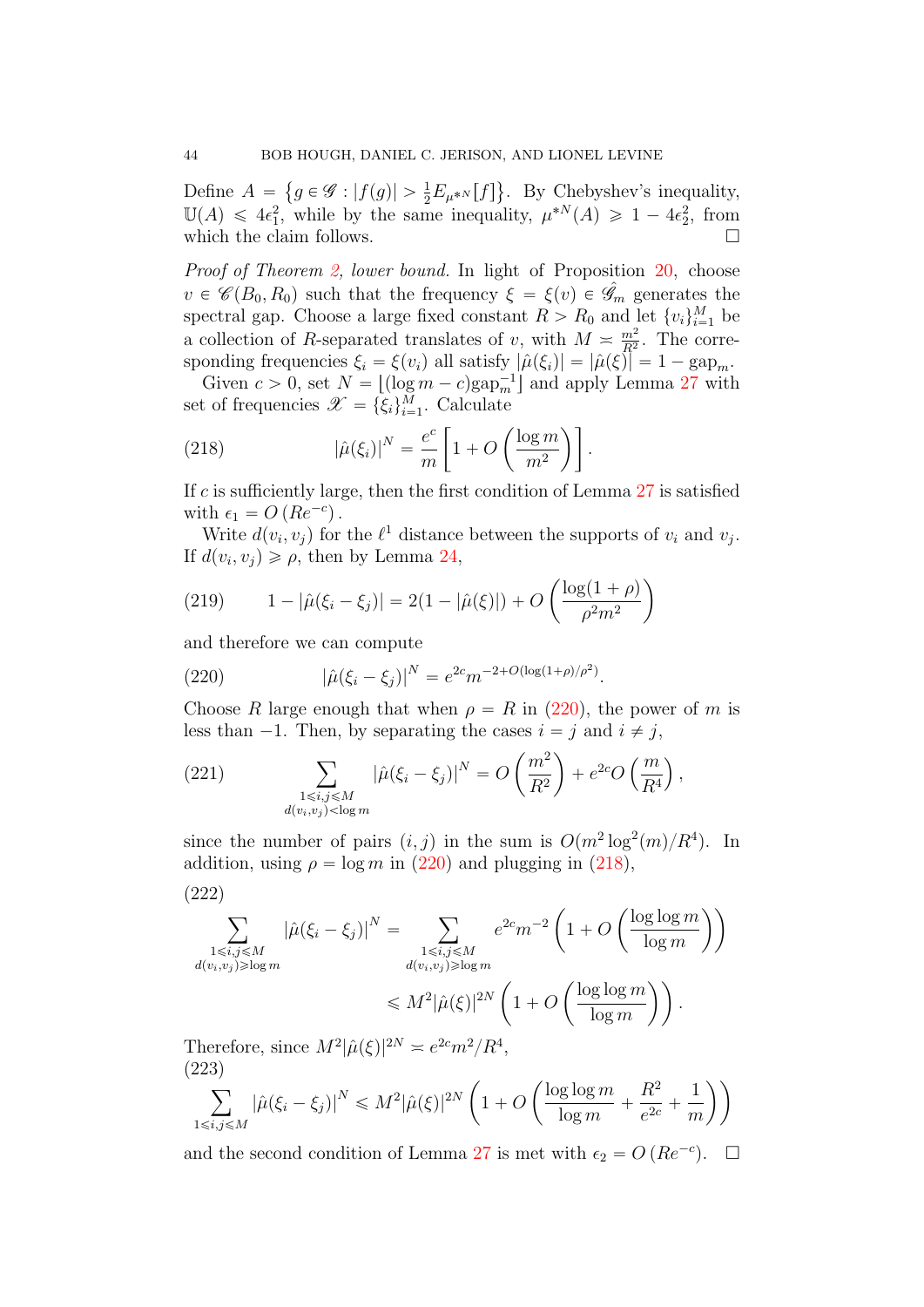Define $A = \left\{g \in \mathscr{G} : |f(g)| > \frac{1}{2}E_{\mu^{*N}}[f]\right\}$. By Chebyshev's inequality, $\mathbb{U}(A) \leqslant 4\epsilon_1^2$, while by the same inequality, $\mu^{*N}(A) \geqslant 1 - 4\epsilon_2^2$, from which the claim follows. $\square$

*Proof of Theorem 2, lower bound.* In light of Proposition 20, choose $v \in \mathscr{C}(B_0, R_0)$ such that the frequency $\xi = \xi(v) \in \hat{\mathscr{G}}_m$ generates the spectral gap. Choose a large fixed constant $R > R_0$ and let $\{v_i\}_{i=1}^M$ be a collection of $R$-separated translates of $v$, with $M \asymp \frac{m^2}{R^2}$. The corresponding frequencies $\xi_i = \xi(v_i)$ all satisfy $|\hat{\mu}(\xi_i)| = |\hat{\mu}(\xi)| = 1 - \mathrm{gap}_m$.

Given $c > 0$, set $N = \lfloor (\log m - c)\mathrm{gap}_m^{-1} \rfloor$ and apply Lemma 27 with set of frequencies $\mathscr{X} = \{\xi_i\}_{i=1}^M$. Calculate

$$|\hat{\mu}(\xi_i)|^N = \frac{e^c}{m}\left[1 + O\left(\frac{\log m}{m^2}\right)\right]. \tag{218}$$

If $c$ is sufficiently large, then the first condition of Lemma 27 is satisfied with $\epsilon_1 = O\left(Re^{-c}\right)$.

Write $d(v_i, v_j)$ for the $\ell^1$ distance between the supports of $v_i$ and $v_j$. If $d(v_i, v_j) \geqslant \rho$, then by Lemma 24,

$$1 - |\hat{\mu}(\xi_i - \xi_j)| = 2(1 - |\hat{\mu}(\xi)|) + O\left(\frac{\log(1+\rho)}{\rho^2 m^2}\right) \tag{219}$$

and therefore we can compute

$$|\hat{\mu}(\xi_i - \xi_j)|^N = e^{2c} m^{-2 + O(\log(1+\rho)/\rho^2)}. \tag{220}$$

Choose $R$ large enough that when $\rho = R$ in (220), the power of $m$ is less than $-1$. Then, by separating the cases $i = j$ and $i \neq j$,

$$\sum_{\substack{1 \leqslant i,j \leqslant M \\ d(v_i, v_j) < \log m}} |\hat{\mu}(\xi_i - \xi_j)|^N = O\left(\frac{m^2}{R^2}\right) + e^{2c} O\left(\frac{m}{R^4}\right), \tag{221}$$

since the number of pairs $(i, j)$ in the sum is $O(m^2 \log^2(m)/R^4)$. In addition, using $\rho = \log m$ in (220) and plugging in (218),

$$\begin{aligned}
\sum_{\substack{1 \leqslant i,j \leqslant M \\ d(v_i, v_j) \geqslant \log m}} |\hat{\mu}(\xi_i - \xi_j)|^N &= \sum_{\substack{1 \leqslant i,j \leqslant M \\ d(v_i, v_j) \geqslant \log m}} e^{2c} m^{-2}\left(1 + O\left(\frac{\log\log m}{\log m}\right)\right) \\
&\leqslant M^2 |\hat{\mu}(\xi)|^{2N}\left(1 + O\left(\frac{\log\log m}{\log m}\right)\right).
\end{aligned} \tag{222}$$

Therefore, since $M^2 |\hat{\mu}(\xi)|^{2N} \asymp e^{2c} m^2 / R^4$,

$$\sum_{1 \leqslant i,j \leqslant M} |\hat{\mu}(\xi_i - \xi_j)|^N \leqslant M^2 |\hat{\mu}(\xi)|^{2N}\left(1 + O\left(\frac{\log\log m}{\log m} + \frac{R^2}{e^{2c}} + \frac{1}{m}\right)\right) \tag{223}$$

and the second condition of Lemma 27 is met with $\epsilon_2 = O\left(Re^{-c}\right)$. $\square$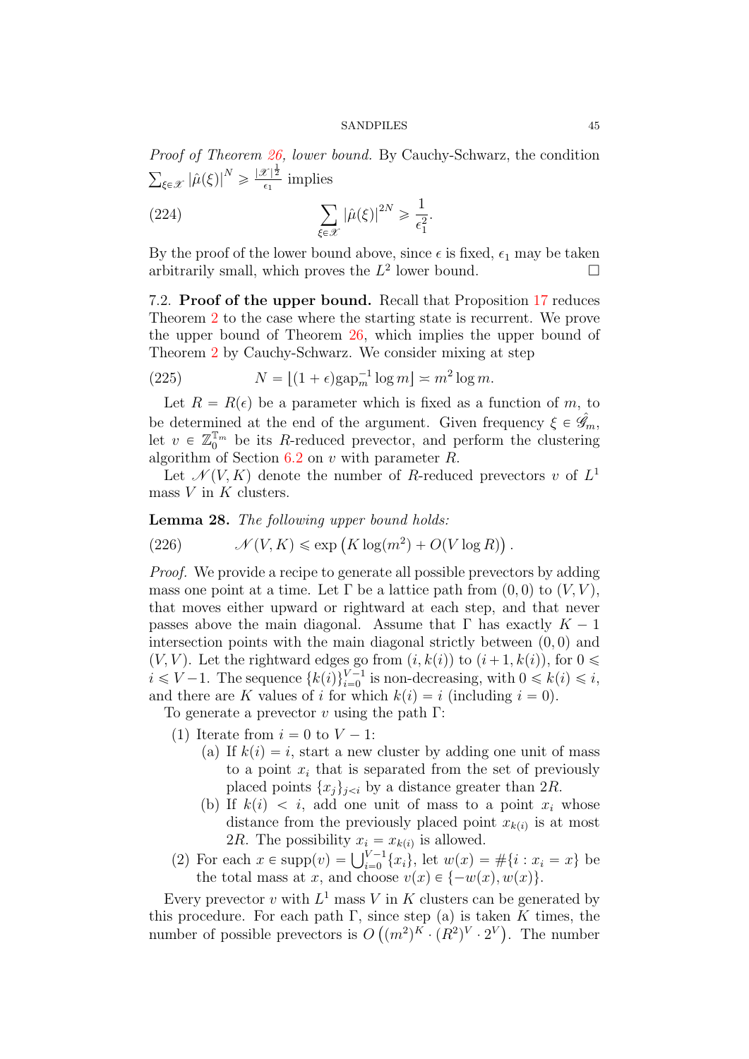*Proof of Theorem 26, lower bound.* By Cauchy-Schwarz, the condition $\sum_{\xi \in \mathscr{X}} |\hat{\mu}(\xi)|^N \geqslant \frac{|\mathscr{X}|^{\frac{1}{2}}}{\epsilon_1}$ implies

$$\sum_{\xi \in \mathscr{X}} |\hat{\mu}(\xi)|^{2N} \geqslant \frac{1}{\epsilon_1^2}. \tag{224}$$

By the proof of the lower bound above, since $\epsilon$ is fixed, $\epsilon_1$ may be taken arbitrarily small, which proves the $L^2$ lower bound. □

### 7.2. Proof of the upper bound.

Recall that Proposition 17 reduces Theorem 2 to the case where the starting state is recurrent. We prove the upper bound of Theorem 26, which implies the upper bound of Theorem 2 by Cauchy-Schwarz. We consider mixing at step

$$N = \lfloor (1+\epsilon)\mathrm{gap}_m^{-1} \log m \rfloor \asymp m^2 \log m. \tag{225}$$

Let $R = R(\epsilon)$ be a parameter which is fixed as a function of $m$, to be determined at the end of the argument. Given frequency $\xi \in \hat{\mathscr{G}}_m$, let $v \in \mathbb{Z}_0^{\mathbb{T}_m}$ be its $R$-reduced prevector, and perform the clustering algorithm of Section 6.2 on $v$ with parameter $R$.

Let $\mathscr{N}(V, K)$ denote the number of $R$-reduced prevectors $v$ of $L^1$ mass $V$ in $K$ clusters.

**Lemma 28.** *The following upper bound holds:*

$$\mathscr{N}(V, K) \leqslant \exp\left(K \log(m^2) + O(V \log R)\right). \tag{226}$$

*Proof.* We provide a recipe to generate all possible prevectors by adding mass one point at a time. Let $\Gamma$ be a lattice path from $(0,0)$ to $(V,V)$, that moves either upward or rightward at each step, and that never passes above the main diagonal. Assume that $\Gamma$ has exactly $K-1$ intersection points with the main diagonal strictly between $(0,0)$ and $(V,V)$. Let the rightward edges go from $(i, k(i))$ to $(i+1, k(i))$, for $0 \leqslant i \leqslant V-1$. The sequence $\{k(i)\}_{i=0}^{V-1}$ is non-decreasing, with $0 \leqslant k(i) \leqslant i$, and there are $K$ values of $i$ for which $k(i) = i$ (including $i = 0$).

To generate a prevector $v$ using the path $\Gamma$:

1. Iterate from $i = 0$ to $V - 1$:
   (a) If $k(i) = i$, start a new cluster by adding one unit of mass to a point $x_i$ that is separated from the set of previously placed points $\{x_j\}_{j<i}$ by a distance greater than $2R$.
   (b) If $k(i) < i$, add one unit of mass to a point $x_i$ whose distance from the previously placed point $x_{k(i)}$ is at most $2R$. The possibility $x_i = x_{k(i)}$ is allowed.
2. For each $x \in \mathrm{supp}(v) = \bigcup_{i=0}^{V-1}\{x_i\}$, let $w(x) = \#\{i : x_i = x\}$ be the total mass at $x$, and choose $v(x) \in \{-w(x), w(x)\}$.

Every prevector $v$ with $L^1$ mass $V$ in $K$ clusters can be generated by this procedure. For each path $\Gamma$, since step (a) is taken $K$ times, the number of possible prevectors is $O\left((m^2)^K \cdot (R^2)^V \cdot 2^V\right)$. The number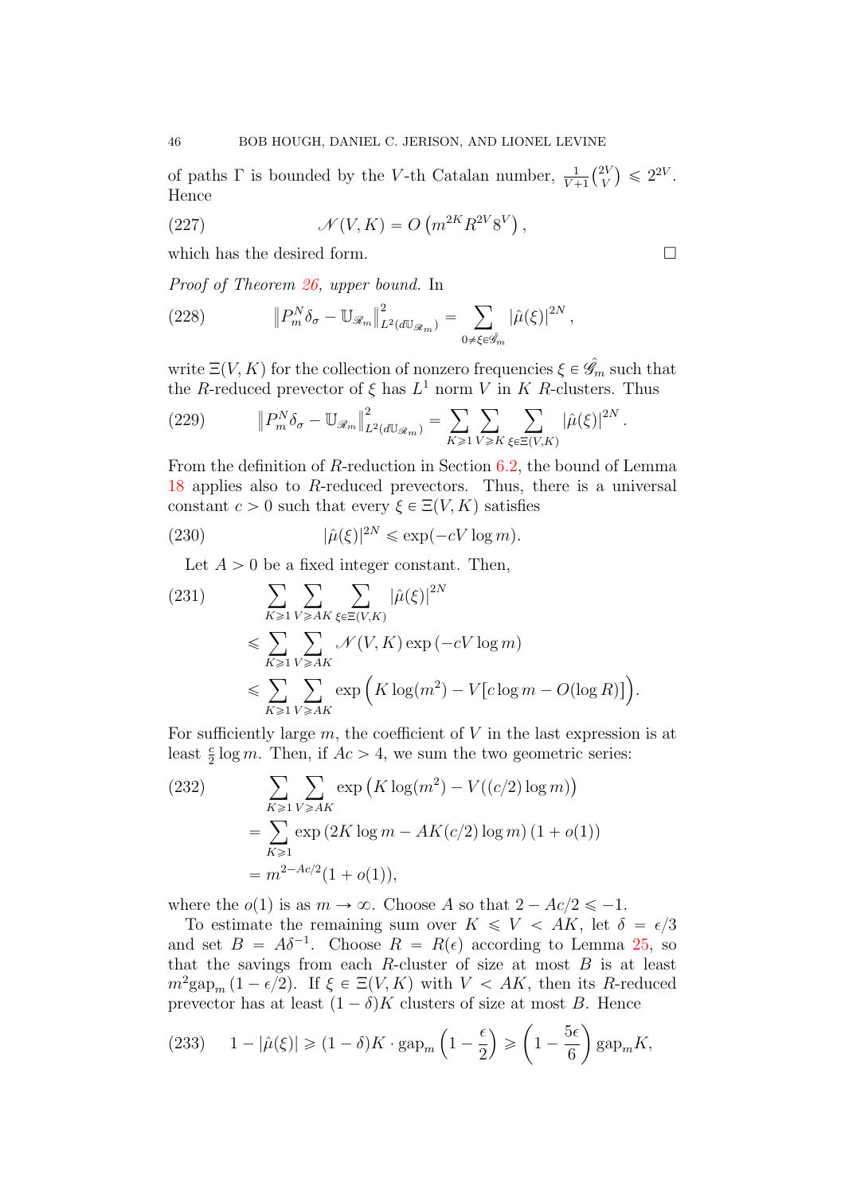of paths $\Gamma$ is bounded by the $V$-th Catalan number, $\frac{1}{V+1}\binom{2V}{V} \leqslant 2^{2V}$. Hence

$$\mathscr{N}(V,K) = O\left(m^{2K} R^{2V} 8^V\right), \tag{227}$$

which has the desired form. ◻

*Proof of Theorem 26, upper bound.* In

$$\left\|P_m^N \delta_\sigma - \mathbb{U}_{\mathscr{R}_m}\right\|^2_{L^2(d\mathbb{U}_{\mathscr{R}_m})} = \sum_{0 \neq \xi \in \hat{\mathscr{G}}_m} |\hat{\mu}(\xi)|^{2N}, \tag{228}$$

write $\Xi(V,K)$ for the collection of nonzero frequencies $\xi \in \hat{\mathscr{G}}_m$ such that the $R$-reduced prevector of $\xi$ has $L^1$ norm $V$ in $K$ $R$-clusters. Thus

$$\left\|P_m^N \delta_\sigma - \mathbb{U}_{\mathscr{R}_m}\right\|^2_{L^2(d\mathbb{U}_{\mathscr{R}_m})} = \sum_{K \geqslant 1} \sum_{V \geqslant K} \sum_{\xi \in \Xi(V,K)} |\hat{\mu}(\xi)|^{2N}. \tag{229}$$

From the definition of $R$-reduction in Section 6.2, the bound of Lemma 18 applies also to $R$-reduced prevectors. Thus, there is a universal constant $c > 0$ such that every $\xi \in \Xi(V,K)$ satisfies

$$|\hat{\mu}(\xi)|^{2N} \leqslant \exp(-cV \log m). \tag{230}$$

Let $A > 0$ be a fixed integer constant. Then,

$$\begin{aligned}
&\sum_{K \geqslant 1} \sum_{V \geqslant AK} \sum_{\xi \in \Xi(V,K)} |\hat{\mu}(\xi)|^{2N} \\
&\leqslant \sum_{K \geqslant 1} \sum_{V \geqslant AK} \mathscr{N}(V,K) \exp\left(-cV \log m\right) \\
&\leqslant \sum_{K \geqslant 1} \sum_{V \geqslant AK} \exp\Big(K \log(m^2) - V[c \log m - O(\log R)]\Big).
\end{aligned} \tag{231}$$

For sufficiently large $m$, the coefficient of $V$ in the last expression is at least $\frac{c}{2} \log m$. Then, if $Ac > 4$, we sum the two geometric series:

$$\begin{aligned}
&\sum_{K \geqslant 1} \sum_{V \geqslant AK} \exp\left(K \log(m^2) - V((c/2) \log m)\right) \\
&= \sum_{K \geqslant 1} \exp\left(2K \log m - AK(c/2) \log m\right)(1 + o(1)) \\
&= m^{2 - Ac/2}(1 + o(1)),
\end{aligned} \tag{232}$$

where the $o(1)$ is as $m \to \infty$. Choose $A$ so that $2 - Ac/2 \leqslant -1$.

To estimate the remaining sum over $K \leqslant V < AK$, let $\delta = \epsilon/3$ and set $B = A\delta^{-1}$. Choose $R = R(\epsilon)$ according to Lemma 25, so that the savings from each $R$-cluster of size at most $B$ is at least $m^2 \mathrm{gap}_m (1 - \epsilon/2)$. If $\xi \in \Xi(V,K)$ with $V < AK$, then its $R$-reduced prevector has at least $(1-\delta)K$ clusters of size at most $B$. Hence

$$1 - |\hat{\mu}(\xi)| \geqslant (1-\delta)K \cdot \mathrm{gap}_m \left(1 - \frac{\epsilon}{2}\right) \geqslant \left(1 - \frac{5\epsilon}{6}\right) \mathrm{gap}_m K, \tag{233}$$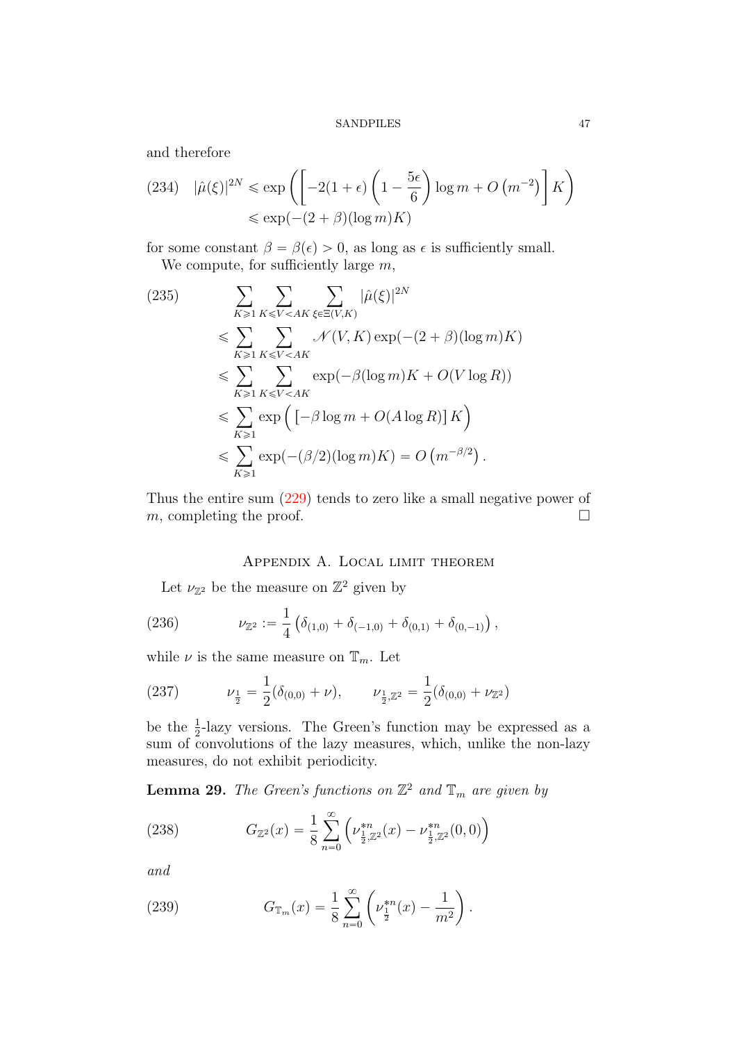and therefore

$$|\hat{\mu}(\xi)|^{2N} \leqslant \exp\left(\left[-2(1+\epsilon)\left(1-\frac{5\epsilon}{6}\right)\log m + O\left(m^{-2}\right)\right]K\right) \leqslant \exp(-(2+\beta)(\log m)K) \tag{234}$$

for some constant $\beta = \beta(\epsilon) > 0$, as long as $\epsilon$ is sufficiently small.

We compute, for sufficiently large $m$,

$$\begin{aligned}
&\sum_{K\geqslant 1}\sum_{K\leqslant V<AK}\sum_{\xi\in\Xi(V,K)}|\hat{\mu}(\xi)|^{2N} \\
&\leqslant \sum_{K\geqslant 1}\sum_{K\leqslant V<AK}\mathscr{N}(V,K)\exp(-(2+\beta)(\log m)K) \\
&\leqslant \sum_{K\geqslant 1}\sum_{K\leqslant V<AK}\exp(-\beta(\log m)K + O(V\log R)) \\
&\leqslant \sum_{K\geqslant 1}\exp\Big(\left[-\beta\log m + O(A\log R)\right]K\Big) \\
&\leqslant \sum_{K\geqslant 1}\exp(-(\beta/2)(\log m)K) = O\left(m^{-\beta/2}\right).
\end{aligned} \tag{235}$$

Thus the entire sum (229) tends to zero like a small negative power of $m$, completing the proof. □

## Appendix A. Local limit theorem

Let $\nu_{\mathbb{Z}^2}$ be the measure on $\mathbb{Z}^2$ given by

$$\nu_{\mathbb{Z}^2} := \frac{1}{4}\left(\delta_{(1,0)} + \delta_{(-1,0)} + \delta_{(0,1)} + \delta_{(0,-1)}\right), \tag{236}$$

while $\nu$ is the same measure on $\mathbb{T}_m$. Let

$$\nu_{\frac{1}{2}} = \frac{1}{2}(\delta_{(0,0)} + \nu), \qquad \nu_{\frac{1}{2},\mathbb{Z}^2} = \frac{1}{2}(\delta_{(0,0)} + \nu_{\mathbb{Z}^2}) \tag{237}$$

be the $\frac{1}{2}$-lazy versions. The Green's function may be expressed as a sum of convolutions of the lazy measures, which, unlike the non-lazy measures, do not exhibit periodicity.

**Lemma 29.** *The Green's functions on $\mathbb{Z}^2$ and $\mathbb{T}_m$ are given by*

$$G_{\mathbb{Z}^2}(x) = \frac{1}{8}\sum_{n=0}^{\infty}\left(\nu_{\frac{1}{2},\mathbb{Z}^2}^{*n}(x) - \nu_{\frac{1}{2},\mathbb{Z}^2}^{*n}(0,0)\right) \tag{238}$$

*and*

$$G_{\mathbb{T}_m}(x) = \frac{1}{8}\sum_{n=0}^{\infty}\left(\nu_{\frac{1}{2}}^{*n}(x) - \frac{1}{m^2}\right). \tag{239}$$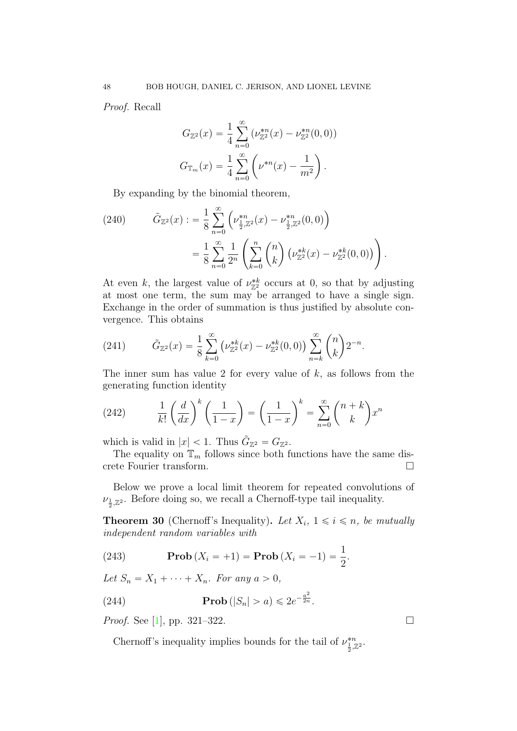*Proof.* Recall

$$G_{\mathbb{Z}^2}(x) = \frac{1}{4}\sum_{n=0}^{\infty}\left(\nu_{\mathbb{Z}^2}^{*n}(x) - \nu_{\mathbb{Z}^2}^{*n}(0,0)\right)$$

$$G_{\mathbb{T}_m}(x) = \frac{1}{4}\sum_{n=0}^{\infty}\left(\nu^{*n}(x) - \frac{1}{m^2}\right).$$

By expanding by the binomial theorem,

$$\tilde{G}_{\mathbb{Z}^2}(x) := \frac{1}{8}\sum_{n=0}^{\infty}\left(\nu_{\frac{1}{2},\mathbb{Z}^2}^{*n}(x) - \nu_{\frac{1}{2},\mathbb{Z}^2}^{*n}(0,0)\right) = \frac{1}{8}\sum_{n=0}^{\infty}\frac{1}{2^n}\left(\sum_{k=0}^{n}\binom{n}{k}\left(\nu_{\mathbb{Z}^2}^{*k}(x) - \nu_{\mathbb{Z}^2}^{*k}(0,0)\right)\right). \tag{240}$$

At even $k$, the largest value of $\nu_{\mathbb{Z}^2}^{*k}$ occurs at 0, so that by adjusting at most one term, the sum may be arranged to have a single sign. Exchange in the order of summation is thus justified by absolute convergence. This obtains

$$\tilde{G}_{\mathbb{Z}^2}(x) = \frac{1}{8}\sum_{k=0}^{\infty}\left(\nu_{\mathbb{Z}^2}^{*k}(x) - \nu_{\mathbb{Z}^2}^{*k}(0,0)\right)\sum_{n=k}^{\infty}\binom{n}{k}2^{-n}. \tag{241}$$

The inner sum has value 2 for every value of $k$, as follows from the generating function identity

$$\frac{1}{k!}\left(\frac{d}{dx}\right)^k\left(\frac{1}{1-x}\right) = \left(\frac{1}{1-x}\right)^k = \sum_{n=0}^{\infty}\binom{n+k}{k}x^n \tag{242}$$

which is valid in $|x| < 1$. Thus $\tilde{G}_{\mathbb{Z}^2} = G_{\mathbb{Z}^2}$.

The equality on $\mathbb{T}_m$ follows since both functions have the same discrete Fourier transform. □

Below we prove a local limit theorem for repeated convolutions of $\nu_{\frac{1}{2},\mathbb{Z}^2}$. Before doing so, we recall a Chernoff-type tail inequality.

**Theorem 30** (Chernoff's Inequality)**.** *Let $X_i$, $1 \leqslant i \leqslant n$, be mutually independent random variables with*

$$\mathbf{Prob}\left(X_i = +1\right) = \mathbf{Prob}\left(X_i = -1\right) = \frac{1}{2}. \tag{243}$$

*Let $S_n = X_1 + \cdots + X_n$. For any $a > 0$,*

$$\mathbf{Prob}\left(|S_n| > a\right) \leqslant 2e^{-\frac{a^2}{2n}}. \tag{244}$$

*Proof.* See [1], pp. 321–322. □

Chernoff's inequality implies bounds for the tail of $\nu_{\frac{1}{2},\mathbb{Z}^2}^{*n}$.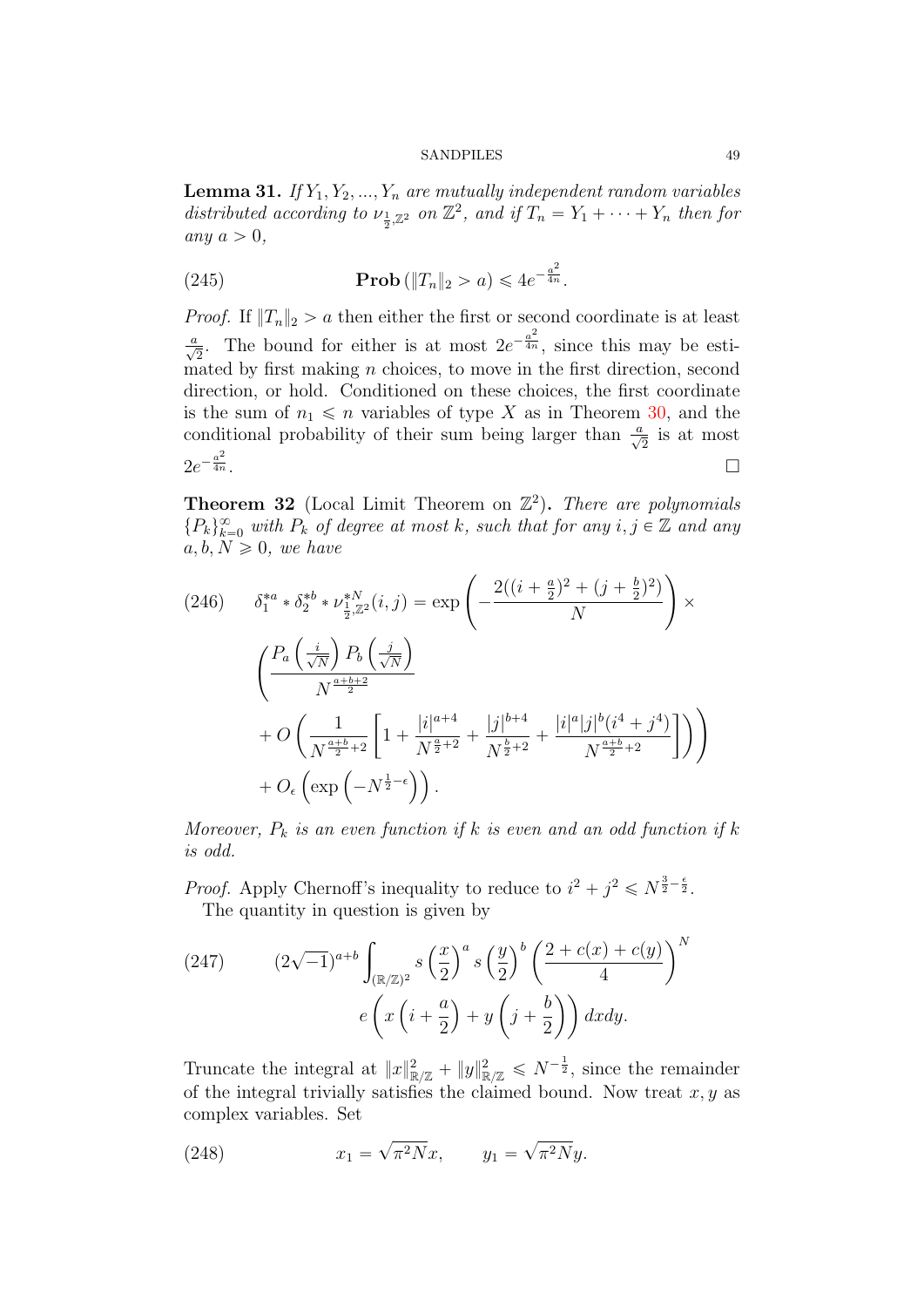**Lemma 31.** *If $Y_1, Y_2, ..., Y_n$ are mutually independent random variables distributed according to $\nu_{\frac{1}{2},\mathbb{Z}^2}$ on $\mathbb{Z}^2$, and if $T_n = Y_1 + \cdots + Y_n$ then for any $a > 0$,*

$$\mathbf{Prob}\left(\|T_n\|_2 > a\right) \leqslant 4e^{-\frac{a^2}{4n}}. \tag{245}$$

*Proof.* If $\|T_n\|_2 > a$ then either the first or second coordinate is at least $\frac{a}{\sqrt{2}}$. The bound for either is at most $2e^{-\frac{a^2}{4n}}$, since this may be estimated by first making $n$ choices, to move in the first direction, second direction, or hold. Conditioned on these choices, the first coordinate is the sum of $n_1 \leqslant n$ variables of type $X$ as in Theorem 30, and the conditional probability of their sum being larger than $\frac{a}{\sqrt{2}}$ is at most $2e^{-\frac{a^2}{4n}}$. □

**Theorem 32** (Local Limit Theorem on $\mathbb{Z}^2$)**.** *There are polynomials $\{P_k\}_{k=0}^{\infty}$ with $P_k$ of degree at most $k$, such that for any $i, j \in \mathbb{Z}$ and any $a, b, N \geqslant 0$, we have*

$$\begin{aligned} \delta_1^{*a} * \delta_2^{*b} * \nu_{\frac{1}{2},\mathbb{Z}^2}^{*N}(i,j) = \exp&\left(-\frac{2((i+\frac{a}{2})^2 + (j+\frac{b}{2})^2)}{N}\right) \times \\ &\left(\frac{P_a\left(\frac{i}{\sqrt{N}}\right)P_b\left(\frac{j}{\sqrt{N}}\right)}{N^{\frac{a+b+2}{2}}}\right. \\ &\left. + O\left(\frac{1}{N^{\frac{a+b}{2}+2}}\left[1 + \frac{|i|^{a+4}}{N^{\frac{a}{2}+2}} + \frac{|j|^{b+4}}{N^{\frac{b}{2}+2}} + \frac{|i|^a|j|^b(i^4+j^4)}{N^{\frac{a+b}{2}+2}}\right]\right)\right) \\ &+ O_\epsilon\left(\exp\left(-N^{\frac{1}{2}-\epsilon}\right)\right). \end{aligned} \tag{246}$$

*Moreover, $P_k$ is an even function if $k$ is even and an odd function if $k$ is odd.*

*Proof.* Apply Chernoff's inequality to reduce to $i^2 + j^2 \leqslant N^{\frac{3}{2}-\frac{\epsilon}{2}}$.

The quantity in question is given by

$$\begin{aligned} (2\sqrt{-1})^{a+b} \int_{(\mathbb{R}/\mathbb{Z})^2} s\left(\frac{x}{2}\right)^a s\left(\frac{y}{2}\right)^b \left(\frac{2 + c(x) + c(y)}{4}\right)^N \\ e\left(x\left(i + \frac{a}{2}\right) + y\left(j + \frac{b}{2}\right)\right) dxdy. \end{aligned} \tag{247}$$

Truncate the integral at $\|x\|_{\mathbb{R}/\mathbb{Z}}^2 + \|y\|_{\mathbb{R}/\mathbb{Z}}^2 \leqslant N^{-\frac{1}{2}}$, since the remainder of the integral trivially satisfies the claimed bound. Now treat $x, y$ as complex variables. Set

$$x_1 = \sqrt{\pi^2 N}x, \qquad y_1 = \sqrt{\pi^2 N}y. \tag{248}$$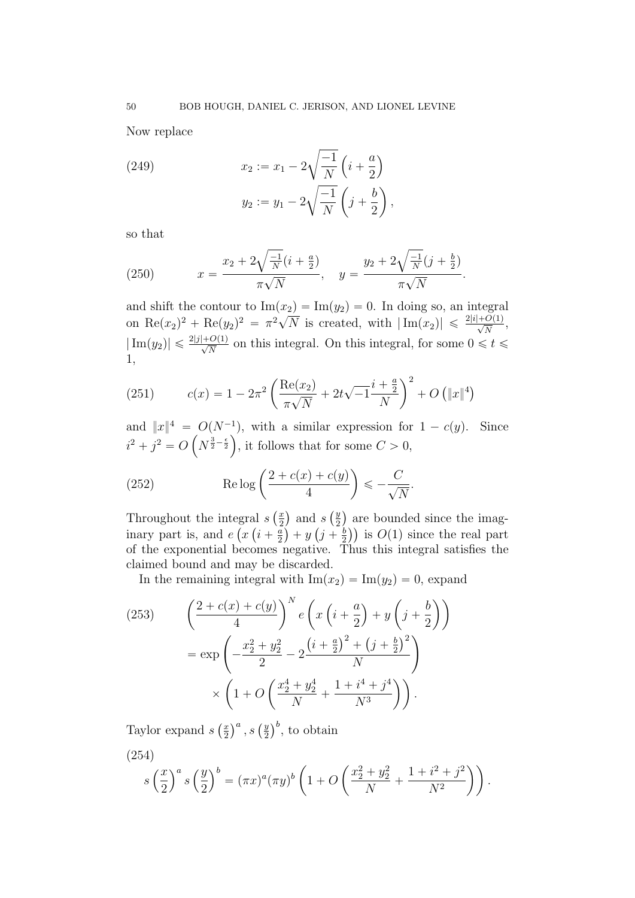Now replace

$$x_2 := x_1 - 2\sqrt{\frac{-1}{N}}\left(i + \frac{a}{2}\right) \tag{249}$$

$$y_2 := y_1 - 2\sqrt{\frac{-1}{N}}\left(j + \frac{b}{2}\right),$$

so that

$$x = \frac{x_2 + 2\sqrt{\frac{-1}{N}}(i+\frac{a}{2})}{\pi\sqrt{N}}, \quad y = \frac{y_2 + 2\sqrt{\frac{-1}{N}}(j+\frac{b}{2})}{\pi\sqrt{N}}. \tag{250}$$

and shift the contour to $\mathrm{Im}(x_2) = \mathrm{Im}(y_2) = 0$. In doing so, an integral on $\mathrm{Re}(x_2)^2 + \mathrm{Re}(y_2)^2 = \pi^2\sqrt{N}$ is created, with $|\mathrm{Im}(x_2)| \leqslant \frac{2|i|+O(1)}{\sqrt{N}}$, $|\mathrm{Im}(y_2)| \leqslant \frac{2|j|+O(1)}{\sqrt{N}}$ on this integral. On this integral, for some $0 \leqslant t \leqslant 1$,

$$c(x) = 1 - 2\pi^2\left(\frac{\mathrm{Re}(x_2)}{\pi\sqrt{N}} + 2t\sqrt{-1}\frac{i+\frac{a}{2}}{N}\right)^2 + O\left(\|x\|^4\right) \tag{251}$$

and $\|x\|^4 = O(N^{-1})$, with a similar expression for $1 - c(y)$. Since $i^2 + j^2 = O\left(N^{\frac{3}{2}-\frac{\epsilon}{2}}\right)$, it follows that for some $C > 0$,

$$\mathrm{Re}\log\left(\frac{2+c(x)+c(y)}{4}\right) \leqslant -\frac{C}{\sqrt{N}}. \tag{252}$$

Throughout the integral $s\left(\frac{x}{2}\right)$ and $s\left(\frac{y}{2}\right)$ are bounded since the imaginary part is, and $e\left(x\left(i+\frac{a}{2}\right) + y\left(j+\frac{b}{2}\right)\right)$ is $O(1)$ since the real part of the exponential becomes negative. Thus this integral satisfies the claimed bound and may be discarded.

In the remaining integral with $\mathrm{Im}(x_2) = \mathrm{Im}(y_2) = 0$, expand

$$\begin{aligned}\left(\frac{2+c(x)+c(y)}{4}\right)^N & e\left(x\left(i+\frac{a}{2}\right) + y\left(j+\frac{b}{2}\right)\right) \\ &= \exp\left(-\frac{x_2^2+y_2^2}{2} - 2\frac{\left(i+\frac{a}{2}\right)^2 + \left(j+\frac{b}{2}\right)^2}{N}\right) \\ &\quad \times \left(1 + O\left(\frac{x_2^4+y_2^4}{N} + \frac{1+i^4+j^4}{N^3}\right)\right).\end{aligned} \tag{253}$$

Taylor expand $s\left(\frac{x}{2}\right)^a, s\left(\frac{y}{2}\right)^b$, to obtain

$$s\left(\frac{x}{2}\right)^a s\left(\frac{y}{2}\right)^b = (\pi x)^a(\pi y)^b\left(1 + O\left(\frac{x_2^2+y_2^2}{N} + \frac{1+i^2+j^2}{N^2}\right)\right). \tag{254}$$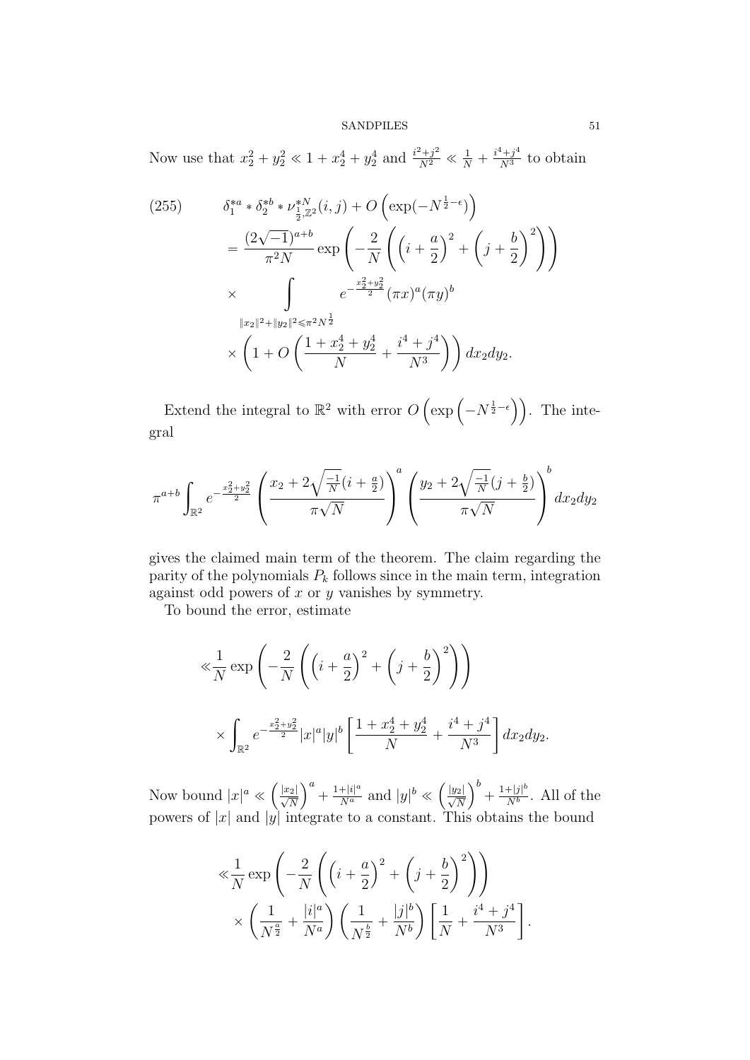Now use that $x_2^2 + y_2^2 \ll 1 + x_2^4 + y_2^4$ and $\frac{i^2+j^2}{N^2} \ll \frac{1}{N} + \frac{i^4+j^4}{N^3}$ to obtain

$$
\begin{aligned}
(255) \qquad & \delta_1^{*a} * \delta_2^{*b} * \nu_{\frac{1}{2},\mathbb{Z}^2}^{*N}(i,j) + O\left(\exp(-N^{\frac{1}{2}-\epsilon})\right) \\
&= \frac{(2\sqrt{-1})^{a+b}}{\pi^2 N} \exp\left(-\frac{2}{N}\left(\left(i+\frac{a}{2}\right)^2 + \left(j+\frac{b}{2}\right)^2\right)\right) \\
&\times \int_{\|x_2\|^2+\|y_2\|^2 \leqslant \pi^2 N^{\frac{1}{2}}} e^{-\frac{x_2^2+y_2^2}{2}} (\pi x)^a (\pi y)^b \\
&\times \left(1 + O\left(\frac{1+x_2^4+y_2^4}{N} + \frac{i^4+j^4}{N^3}\right)\right) dx_2 dy_2.
\end{aligned}
$$

Extend the integral to $\mathbb{R}^2$ with error $O\left(\exp\left(-N^{\frac{1}{2}-\epsilon}\right)\right)$. The integral

$$
\pi^{a+b} \int_{\mathbb{R}^2} e^{-\frac{x_2^2+y_2^2}{2}} \left(\frac{x_2 + 2\sqrt{\frac{-1}{N}}(i+\frac{a}{2})}{\pi\sqrt{N}}\right)^a \left(\frac{y_2 + 2\sqrt{\frac{-1}{N}}(j+\frac{b}{2})}{\pi\sqrt{N}}\right)^b dx_2 dy_2
$$

gives the claimed main term of the theorem. The claim regarding the parity of the polynomials $P_k$ follows since in the main term, integration against odd powers of $x$ or $y$ vanishes by symmetry.

To bound the error, estimate

$$
\begin{aligned}
&\ll \frac{1}{N} \exp\left(-\frac{2}{N}\left(\left(i+\frac{a}{2}\right)^2 + \left(j+\frac{b}{2}\right)^2\right)\right) \\
&\times \int_{\mathbb{R}^2} e^{-\frac{x_2^2+y_2^2}{2}} |x|^a |y|^b \left[\frac{1+x_2^4+y_2^4}{N} + \frac{i^4+j^4}{N^3}\right] dx_2 dy_2.
\end{aligned}
$$

Now bound $|x|^a \ll \left(\frac{|x_2|}{\sqrt{N}}\right)^a + \frac{1+|i|^a}{N^a}$ and $|y|^b \ll \left(\frac{|y_2|}{\sqrt{N}}\right)^b + \frac{1+|j|^b}{N^b}$. All of the powers of $|x|$ and $|y|$ integrate to a constant. This obtains the bound

$$
\begin{aligned}
&\ll \frac{1}{N} \exp\left(-\frac{2}{N}\left(\left(i+\frac{a}{2}\right)^2 + \left(j+\frac{b}{2}\right)^2\right)\right) \\
&\times \left(\frac{1}{N^{\frac{a}{2}}} + \frac{|i|^a}{N^a}\right)\left(\frac{1}{N^{\frac{b}{2}}} + \frac{|j|^b}{N^b}\right)\left[\frac{1}{N} + \frac{i^4+j^4}{N^3}\right].
\end{aligned}
$$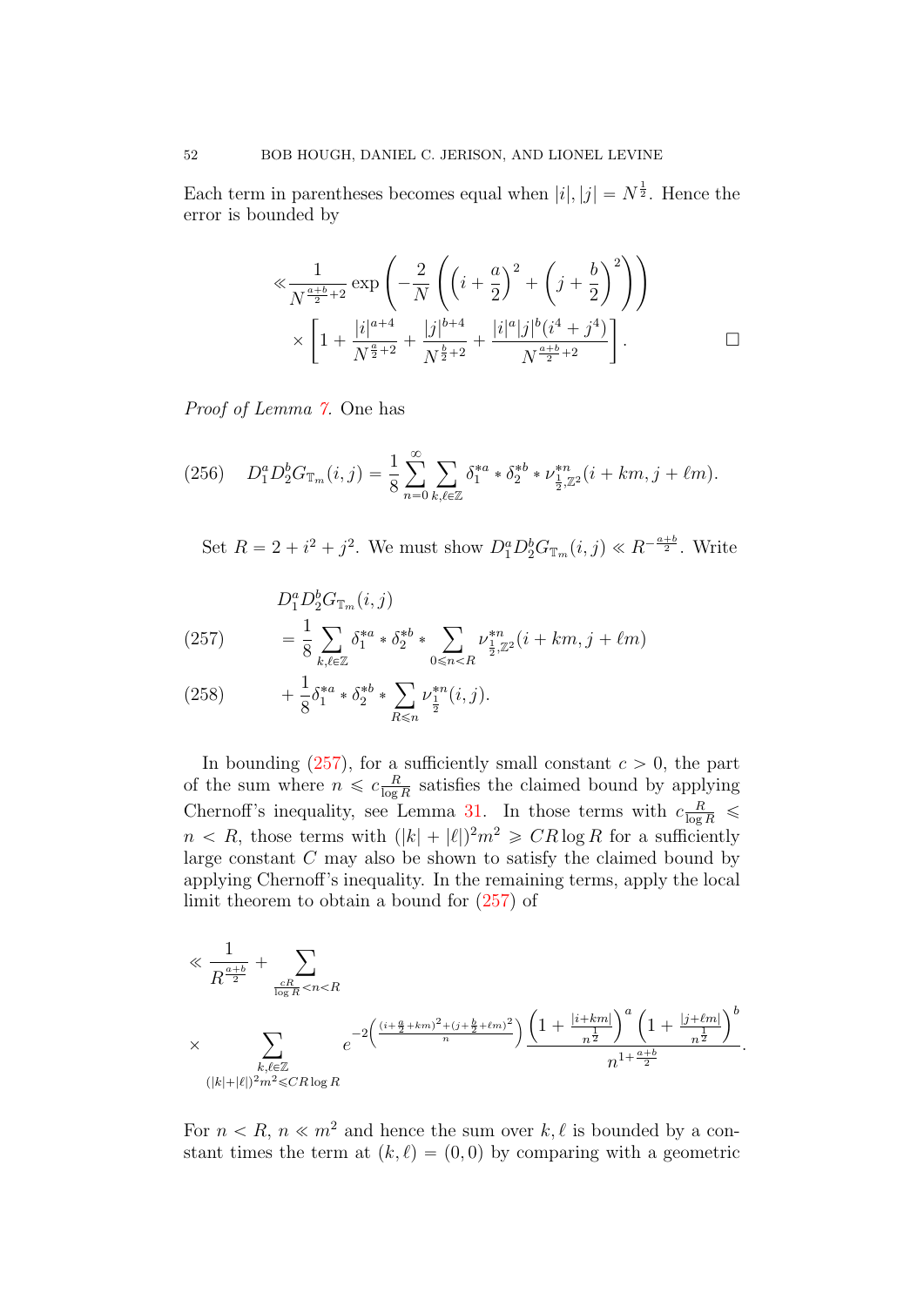Each term in parentheses becomes equal when $|i|, |j| = N^{\frac{1}{2}}$. Hence the error is bounded by

$$\ll \frac{1}{N^{\frac{a+b}{2}+2}} \exp\left(-\frac{2}{N}\left(\left(i+\frac{a}{2}\right)^2 + \left(j+\frac{b}{2}\right)^2\right)\right) \times \left[1 + \frac{|i|^{a+4}}{N^{\frac{a}{2}+2}} + \frac{|j|^{b+4}}{N^{\frac{b}{2}+2}} + \frac{|i|^a|j|^b(i^4+j^4)}{N^{\frac{a+b}{2}+2}}\right]. \qquad \square$$

*Proof of Lemma 7.* One has

$$D_1^a D_2^b G_{\mathbb{T}_m}(i,j) = \frac{1}{8}\sum_{n=0}^\infty \sum_{k,\ell\in\mathbb{Z}} \delta_1^{*a} * \delta_2^{*b} * \nu_{\frac{1}{2},\mathbb{Z}^2}^{*n}(i+km, j+\ell m). \tag{256}$$

Set $R = 2 + i^2 + j^2$. We must show $D_1^a D_2^b G_{\mathbb{T}_m}(i,j) \ll R^{-\frac{a+b}{2}}$. Write

$$\begin{aligned} &D_1^a D_2^b G_{\mathbb{T}_m}(i,j) \\ &\quad = \frac{1}{8}\sum_{k,\ell\in\mathbb{Z}} \delta_1^{*a} * \delta_2^{*b} * \sum_{0\leqslant n<R} \nu_{\frac{1}{2},\mathbb{Z}^2}^{*n}(i+km, j+\ell m) && (257)\\ &\quad + \frac{1}{8}\delta_1^{*a} * \delta_2^{*b} * \sum_{R\leqslant n} \nu_{\frac{1}{2}}^{*n}(i,j). && (258) \end{aligned}$$

In bounding (257), for a sufficiently small constant $c > 0$, the part of the sum where $n \leqslant c\frac{R}{\log R}$ satisfies the claimed bound by applying Chernoff's inequality, see Lemma 31. In those terms with $c\frac{R}{\log R} \leqslant n < R$, those terms with $(|k|+|\ell|)^2 m^2 \geqslant CR\log R$ for a sufficiently large constant $C$ may also be shown to satisfy the claimed bound by applying Chernoff's inequality. In the remaining terms, apply the local limit theorem to obtain a bound for (257) of

$$\ll \frac{1}{R^{\frac{a+b}{2}}} + \sum_{\frac{cR}{\log R}<n<R} \times \sum_{\substack{k,\ell\in\mathbb{Z}\\ (|k|+|\ell|)^2m^2\leqslant CR\log R}} e^{-2\left(\frac{(i+\frac{a}{2}+km)^2+(j+\frac{b}{2}+\ell m)^2}{n}\right)} \frac{\left(1+\frac{|i+km|}{n^{\frac{1}{2}}}\right)^a\left(1+\frac{|j+\ell m|}{n^{\frac{1}{2}}}\right)^b}{n^{1+\frac{a+b}{2}}}.$$

For $n < R$, $n \ll m^2$ and hence the sum over $k, \ell$ is bounded by a constant times the term at $(k,\ell) = (0,0)$ by comparing with a geometric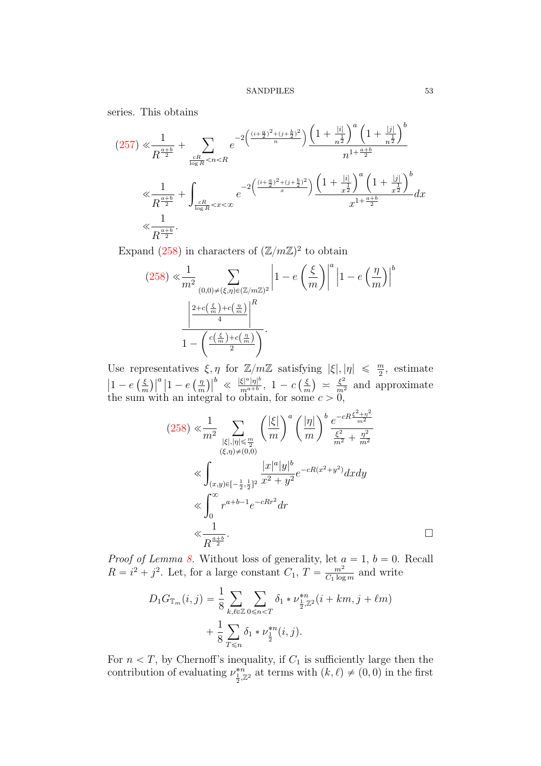series. This obtains

$$
\begin{aligned}
(257) \ll& \frac{1}{R^{\frac{a+b}{2}}} + \sum_{\frac{cR}{\log R}<n<R} e^{-2\left(\frac{(i+\frac{a}{2})^2+(j+\frac{b}{2})^2}{n}\right)} \frac{\left(1+\frac{|i|}{n^{\frac{1}{2}}}\right)^a \left(1+\frac{|j|}{n^{\frac{1}{2}}}\right)^b}{n^{1+\frac{a+b}{2}}} \\
\ll& \frac{1}{R^{\frac{a+b}{2}}} + \int_{\frac{cR}{\log R}<x<\infty} e^{-2\left(\frac{(i+\frac{a}{2})^2+(j+\frac{b}{2})^2}{x}\right)} \frac{\left(1+\frac{|i|}{x^{\frac{1}{2}}}\right)^a \left(1+\frac{|j|}{x^{\frac{1}{2}}}\right)^b}{x^{1+\frac{a+b}{2}}} dx \\
\ll& \frac{1}{R^{\frac{a+b}{2}}}.
\end{aligned}
$$

Expand (258) in characters of $(\mathbb{Z}/m\mathbb{Z})^2$ to obtain

$$
(258) \ll \frac{1}{m^2} \sum_{(0,0)\neq(\xi,\eta)\in(\mathbb{Z}/m\mathbb{Z})^2} \left|1-e\left(\frac{\xi}{m}\right)\right|^a \left|1-e\left(\frac{\eta}{m}\right)\right|^b \frac{\left|\frac{2+c\left(\frac{\xi}{m}\right)+c\left(\frac{\eta}{m}\right)}{4}\right|^R}{1-\left(\frac{c\left(\frac{\xi}{m}\right)+c\left(\frac{\eta}{m}\right)}{2}\right)}.
$$

Use representatives $\xi, \eta$ for $\mathbb{Z}/m\mathbb{Z}$ satisfying $|\xi|, |\eta| \leqslant \frac{m}{2}$, estimate $\left|1-e\left(\frac{\xi}{m}\right)\right|^a \left|1-e\left(\frac{\eta}{m}\right)\right|^b \ll \frac{|\xi|^a|\eta|^b}{m^{a+b}}$, $1-c\left(\frac{\xi}{m}\right) \asymp \frac{\xi^2}{m^2}$ and approximate the sum with an integral to obtain, for some $c>0$,

$$
\begin{aligned}
(258) \ll& \frac{1}{m^2} \sum_{\substack{|\xi|,|\eta|\leqslant \frac{m}{2} \\ (\xi,\eta)\neq(0,0)}} \left(\frac{|\xi|}{m}\right)^a \left(\frac{|\eta|}{m}\right)^b \frac{e^{-cR\frac{\xi^2+\eta^2}{m^2}}}{\frac{\xi^2}{m^2}+\frac{\eta^2}{m^2}} \\
\ll& \int_{(x,y)\in[-\frac{1}{2},\frac{1}{2}]^2} \frac{|x|^a|y|^b}{x^2+y^2} e^{-cR(x^2+y^2)} dx dy \\
\ll& \int_0^\infty r^{a+b-1} e^{-cRr^2} dr \\
\ll& \frac{1}{R^{\frac{a+b}{2}}}.
\end{aligned}
$$

□

*Proof of Lemma 8.* Without loss of generality, let $a=1$, $b=0$. Recall $R=i^2+j^2$. Let, for a large constant $C_1$, $T=\frac{m^2}{C_1 \log m}$ and write

$$
\begin{aligned}
D_1 G_{\mathbb{T}_m}(i,j) =& \frac{1}{8} \sum_{k,\ell\in\mathbb{Z}} \sum_{0\leqslant n<T} \delta_1 * \nu_{\frac{1}{2},\mathbb{Z}^2}^{*n}(i+km, j+\ell m) \\
&+ \frac{1}{8} \sum_{T\leqslant n} \delta_1 * \nu_{\frac{1}{2}}^{*n}(i,j).
\end{aligned}
$$

For $n<T$, by Chernoff's inequality, if $C_1$ is sufficiently large then the contribution of evaluating $\nu_{\frac{1}{2},\mathbb{Z}^2}^{*n}$ at terms with $(k,\ell)\neq(0,0)$ in the first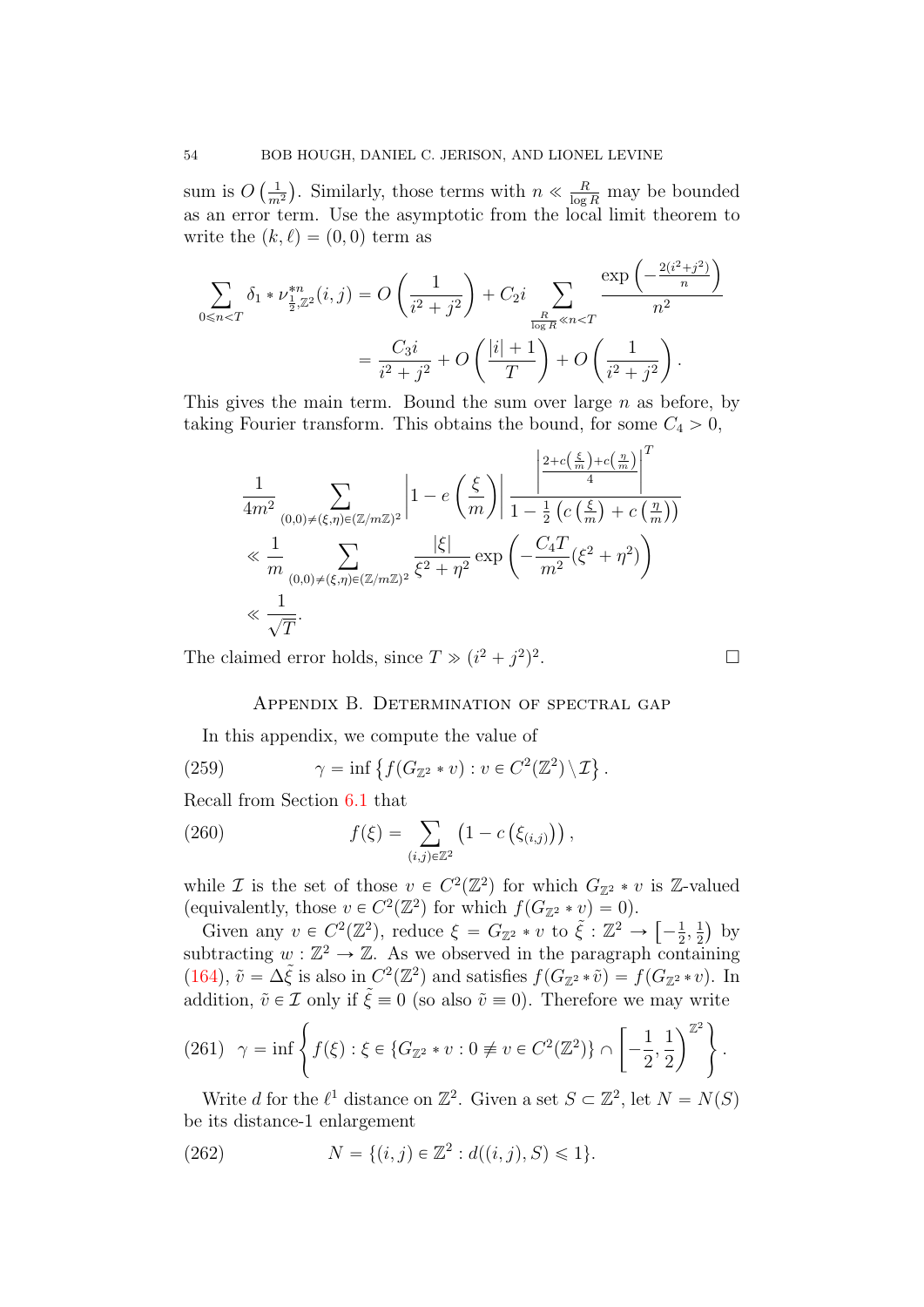sum is $O\left(\frac{1}{m^2}\right)$. Similarly, those terms with $n \ll \frac{R}{\log R}$ may be bounded as an error term. Use the asymptotic from the local limit theorem to write the $(k, \ell) = (0, 0)$ term as

$$\begin{aligned}\sum_{0 \leqslant n < T} \delta_1 * \nu_{\frac{1}{2}, \mathbb{Z}^2}^{*n}(i,j) &= O\left(\frac{1}{i^2+j^2}\right) + C_2 i \sum_{\frac{R}{\log R} \ll n < T} \frac{\exp\left(-\frac{2(i^2+j^2)}{n}\right)}{n^2} \\ &= \frac{C_3 i}{i^2+j^2} + O\left(\frac{|i|+1}{T}\right) + O\left(\frac{1}{i^2+j^2}\right).\end{aligned}$$

This gives the main term. Bound the sum over large $n$ as before, by taking Fourier transform. This obtains the bound, for some $C_4 > 0$,

$$\begin{aligned}&\frac{1}{4m^2} \sum_{(0,0) \neq (\xi, \eta) \in (\mathbb{Z}/m\mathbb{Z})^2} \left|1 - e\left(\frac{\xi}{m}\right)\right| \frac{\left|\frac{2 + c\left(\frac{\xi}{m}\right) + c\left(\frac{\eta}{m}\right)}{4}\right|^T}{1 - \frac{1}{2}\left(c\left(\frac{\xi}{m}\right) + c\left(\frac{\eta}{m}\right)\right)} \\ &\ll \frac{1}{m} \sum_{(0,0) \neq (\xi, \eta) \in (\mathbb{Z}/m\mathbb{Z})^2} \frac{|\xi|}{\xi^2 + \eta^2} \exp\left(-\frac{C_4 T}{m^2}(\xi^2 + \eta^2)\right) \\ &\ll \frac{1}{\sqrt{T}}.\end{aligned}$$

The claimed error holds, since $T \gg (i^2 + j^2)^2$. ∎

## Appendix B. Determination of spectral gap

In this appendix, we compute the value of

$$\gamma = \inf\left\{f(G_{\mathbb{Z}^2} * v) : v \in C^2(\mathbb{Z}^2) \setminus \mathcal{I}\right\}. \tag{259}$$

Recall from Section 6.1 that

$$f(\xi) = \sum_{(i,j) \in \mathbb{Z}^2} \left(1 - c\left(\xi_{(i,j)}\right)\right), \tag{260}$$

while $\mathcal{I}$ is the set of those $v \in C^2(\mathbb{Z}^2)$ for which $G_{\mathbb{Z}^2} * v$ is $\mathbb{Z}$-valued (equivalently, those $v \in C^2(\mathbb{Z}^2)$ for which $f(G_{\mathbb{Z}^2} * v) = 0$).

Given any $v \in C^2(\mathbb{Z}^2)$, reduce $\xi = G_{\mathbb{Z}^2} * v$ to $\tilde{\xi} : \mathbb{Z}^2 \to \left[-\frac{1}{2}, \frac{1}{2}\right)$ by subtracting $w : \mathbb{Z}^2 \to \mathbb{Z}$. As we observed in the paragraph containing (164), $\tilde{v} = \Delta \tilde{\xi}$ is also in $C^2(\mathbb{Z}^2)$ and satisfies $f(G_{\mathbb{Z}^2} * \tilde{v}) = f(G_{\mathbb{Z}^2} * v)$. In addition, $\tilde{v} \in \mathcal{I}$ only if $\tilde{\xi} \equiv 0$ (so also $\tilde{v} \equiv 0$). Therefore we may write

$$\gamma = \inf\left\{f(\xi) : \xi \in \{G_{\mathbb{Z}^2} * v : 0 \not\equiv v \in C^2(\mathbb{Z}^2)\} \cap \left[-\frac{1}{2}, \frac{1}{2}\right)^{\mathbb{Z}^2}\right\}. \tag{261}$$

Write $d$ for the $\ell^1$ distance on $\mathbb{Z}^2$. Given a set $S \subset \mathbb{Z}^2$, let $N = N(S)$ be its distance-1 enlargement

$$N = \{(i,j) \in \mathbb{Z}^2 : d((i,j), S) \leqslant 1\}. \tag{262}$$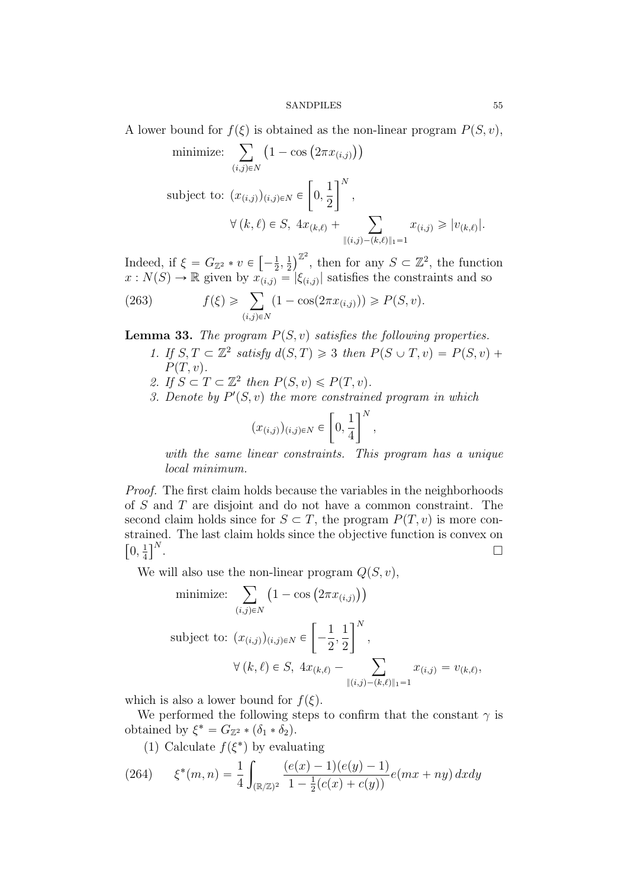A lower bound for $f(\xi)$ is obtained as the non-linear program $P(S,v)$,

$$\text{minimize: } \sum_{(i,j)\in N} \left(1-\cos\left(2\pi x_{(i,j)}\right)\right)$$

$$\text{subject to: } (x_{(i,j)})_{(i,j)\in N} \in \left[0,\frac{1}{2}\right]^N,$$

$$\forall\,(k,\ell)\in S,\ 4x_{(k,\ell)} + \sum_{\|(i,j)-(k,\ell)\|_1=1} x_{(i,j)} \geqslant |v_{(k,\ell)}|.$$

Indeed, if $\xi = G_{\mathbb{Z}^2} * v \in \left[-\frac{1}{2},\frac{1}{2}\right)^{\mathbb{Z}^2}$, then for any $S\subset \mathbb{Z}^2$, the function $x : N(S)\to\mathbb{R}$ given by $x_{(i,j)} = |\xi_{(i,j)}|$ satisfies the constraints and so

$$f(\xi) \geqslant \sum_{(i,j)\in N} (1-\cos(2\pi x_{(i,j)})) \geqslant P(S,v). \tag{263}$$

**Lemma 33.** *The program $P(S,v)$ satisfies the following properties.*

1. *If $S,T\subset\mathbb{Z}^2$ satisfy $d(S,T)\geqslant 3$ then $P(S\cup T,v) = P(S,v)+P(T,v)$.*
2. *If $S\subset T\subset\mathbb{Z}^2$ then $P(S,v)\leqslant P(T,v)$.*
3. *Denote by $P'(S,v)$ the more constrained program in which*
$$(x_{(i,j)})_{(i,j)\in N} \in \left[0,\frac{1}{4}\right]^N,$$
*with the same linear constraints. This program has a unique local minimum.*

*Proof.* The first claim holds because the variables in the neighborhoods of $S$ and $T$ are disjoint and do not have a common constraint. The second claim holds since for $S\subset T$, the program $P(T,v)$ is more constrained. The last claim holds since the objective function is convex on $\left[0,\frac{1}{4}\right]^N$. □

We will also use the non-linear program $Q(S,v)$,

$$\text{minimize: } \sum_{(i,j)\in N} \left(1-\cos\left(2\pi x_{(i,j)}\right)\right)$$

$$\text{subject to: } (x_{(i,j)})_{(i,j)\in N} \in \left[-\frac{1}{2},\frac{1}{2}\right]^N,$$

$$\forall\,(k,\ell)\in S,\ 4x_{(k,\ell)} - \sum_{\|(i,j)-(k,\ell)\|_1=1} x_{(i,j)} = v_{(k,\ell)},$$

which is also a lower bound for $f(\xi)$.

We performed the following steps to confirm that the constant $\gamma$ is obtained by $\xi^* = G_{\mathbb{Z}^2} * (\delta_1 * \delta_2)$.

(1) Calculate $f(\xi^*)$ by evaluating

$$\xi^*(m,n) = \frac{1}{4}\int_{(\mathbb{R}/\mathbb{Z})^2} \frac{(e(x)-1)(e(y)-1)}{1-\frac{1}{2}(c(x)+c(y))} e(mx+ny)\,dxdy \tag{264}$$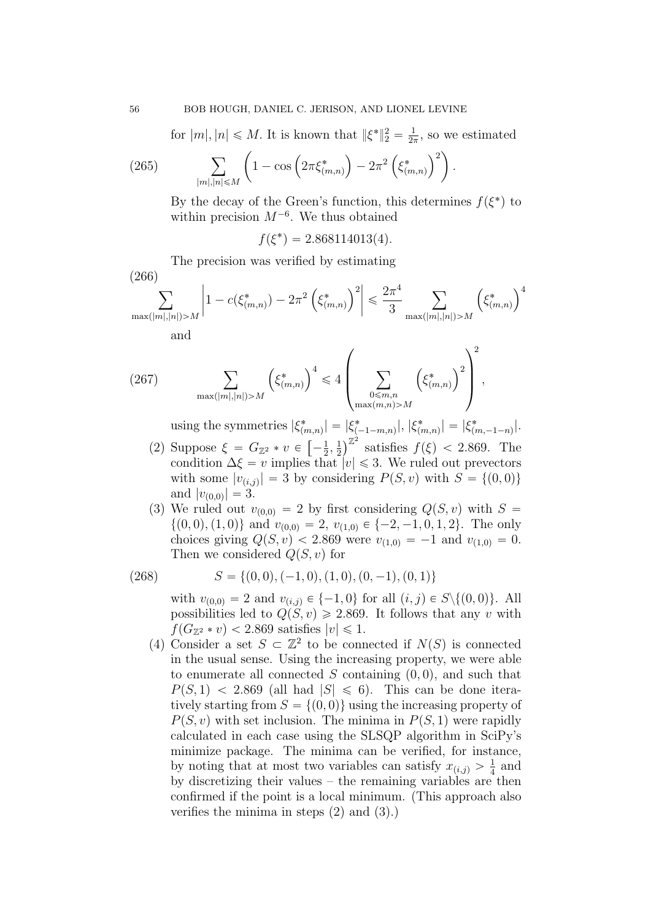for $|m|, |n| \leqslant M$. It is known that $\|\xi^*\|_2^2 = \frac{1}{2\pi}$, so we estimated

$$\sum_{|m|,|n| \leqslant M} \left(1 - \cos\left(2\pi\xi^*_{(m,n)}\right) - 2\pi^2\left(\xi^*_{(m,n)}\right)^2\right). \tag{265}$$

By the decay of the Green's function, this determines $f(\xi^*)$ to within precision $M^{-6}$. We thus obtained

$$f(\xi^*) = 2.868114013(4).$$

The precision was verified by estimating

$$\sum_{\max(|m|,|n|)>M} \left|1 - c(\xi^*_{(m,n)}) - 2\pi^2\left(\xi^*_{(m,n)}\right)^2\right| \leqslant \frac{2\pi^4}{3} \sum_{\max(|m|,|n|)>M} \left(\xi^*_{(m,n)}\right)^4 \tag{266}$$

and

$$\sum_{\max(|m|,|n|)>M} \left(\xi^*_{(m,n)}\right)^4 \leqslant 4 \left(\sum_{\substack{0 \leqslant m,n \\ \max(m,n)>M}} \left(\xi^*_{(m,n)}\right)^2\right)^2, \tag{267}$$

using the symmetries $|\xi^*_{(m,n)}| = |\xi^*_{(-1-m,n)}|$, $|\xi^*_{(m,n)}| = |\xi^*_{(m,-1-n)}|$.

(2) Suppose $\xi = G_{\mathbb{Z}^2} * v \in \left[-\frac{1}{2}, \frac{1}{2}\right)^{\mathbb{Z}^2}$ satisfies $f(\xi) < 2.869$. The condition $\Delta\xi = v$ implies that $|v| \leqslant 3$. We ruled out prevectors with some $|v_{(i,j)}| = 3$ by considering $P(S, v)$ with $S = \{(0,0)\}$ and $|v_{(0,0)}| = 3$.

(3) We ruled out $v_{(0,0)} = 2$ by first considering $Q(S, v)$ with $S = \{(0,0), (1,0)\}$ and $v_{(0,0)} = 2$, $v_{(1,0)} \in \{-2, -1, 0, 1, 2\}$. The only choices giving $Q(S, v) < 2.869$ were $v_{(1,0)} = -1$ and $v_{(1,0)} = 0$. Then we considered $Q(S, v)$ for

$$S = \{(0,0), (-1,0), (1,0), (0,-1), (0,1)\} \tag{268}$$

with $v_{(0,0)} = 2$ and $v_{(i,j)} \in \{-1, 0\}$ for all $(i,j) \in S \backslash \{(0,0)\}$. All possibilities led to $Q(S, v) \geqslant 2.869$. It follows that any $v$ with $f(G_{\mathbb{Z}^2} * v) < 2.869$ satisfies $|v| \leqslant 1$.

(4) Consider a set $S \subset \mathbb{Z}^2$ to be connected if $N(S)$ is connected in the usual sense. Using the increasing property, we were able to enumerate all connected $S$ containing $(0,0)$, and such that $P(S, 1) < 2.869$ (all had $|S| \leqslant 6$). This can be done iteratively starting from $S = \{(0,0)\}$ using the increasing property of $P(S, v)$ with set inclusion. The minima in $P(S, 1)$ were rapidly calculated in each case using the SLSQP algorithm in SciPy's minimize package. The minima can be verified, for instance, by noting that at most two variables can satisfy $x_{(i,j)} > \frac{1}{4}$ and by discretizing their values – the remaining variables are then confirmed if the point is a local minimum. (This approach also verifies the minima in steps (2) and (3).)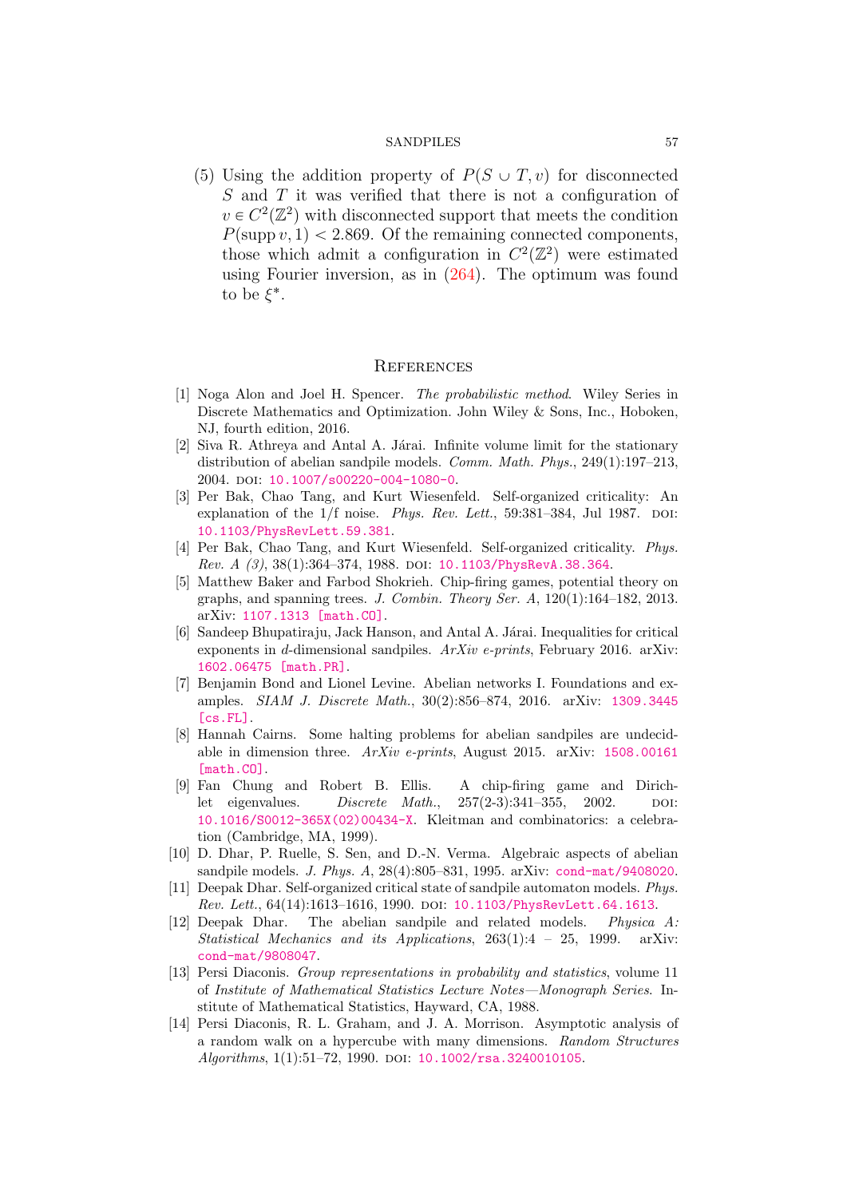(5) Using the addition property of $P(S \cup T, v)$ for disconnected $S$ and $T$ it was verified that there is not a configuration of $v \in C^2(\mathbb{Z}^2)$ with disconnected support that meets the condition $P(\mathrm{supp}\, v, 1) < 2.869$. Of the remaining connected components, those which admit a configuration in $C^2(\mathbb{Z}^2)$ were estimated using Fourier inversion, as in (264). The optimum was found to be $\xi^*$.

## References

[1] Noga Alon and Joel H. Spencer. *The probabilistic method*. Wiley Series in Discrete Mathematics and Optimization. John Wiley & Sons, Inc., Hoboken, NJ, fourth edition, 2016.

[2] Siva R. Athreya and Antal A. Járai. Infinite volume limit for the stationary distribution of abelian sandpile models. *Comm. Math. Phys.*, 249(1):197–213, 2004. DOI: 10.1007/s00220-004-1080-0.

[3] Per Bak, Chao Tang, and Kurt Wiesenfeld. Self-organized criticality: An explanation of the 1/f noise. *Phys. Rev. Lett.*, 59:381–384, Jul 1987. DOI: 10.1103/PhysRevLett.59.381.

[4] Per Bak, Chao Tang, and Kurt Wiesenfeld. Self-organized criticality. *Phys. Rev. A (3)*, 38(1):364–374, 1988. DOI: 10.1103/PhysRevA.38.364.

[5] Matthew Baker and Farbod Shokrieh. Chip-firing games, potential theory on graphs, and spanning trees. *J. Combin. Theory Ser. A*, 120(1):164–182, 2013. arXiv: 1107.1313 [math.CO].

[6] Sandeep Bhupatiraju, Jack Hanson, and Antal A. Járai. Inequalities for critical exponents in $d$-dimensional sandpiles. *ArXiv e-prints*, February 2016. arXiv: 1602.06475 [math.PR].

[7] Benjamin Bond and Lionel Levine. Abelian networks I. Foundations and examples. *SIAM J. Discrete Math.*, 30(2):856–874, 2016. arXiv: 1309.3445 [cs.FL].

[8] Hannah Cairns. Some halting problems for abelian sandpiles are undecidable in dimension three. *ArXiv e-prints*, August 2015. arXiv: 1508.00161 [math.CO].

[9] Fan Chung and Robert B. Ellis. A chip-firing game and Dirichlet eigenvalues. *Discrete Math.*, 257(2-3):341–355, 2002. DOI: 10.1016/S0012-365X(02)00434-X. Kleitman and combinatorics: a celebration (Cambridge, MA, 1999).

[10] D. Dhar, P. Ruelle, S. Sen, and D.-N. Verma. Algebraic aspects of abelian sandpile models. *J. Phys. A*, 28(4):805–831, 1995. arXiv: cond-mat/9408020.

[11] Deepak Dhar. Self-organized critical state of sandpile automaton models. *Phys. Rev. Lett.*, 64(14):1613–1616, 1990. DOI: 10.1103/PhysRevLett.64.1613.

[12] Deepak Dhar. The abelian sandpile and related models. *Physica A: Statistical Mechanics and its Applications*, 263(1):4 – 25, 1999. arXiv: cond-mat/9808047.

[13] Persi Diaconis. *Group representations in probability and statistics*, volume 11 of *Institute of Mathematical Statistics Lecture Notes—Monograph Series*. Institute of Mathematical Statistics, Hayward, CA, 1988.

[14] Persi Diaconis, R. L. Graham, and J. A. Morrison. Asymptotic analysis of a random walk on a hypercube with many dimensions. *Random Structures Algorithms*, 1(1):51–72, 1990. DOI: 10.1002/rsa.3240010105.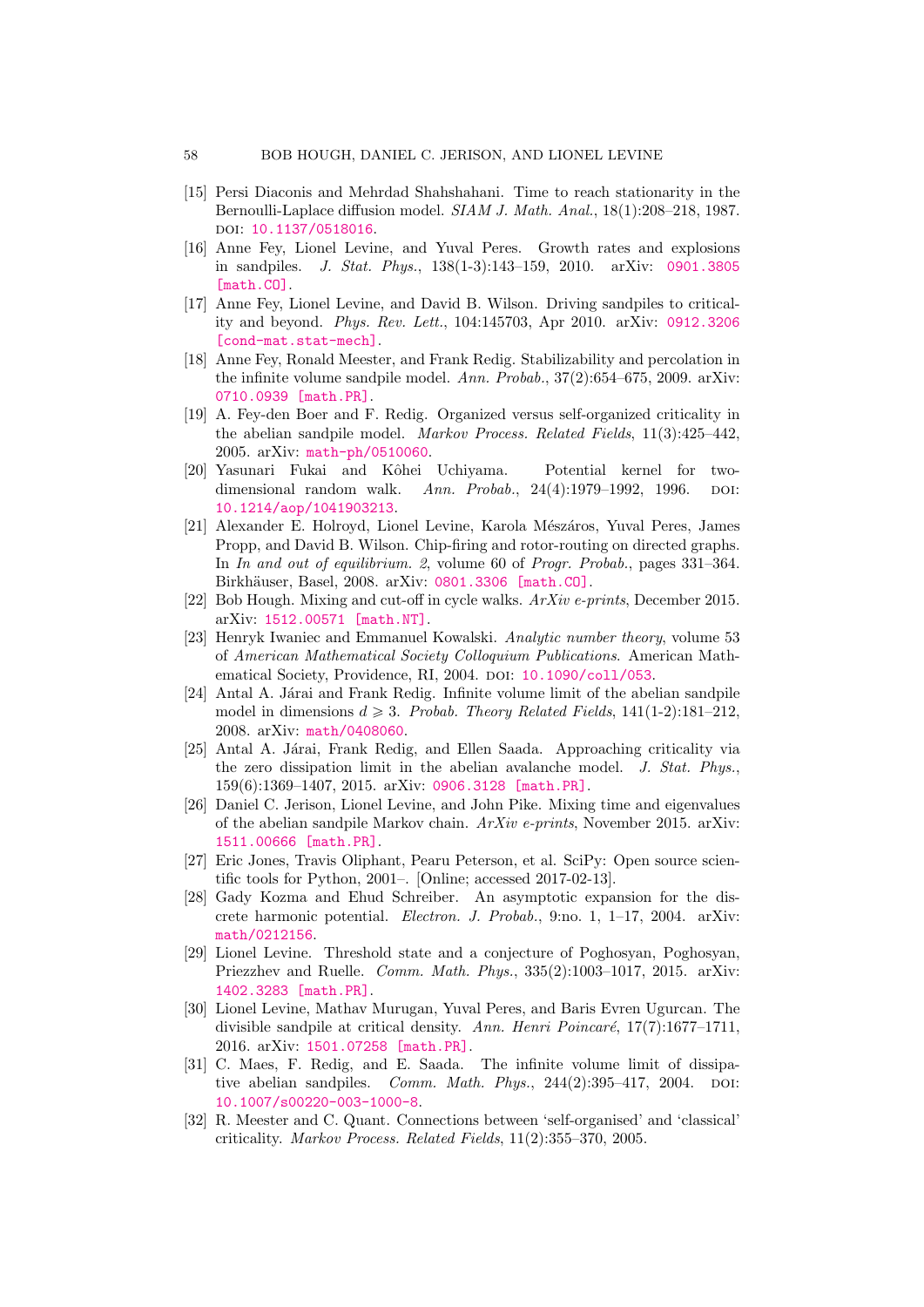[15] Persi Diaconis and Mehrdad Shahshahani. Time to reach stationarity in the Bernoulli-Laplace diffusion model. *SIAM J. Math. Anal.*, 18(1):208–218, 1987. DOI: 10.1137/0518016.

[16] Anne Fey, Lionel Levine, and Yuval Peres. Growth rates and explosions in sandpiles. *J. Stat. Phys.*, 138(1-3):143–159, 2010. arXiv: 0901.3805 [math.CO].

[17] Anne Fey, Lionel Levine, and David B. Wilson. Driving sandpiles to criticality and beyond. *Phys. Rev. Lett.*, 104:145703, Apr 2010. arXiv: 0912.3206 [cond-mat.stat-mech].

[18] Anne Fey, Ronald Meester, and Frank Redig. Stabilizability and percolation in the infinite volume sandpile model. *Ann. Probab.*, 37(2):654–675, 2009. arXiv: 0710.0939 [math.PR].

[19] A. Fey-den Boer and F. Redig. Organized versus self-organized criticality in the abelian sandpile model. *Markov Process. Related Fields*, 11(3):425–442, 2005. arXiv: math-ph/0510060.

[20] Yasunari Fukai and Kôhei Uchiyama. Potential kernel for two-dimensional random walk. *Ann. Probab.*, 24(4):1979–1992, 1996. DOI: 10.1214/aop/1041903213.

[21] Alexander E. Holroyd, Lionel Levine, Karola Mészáros, Yuval Peres, James Propp, and David B. Wilson. Chip-firing and rotor-routing on directed graphs. In *In and out of equilibrium. 2*, volume 60 of *Progr. Probab.*, pages 331–364. Birkhäuser, Basel, 2008. arXiv: 0801.3306 [math.CO].

[22] Bob Hough. Mixing and cut-off in cycle walks. *ArXiv e-prints*, December 2015. arXiv: 1512.00571 [math.NT].

[23] Henryk Iwaniec and Emmanuel Kowalski. *Analytic number theory*, volume 53 of *American Mathematical Society Colloquium Publications*. American Mathematical Society, Providence, RI, 2004. DOI: 10.1090/coll/053.

[24] Antal A. Járai and Frank Redig. Infinite volume limit of the abelian sandpile model in dimensions $d \geqslant 3$. *Probab. Theory Related Fields*, 141(1-2):181–212, 2008. arXiv: math/0408060.

[25] Antal A. Járai, Frank Redig, and Ellen Saada. Approaching criticality via the zero dissipation limit in the abelian avalanche model. *J. Stat. Phys.*, 159(6):1369–1407, 2015. arXiv: 0906.3128 [math.PR].

[26] Daniel C. Jerison, Lionel Levine, and John Pike. Mixing time and eigenvalues of the abelian sandpile Markov chain. *ArXiv e-prints*, November 2015. arXiv: 1511.00666 [math.PR].

[27] Eric Jones, Travis Oliphant, Pearu Peterson, et al. SciPy: Open source scientific tools for Python, 2001–. [Online; accessed 2017-02-13].

[28] Gady Kozma and Ehud Schreiber. An asymptotic expansion for the discrete harmonic potential. *Electron. J. Probab.*, 9:no. 1, 1–17, 2004. arXiv: math/0212156.

[29] Lionel Levine. Threshold state and a conjecture of Poghosyan, Poghosyan, Priezzhev and Ruelle. *Comm. Math. Phys.*, 335(2):1003–1017, 2015. arXiv: 1402.3283 [math.PR].

[30] Lionel Levine, Mathav Murugan, Yuval Peres, and Baris Evren Ugurcan. The divisible sandpile at critical density. *Ann. Henri Poincaré*, 17(7):1677–1711, 2016. arXiv: 1501.07258 [math.PR].

[31] C. Maes, F. Redig, and E. Saada. The infinite volume limit of dissipative abelian sandpiles. *Comm. Math. Phys.*, 244(2):395–417, 2004. DOI: 10.1007/s00220-003-1000-8.

[32] R. Meester and C. Quant. Connections between 'self-organised' and 'classical' criticality. *Markov Process. Related Fields*, 11(2):355–370, 2005.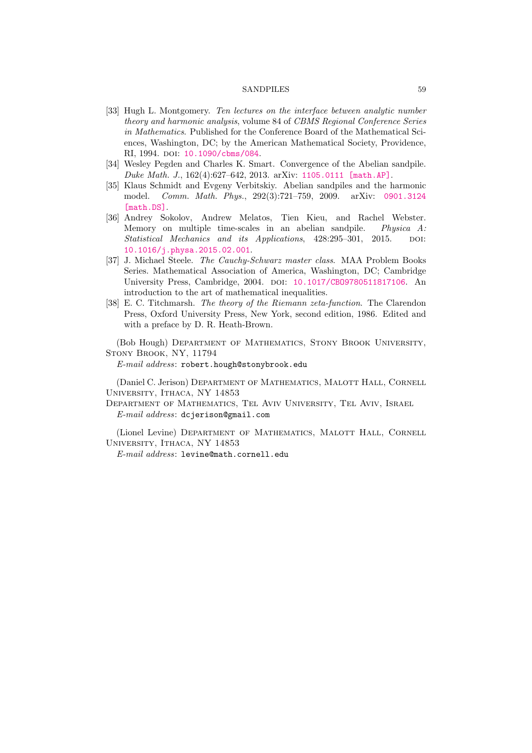[33] Hugh L. Montgomery. *Ten lectures on the interface between analytic number theory and harmonic analysis*, volume 84 of *CBMS Regional Conference Series in Mathematics*. Published for the Conference Board of the Mathematical Sciences, Washington, DC; by the American Mathematical Society, Providence, RI, 1994. DOI: 10.1090/cbms/084.

[34] Wesley Pegden and Charles K. Smart. Convergence of the Abelian sandpile. *Duke Math. J.*, 162(4):627–642, 2013. arXiv: 1105.0111 [math.AP].

[35] Klaus Schmidt and Evgeny Verbitskiy. Abelian sandpiles and the harmonic model. *Comm. Math. Phys.*, 292(3):721–759, 2009. arXiv: 0901.3124 [math.DS].

[36] Andrey Sokolov, Andrew Melatos, Tien Kieu, and Rachel Webster. Memory on multiple time-scales in an abelian sandpile. *Physica A: Statistical Mechanics and its Applications*, 428:295–301, 2015. DOI: 10.1016/j.physa.2015.02.001.

[37] J. Michael Steele. *The Cauchy-Schwarz master class*. MAA Problem Books Series. Mathematical Association of America, Washington, DC; Cambridge University Press, Cambridge, 2004. DOI: 10.1017/CBO9780511817106. An introduction to the art of mathematical inequalities.

[38] E. C. Titchmarsh. *The theory of the Riemann zeta-function*. The Clarendon Press, Oxford University Press, New York, second edition, 1986. Edited and with a preface by D. R. Heath-Brown.

(Bob Hough) Department of Mathematics, Stony Brook University, Stony Brook, NY, 11794

*E-mail address*: robert.hough@stonybrook.edu

(Daniel C. Jerison) Department of Mathematics, Malott Hall, Cornell University, Ithaca, NY 14853

Department of Mathematics, Tel Aviv University, Tel Aviv, Israel

*E-mail address*: dcjerison@gmail.com

(Lionel Levine) Department of Mathematics, Malott Hall, Cornell University, Ithaca, NY 14853

*E-mail address*: levine@math.cornell.edu